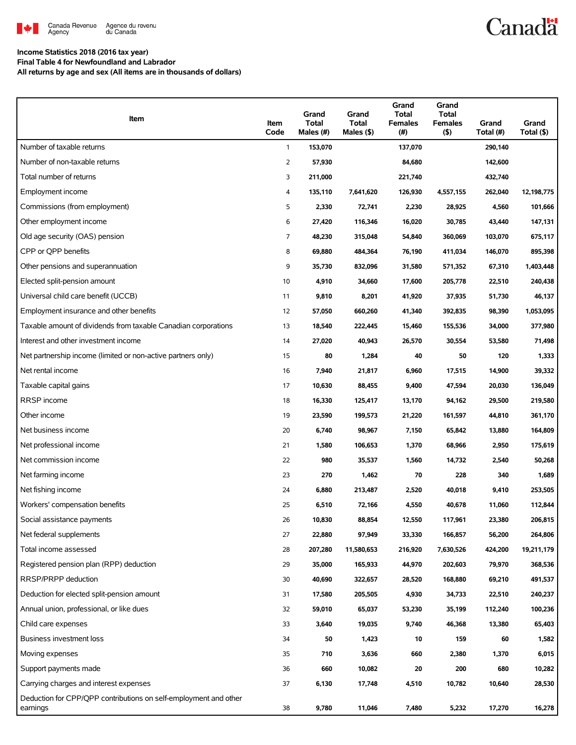Canada Revenue Agency / Agence du revenu du Canada

**Income Statistics 2018 (2016 tax year)**
**Final Table 4 for Newfoundland and Labrador**
**All returns by age and sex (All items are in thousands of dollars)**

| Item | Item Code | Grand Total Males (#) | Grand Total Males ($) | Grand Total Females (#) | Grand Total Females ($) | Grand Total (#) | Grand Total ($) |
|---|---|---|---|---|---|---|---|
| Number of taxable returns | 1 | 153,070 | | 137,070 | | 290,140 | |
| Number of non-taxable returns | 2 | 57,930 | | 84,680 | | 142,600 | |
| Total number of returns | 3 | 211,000 | | 221,740 | | 432,740 | |
| Employment income | 4 | 135,110 | 7,641,620 | 126,930 | 4,557,155 | 262,040 | 12,198,775 |
| Commissions (from employment) | 5 | 2,330 | 72,741 | 2,230 | 28,925 | 4,560 | 101,666 |
| Other employment income | 6 | 27,420 | 116,346 | 16,020 | 30,785 | 43,440 | 147,131 |
| Old age security (OAS) pension | 7 | 48,230 | 315,048 | 54,840 | 360,069 | 103,070 | 675,117 |
| CPP or QPP benefits | 8 | 69,880 | 484,364 | 76,190 | 411,034 | 146,070 | 895,398 |
| Other pensions and superannuation | 9 | 35,730 | 832,096 | 31,580 | 571,352 | 67,310 | 1,403,448 |
| Elected split-pension amount | 10 | 4,910 | 34,660 | 17,600 | 205,778 | 22,510 | 240,438 |
| Universal child care benefit (UCCB) | 11 | 9,810 | 8,201 | 41,920 | 37,935 | 51,730 | 46,137 |
| Employment insurance and other benefits | 12 | 57,050 | 660,260 | 41,340 | 392,835 | 98,390 | 1,053,095 |
| Taxable amount of dividends from taxable Canadian corporations | 13 | 18,540 | 222,445 | 15,460 | 155,536 | 34,000 | 377,980 |
| Interest and other investment income | 14 | 27,020 | 40,943 | 26,570 | 30,554 | 53,580 | 71,498 |
| Net partnership income (limited or non-active partners only) | 15 | 80 | 1,284 | 40 | 50 | 120 | 1,333 |
| Net rental income | 16 | 7,940 | 21,817 | 6,960 | 17,515 | 14,900 | 39,332 |
| Taxable capital gains | 17 | 10,630 | 88,455 | 9,400 | 47,594 | 20,030 | 136,049 |
| RRSP income | 18 | 16,330 | 125,417 | 13,170 | 94,162 | 29,500 | 219,580 |
| Other income | 19 | 23,590 | 199,573 | 21,220 | 161,597 | 44,810 | 361,170 |
| Net business income | 20 | 6,740 | 98,967 | 7,150 | 65,842 | 13,880 | 164,809 |
| Net professional income | 21 | 1,580 | 106,653 | 1,370 | 68,966 | 2,950 | 175,619 |
| Net commission income | 22 | 980 | 35,537 | 1,560 | 14,732 | 2,540 | 50,268 |
| Net farming income | 23 | 270 | 1,462 | 70 | 228 | 340 | 1,689 |
| Net fishing income | 24 | 6,880 | 213,487 | 2,520 | 40,018 | 9,410 | 253,505 |
| Workers' compensation benefits | 25 | 6,510 | 72,166 | 4,550 | 40,678 | 11,060 | 112,844 |
| Social assistance payments | 26 | 10,830 | 88,854 | 12,550 | 117,961 | 23,380 | 206,815 |
| Net federal supplements | 27 | 22,880 | 97,949 | 33,330 | 166,857 | 56,200 | 264,806 |
| Total income assessed | 28 | 207,280 | 11,580,653 | 216,920 | 7,630,526 | 424,200 | 19,211,179 |
| Registered pension plan (RPP) deduction | 29 | 35,000 | 165,933 | 44,970 | 202,603 | 79,970 | 368,536 |
| RRSP/PRPP deduction | 30 | 40,690 | 322,657 | 28,520 | 168,880 | 69,210 | 491,537 |
| Deduction for elected split-pension amount | 31 | 17,580 | 205,505 | 4,930 | 34,733 | 22,510 | 240,237 |
| Annual union, professional, or like dues | 32 | 59,010 | 65,037 | 53,230 | 35,199 | 112,240 | 100,236 |
| Child care expenses | 33 | 3,640 | 19,035 | 9,740 | 46,368 | 13,380 | 65,403 |
| Business investment loss | 34 | 50 | 1,423 | 10 | 159 | 60 | 1,582 |
| Moving expenses | 35 | 710 | 3,636 | 660 | 2,380 | 1,370 | 6,015 |
| Support payments made | 36 | 660 | 10,082 | 20 | 200 | 680 | 10,282 |
| Carrying charges and interest expenses | 37 | 6,130 | 17,748 | 4,510 | 10,782 | 10,640 | 28,530 |
| Deduction for CPP/QPP contributions on self-employment and other earnings | 38 | 9,780 | 11,046 | 7,480 | 5,232 | 17,270 | 16,278 |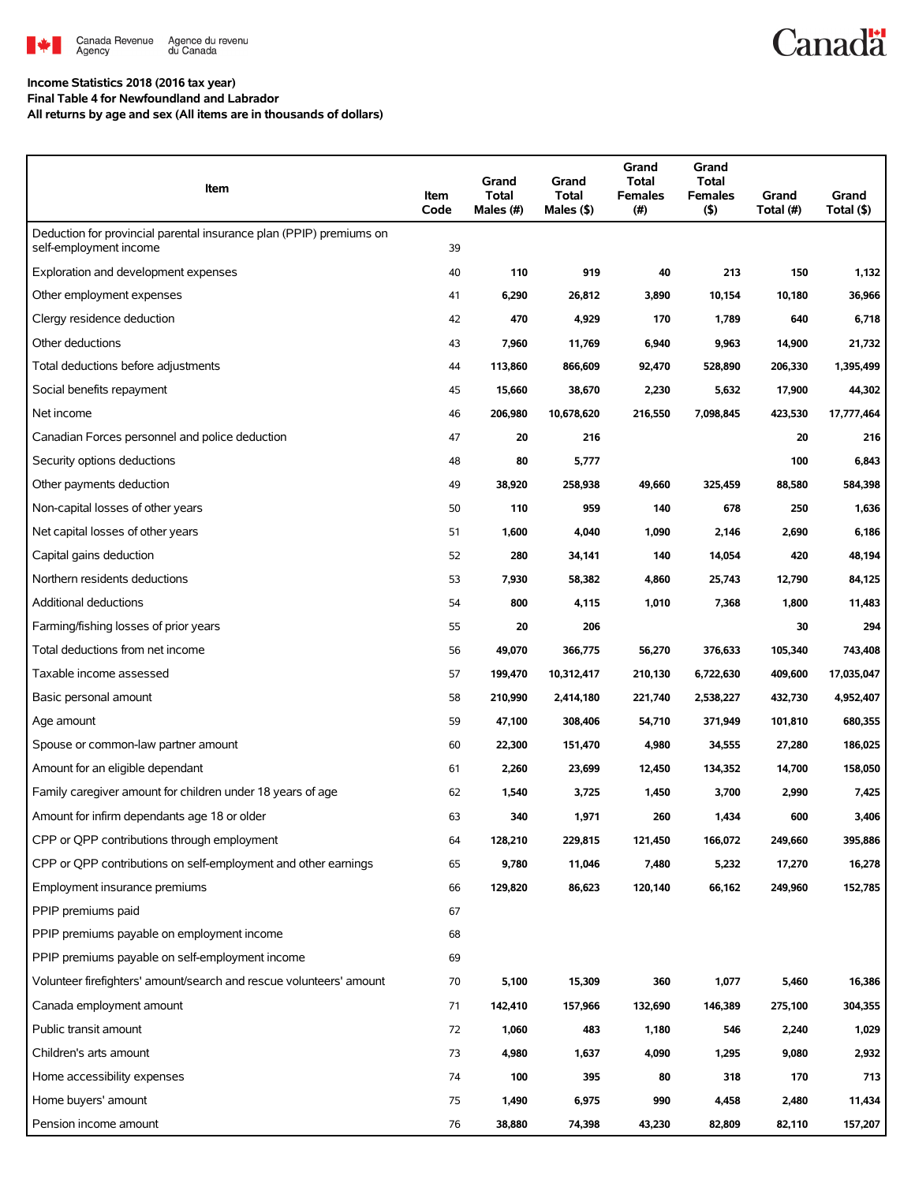Income Statistics 2018 (2016 tax year)
Final Table 4 for Newfoundland and Labrador
All returns by age and sex (All items are in thousands of dollars)

| Item | Item Code | Grand Total Males (#) | Grand Total Males ($) | Grand Total Females (#) | Grand Total Females ($) | Grand Total (#) | Grand Total ($) |
|---|---|---|---|---|---|---|---|
| Deduction for provincial parental insurance plan (PPIP) premiums on self-employment income | 39 | | | | | | |
| Exploration and development expenses | 40 | 110 | 919 | 40 | 213 | 150 | 1,132 |
| Other employment expenses | 41 | 6,290 | 26,812 | 3,890 | 10,154 | 10,180 | 36,966 |
| Clergy residence deduction | 42 | 470 | 4,929 | 170 | 1,789 | 640 | 6,718 |
| Other deductions | 43 | 7,960 | 11,769 | 6,940 | 9,963 | 14,900 | 21,732 |
| Total deductions before adjustments | 44 | 113,860 | 866,609 | 92,470 | 528,890 | 206,330 | 1,395,499 |
| Social benefits repayment | 45 | 15,660 | 38,670 | 2,230 | 5,632 | 17,900 | 44,302 |
| Net income | 46 | 206,980 | 10,678,620 | 216,550 | 7,098,845 | 423,530 | 17,777,464 |
| Canadian Forces personnel and police deduction | 47 | 20 | 216 | | | 20 | 216 |
| Security options deductions | 48 | 80 | 5,777 | | | 100 | 6,843 |
| Other payments deduction | 49 | 38,920 | 258,938 | 49,660 | 325,459 | 88,580 | 584,398 |
| Non-capital losses of other years | 50 | 110 | 959 | 140 | 678 | 250 | 1,636 |
| Net capital losses of other years | 51 | 1,600 | 4,040 | 1,090 | 2,146 | 2,690 | 6,186 |
| Capital gains deduction | 52 | 280 | 34,141 | 140 | 14,054 | 420 | 48,194 |
| Northern residents deductions | 53 | 7,930 | 58,382 | 4,860 | 25,743 | 12,790 | 84,125 |
| Additional deductions | 54 | 800 | 4,115 | 1,010 | 7,368 | 1,800 | 11,483 |
| Farming/fishing losses of prior years | 55 | 20 | 206 | | | 30 | 294 |
| Total deductions from net income | 56 | 49,070 | 366,775 | 56,270 | 376,633 | 105,340 | 743,408 |
| Taxable income assessed | 57 | 199,470 | 10,312,417 | 210,130 | 6,722,630 | 409,600 | 17,035,047 |
| Basic personal amount | 58 | 210,990 | 2,414,180 | 221,740 | 2,538,227 | 432,730 | 4,952,407 |
| Age amount | 59 | 47,100 | 308,406 | 54,710 | 371,949 | 101,810 | 680,355 |
| Spouse or common-law partner amount | 60 | 22,300 | 151,470 | 4,980 | 34,555 | 27,280 | 186,025 |
| Amount for an eligible dependant | 61 | 2,260 | 23,699 | 12,450 | 134,352 | 14,700 | 158,050 |
| Family caregiver amount for children under 18 years of age | 62 | 1,540 | 3,725 | 1,450 | 3,700 | 2,990 | 7,425 |
| Amount for infirm dependants age 18 or older | 63 | 340 | 1,971 | 260 | 1,434 | 600 | 3,406 |
| CPP or QPP contributions through employment | 64 | 128,210 | 229,815 | 121,450 | 166,072 | 249,660 | 395,886 |
| CPP or QPP contributions on self-employment and other earnings | 65 | 9,780 | 11,046 | 7,480 | 5,232 | 17,270 | 16,278 |
| Employment insurance premiums | 66 | 129,820 | 86,623 | 120,140 | 66,162 | 249,960 | 152,785 |
| PPIP premiums paid | 67 | | | | | | |
| PPIP premiums payable on employment income | 68 | | | | | | |
| PPIP premiums payable on self-employment income | 69 | | | | | | |
| Volunteer firefighters' amount/search and rescue volunteers' amount | 70 | 5,100 | 15,309 | 360 | 1,077 | 5,460 | 16,386 |
| Canada employment amount | 71 | 142,410 | 157,966 | 132,690 | 146,389 | 275,100 | 304,355 |
| Public transit amount | 72 | 1,060 | 483 | 1,180 | 546 | 2,240 | 1,029 |
| Children's arts amount | 73 | 4,980 | 1,637 | 4,090 | 1,295 | 9,080 | 2,932 |
| Home accessibility expenses | 74 | 100 | 395 | 80 | 318 | 170 | 713 |
| Home buyers' amount | 75 | 1,490 | 6,975 | 990 | 4,458 | 2,480 | 11,434 |
| Pension income amount | 76 | 38,880 | 74,398 | 43,230 | 82,809 | 82,110 | 157,207 |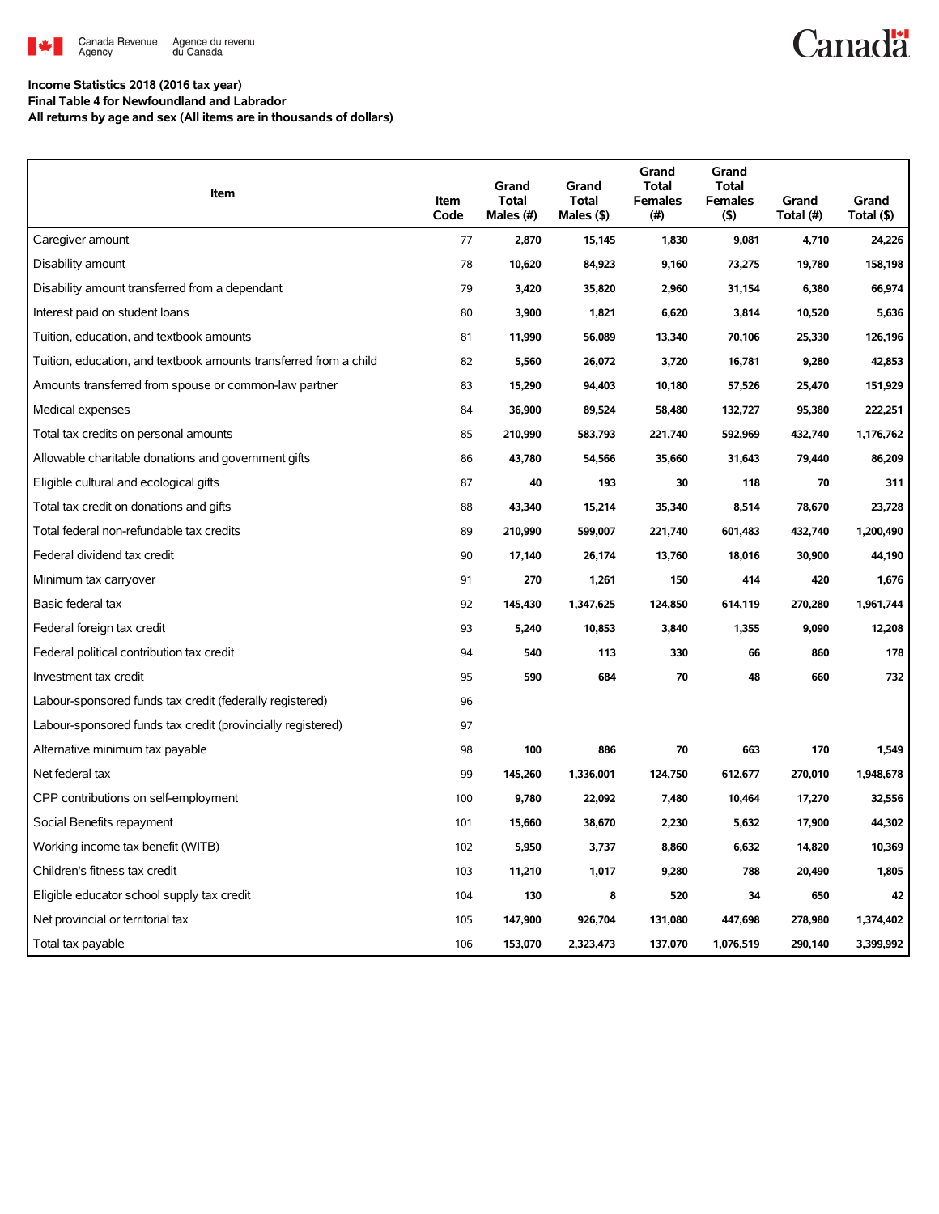**Income Statistics 2018 (2016 tax year)**
**Final Table 4 for Newfoundland and Labrador**
**All returns by age and sex (All items are in thousands of dollars)**

| Item | Item Code | Grand Total Males (#) | Grand Total Males ($) | Grand Total Females (#) | Grand Total Females ($) | Grand Total (#) | Grand Total ($) |
|---|---|---|---|---|---|---|---|
| Caregiver amount | 77 | 2,870 | 15,145 | 1,830 | 9,081 | 4,710 | 24,226 |
| Disability amount | 78 | 10,620 | 84,923 | 9,160 | 73,275 | 19,780 | 158,198 |
| Disability amount transferred from a dependant | 79 | 3,420 | 35,820 | 2,960 | 31,154 | 6,380 | 66,974 |
| Interest paid on student loans | 80 | 3,900 | 1,821 | 6,620 | 3,814 | 10,520 | 5,636 |
| Tuition, education, and textbook amounts | 81 | 11,990 | 56,089 | 13,340 | 70,106 | 25,330 | 126,196 |
| Tuition, education, and textbook amounts transferred from a child | 82 | 5,560 | 26,072 | 3,720 | 16,781 | 9,280 | 42,853 |
| Amounts transferred from spouse or common-law partner | 83 | 15,290 | 94,403 | 10,180 | 57,526 | 25,470 | 151,929 |
| Medical expenses | 84 | 36,900 | 89,524 | 58,480 | 132,727 | 95,380 | 222,251 |
| Total tax credits on personal amounts | 85 | 210,990 | 583,793 | 221,740 | 592,969 | 432,740 | 1,176,762 |
| Allowable charitable donations and government gifts | 86 | 43,780 | 54,566 | 35,660 | 31,643 | 79,440 | 86,209 |
| Eligible cultural and ecological gifts | 87 | 40 | 193 | 30 | 118 | 70 | 311 |
| Total tax credit on donations and gifts | 88 | 43,340 | 15,214 | 35,340 | 8,514 | 78,670 | 23,728 |
| Total federal non-refundable tax credits | 89 | 210,990 | 599,007 | 221,740 | 601,483 | 432,740 | 1,200,490 |
| Federal dividend tax credit | 90 | 17,140 | 26,174 | 13,760 | 18,016 | 30,900 | 44,190 |
| Minimum tax carryover | 91 | 270 | 1,261 | 150 | 414 | 420 | 1,676 |
| Basic federal tax | 92 | 145,430 | 1,347,625 | 124,850 | 614,119 | 270,280 | 1,961,744 |
| Federal foreign tax credit | 93 | 5,240 | 10,853 | 3,840 | 1,355 | 9,090 | 12,208 |
| Federal political contribution tax credit | 94 | 540 | 113 | 330 | 66 | 860 | 178 |
| Investment tax credit | 95 | 590 | 684 | 70 | 48 | 660 | 732 |
| Labour-sponsored funds tax credit (federally registered) | 96 | | | | | | |
| Labour-sponsored funds tax credit (provincially registered) | 97 | | | | | | |
| Alternative minimum tax payable | 98 | 100 | 886 | 70 | 663 | 170 | 1,549 |
| Net federal tax | 99 | 145,260 | 1,336,001 | 124,750 | 612,677 | 270,010 | 1,948,678 |
| CPP contributions on self-employment | 100 | 9,780 | 22,092 | 7,480 | 10,464 | 17,270 | 32,556 |
| Social Benefits repayment | 101 | 15,660 | 38,670 | 2,230 | 5,632 | 17,900 | 44,302 |
| Working income tax benefit (WITB) | 102 | 5,950 | 3,737 | 8,860 | 6,632 | 14,820 | 10,369 |
| Children's fitness tax credit | 103 | 11,210 | 1,017 | 9,280 | 788 | 20,490 | 1,805 |
| Eligible educator school supply tax credit | 104 | 130 | 8 | 520 | 34 | 650 | 42 |
| Net provincial or territorial tax | 105 | 147,900 | 926,704 | 131,080 | 447,698 | 278,980 | 1,374,402 |
| Total tax payable | 106 | 153,070 | 2,323,473 | 137,070 | 1,076,519 | 290,140 | 3,399,992 |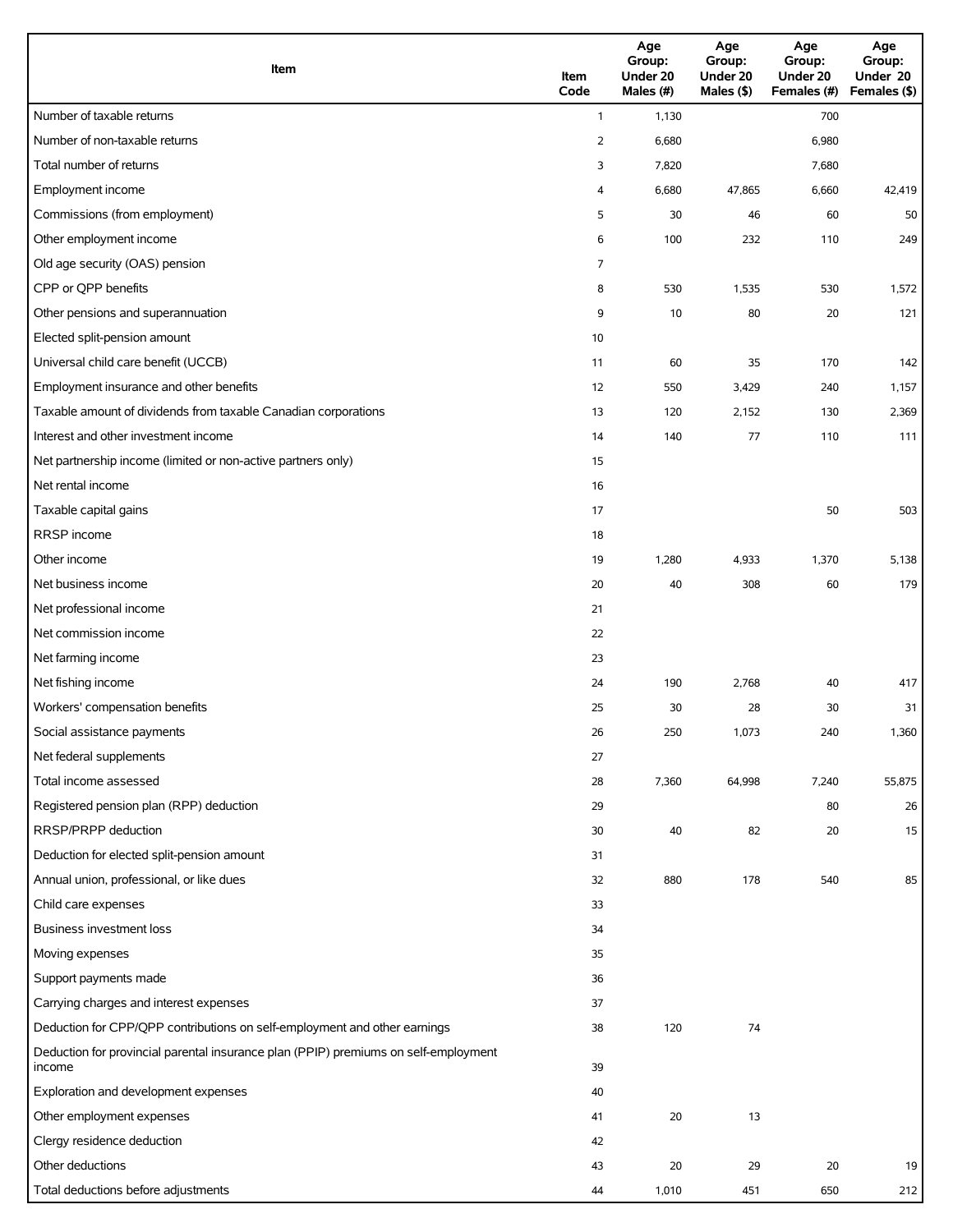| Item | Item Code | Age Group: Under 20 Males (#) | Age Group: Under 20 Males ($) | Age Group: Under 20 Females (#) | Age Group: Under 20 Females ($) |
|---|---|---|---|---|---|
| Number of taxable returns | 1 | 1,130 | | 700 | |
| Number of non-taxable returns | 2 | 6,680 | | 6,980 | |
| Total number of returns | 3 | 7,820 | | 7,680 | |
| Employment income | 4 | 6,680 | 47,865 | 6,660 | 42,419 |
| Commissions (from employment) | 5 | 30 | 46 | 60 | 50 |
| Other employment income | 6 | 100 | 232 | 110 | 249 |
| Old age security (OAS) pension | 7 | | | | |
| CPP or QPP benefits | 8 | 530 | 1,535 | 530 | 1,572 |
| Other pensions and superannuation | 9 | 10 | 80 | 20 | 121 |
| Elected split-pension amount | 10 | | | | |
| Universal child care benefit (UCCB) | 11 | 60 | 35 | 170 | 142 |
| Employment insurance and other benefits | 12 | 550 | 3,429 | 240 | 1,157 |
| Taxable amount of dividends from taxable Canadian corporations | 13 | 120 | 2,152 | 130 | 2,369 |
| Interest and other investment income | 14 | 140 | 77 | 110 | 111 |
| Net partnership income (limited or non-active partners only) | 15 | | | | |
| Net rental income | 16 | | | | |
| Taxable capital gains | 17 | | | 50 | 503 |
| RRSP income | 18 | | | | |
| Other income | 19 | 1,280 | 4,933 | 1,370 | 5,138 |
| Net business income | 20 | 40 | 308 | 60 | 179 |
| Net professional income | 21 | | | | |
| Net commission income | 22 | | | | |
| Net farming income | 23 | | | | |
| Net fishing income | 24 | 190 | 2,768 | 40 | 417 |
| Workers' compensation benefits | 25 | 30 | 28 | 30 | 31 |
| Social assistance payments | 26 | 250 | 1,073 | 240 | 1,360 |
| Net federal supplements | 27 | | | | |
| Total income assessed | 28 | 7,360 | 64,998 | 7,240 | 55,875 |
| Registered pension plan (RPP) deduction | 29 | | | 80 | 26 |
| RRSP/PRPP deduction | 30 | 40 | 82 | 20 | 15 |
| Deduction for elected split-pension amount | 31 | | | | |
| Annual union, professional, or like dues | 32 | 880 | 178 | 540 | 85 |
| Child care expenses | 33 | | | | |
| Business investment loss | 34 | | | | |
| Moving expenses | 35 | | | | |
| Support payments made | 36 | | | | |
| Carrying charges and interest expenses | 37 | | | | |
| Deduction for CPP/QPP contributions on self-employment and other earnings | 38 | 120 | 74 | | |
| Deduction for provincial parental insurance plan (PPIP) premiums on self-employment income | 39 | | | | |
| Exploration and development expenses | 40 | | | | |
| Other employment expenses | 41 | 20 | 13 | | |
| Clergy residence deduction | 42 | | | | |
| Other deductions | 43 | 20 | 29 | 20 | 19 |
| Total deductions before adjustments | 44 | 1,010 | 451 | 650 | 212 |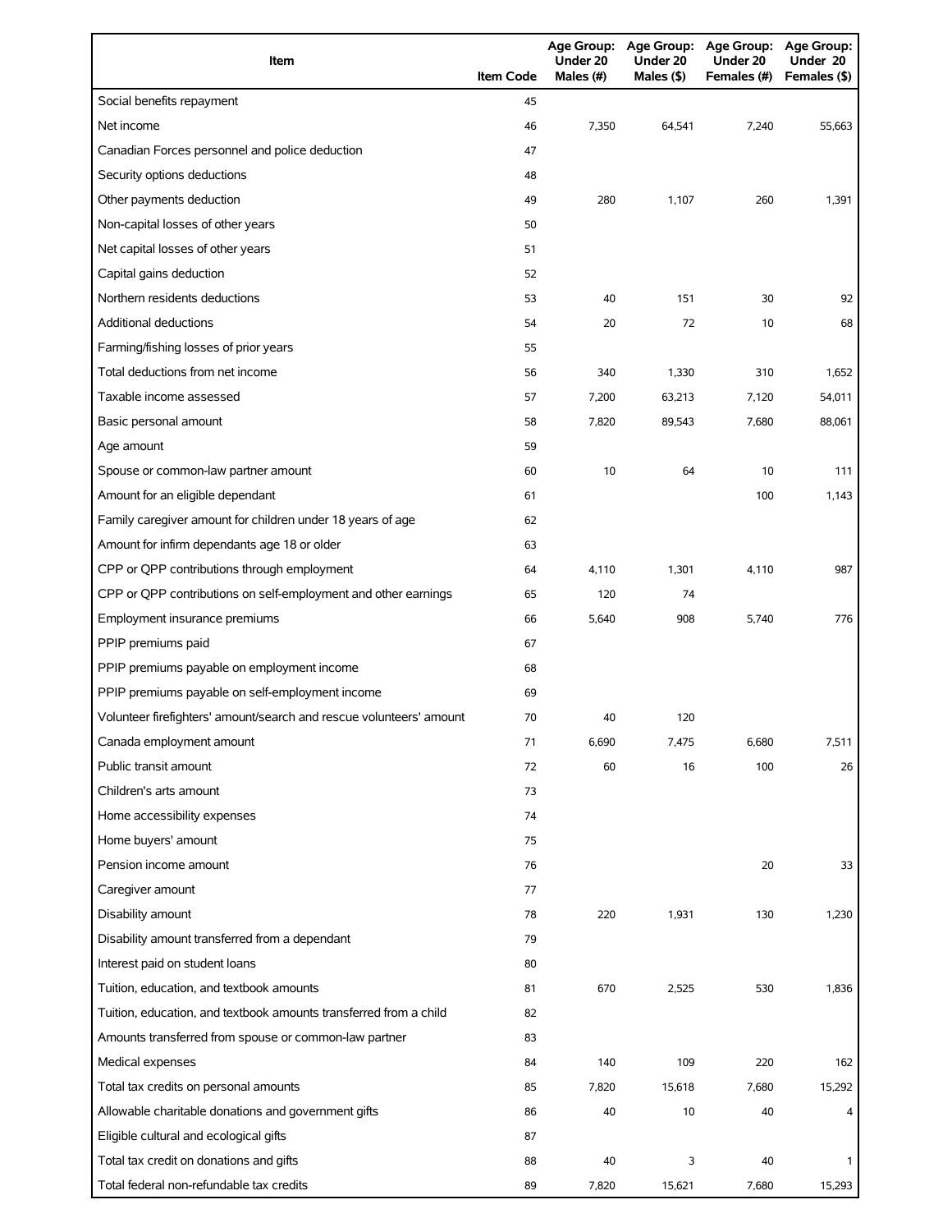| Item | Item Code | Age Group: Under 20 Males (#) | Age Group: Under 20 Males ($) | Age Group: Under 20 Females (#) | Age Group: Under 20 Females ($) |
|---|---|---|---|---|---|
| Social benefits repayment | 45 | | | | |
| Net income | 46 | 7,350 | 64,541 | 7,240 | 55,663 |
| Canadian Forces personnel and police deduction | 47 | | | | |
| Security options deductions | 48 | | | | |
| Other payments deduction | 49 | 280 | 1,107 | 260 | 1,391 |
| Non-capital losses of other years | 50 | | | | |
| Net capital losses of other years | 51 | | | | |
| Capital gains deduction | 52 | | | | |
| Northern residents deductions | 53 | 40 | 151 | 30 | 92 |
| Additional deductions | 54 | 20 | 72 | 10 | 68 |
| Farming/fishing losses of prior years | 55 | | | | |
| Total deductions from net income | 56 | 340 | 1,330 | 310 | 1,652 |
| Taxable income assessed | 57 | 7,200 | 63,213 | 7,120 | 54,011 |
| Basic personal amount | 58 | 7,820 | 89,543 | 7,680 | 88,061 |
| Age amount | 59 | | | | |
| Spouse or common-law partner amount | 60 | 10 | 64 | 10 | 111 |
| Amount for an eligible dependant | 61 | | | 100 | 1,143 |
| Family caregiver amount for children under 18 years of age | 62 | | | | |
| Amount for infirm dependants age 18 or older | 63 | | | | |
| CPP or QPP contributions through employment | 64 | 4,110 | 1,301 | 4,110 | 987 |
| CPP or QPP contributions on self-employment and other earnings | 65 | 120 | 74 | | |
| Employment insurance premiums | 66 | 5,640 | 908 | 5,740 | 776 |
| PPIP premiums paid | 67 | | | | |
| PPIP premiums payable on employment income | 68 | | | | |
| PPIP premiums payable on self-employment income | 69 | | | | |
| Volunteer firefighters' amount/search and rescue volunteers' amount | 70 | 40 | 120 | | |
| Canada employment amount | 71 | 6,690 | 7,475 | 6,680 | 7,511 |
| Public transit amount | 72 | 60 | 16 | 100 | 26 |
| Children's arts amount | 73 | | | | |
| Home accessibility expenses | 74 | | | | |
| Home buyers' amount | 75 | | | | |
| Pension income amount | 76 | | | 20 | 33 |
| Caregiver amount | 77 | | | | |
| Disability amount | 78 | 220 | 1,931 | 130 | 1,230 |
| Disability amount transferred from a dependant | 79 | | | | |
| Interest paid on student loans | 80 | | | | |
| Tuition, education, and textbook amounts | 81 | 670 | 2,525 | 530 | 1,836 |
| Tuition, education, and textbook amounts transferred from a child | 82 | | | | |
| Amounts transferred from spouse or common-law partner | 83 | | | | |
| Medical expenses | 84 | 140 | 109 | 220 | 162 |
| Total tax credits on personal amounts | 85 | 7,820 | 15,618 | 7,680 | 15,292 |
| Allowable charitable donations and government gifts | 86 | 40 | 10 | 40 | 4 |
| Eligible cultural and ecological gifts | 87 | | | | |
| Total tax credit on donations and gifts | 88 | 40 | 3 | 40 | 1 |
| Total federal non-refundable tax credits | 89 | 7,820 | 15,621 | 7,680 | 15,293 |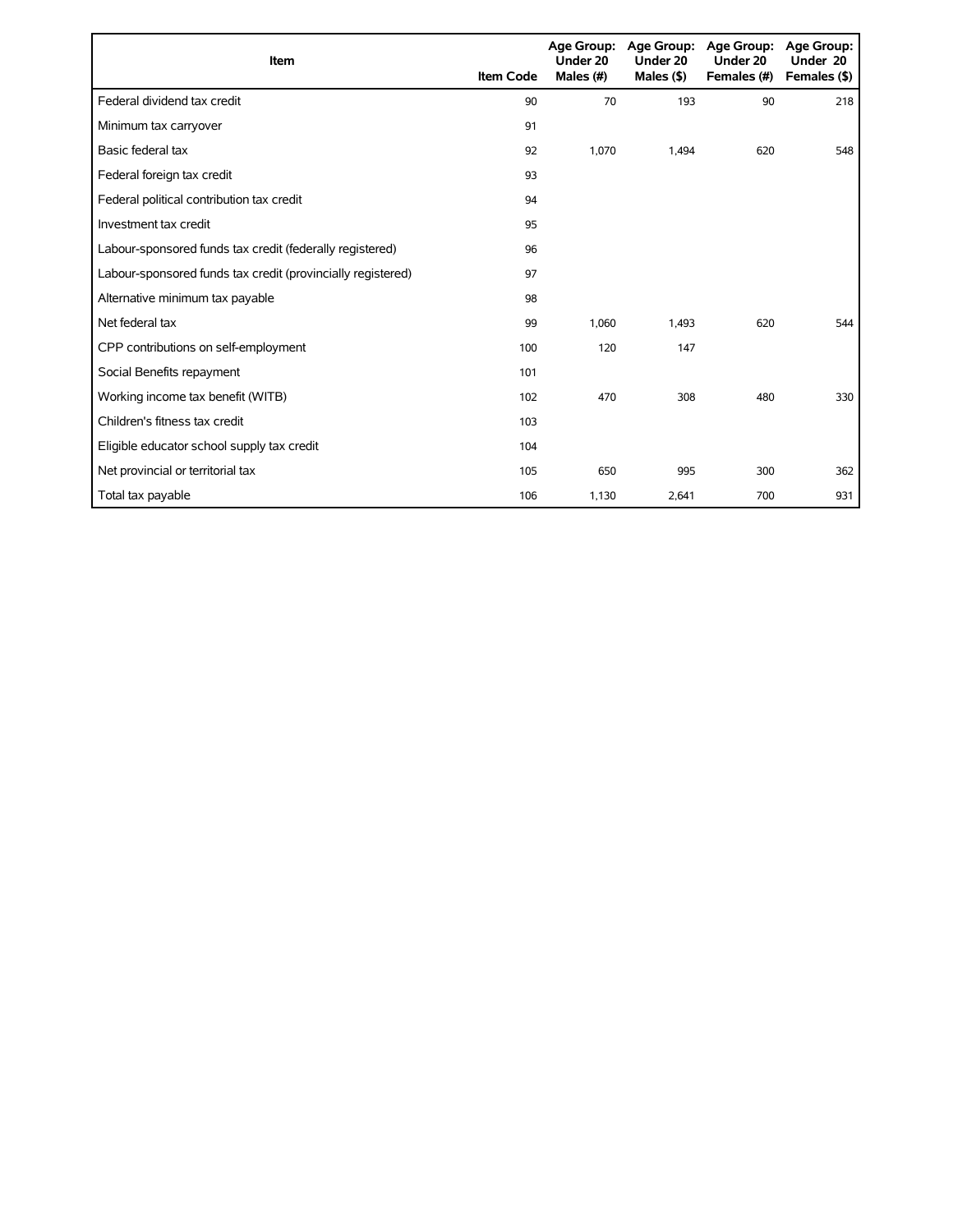| Item | Item Code | Age Group: Under 20 Males (#) | Age Group: Under 20 Males ($) | Age Group: Under 20 Females (#) | Age Group: Under 20 Females ($) |
|---|---|---|---|---|---|
| Federal dividend tax credit | 90 | 70 | 193 | 90 | 218 |
| Minimum tax carryover | 91 | | | | |
| Basic federal tax | 92 | 1,070 | 1,494 | 620 | 548 |
| Federal foreign tax credit | 93 | | | | |
| Federal political contribution tax credit | 94 | | | | |
| Investment tax credit | 95 | | | | |
| Labour-sponsored funds tax credit (federally registered) | 96 | | | | |
| Labour-sponsored funds tax credit (provincially registered) | 97 | | | | |
| Alternative minimum tax payable | 98 | | | | |
| Net federal tax | 99 | 1,060 | 1,493 | 620 | 544 |
| CPP contributions on self-employment | 100 | 120 | 147 | | |
| Social Benefits repayment | 101 | | | | |
| Working income tax benefit (WITB) | 102 | 470 | 308 | 480 | 330 |
| Children's fitness tax credit | 103 | | | | |
| Eligible educator school supply tax credit | 104 | | | | |
| Net provincial or territorial tax | 105 | 650 | 995 | 300 | 362 |
| Total tax payable | 106 | 1,130 | 2,641 | 700 | 931 |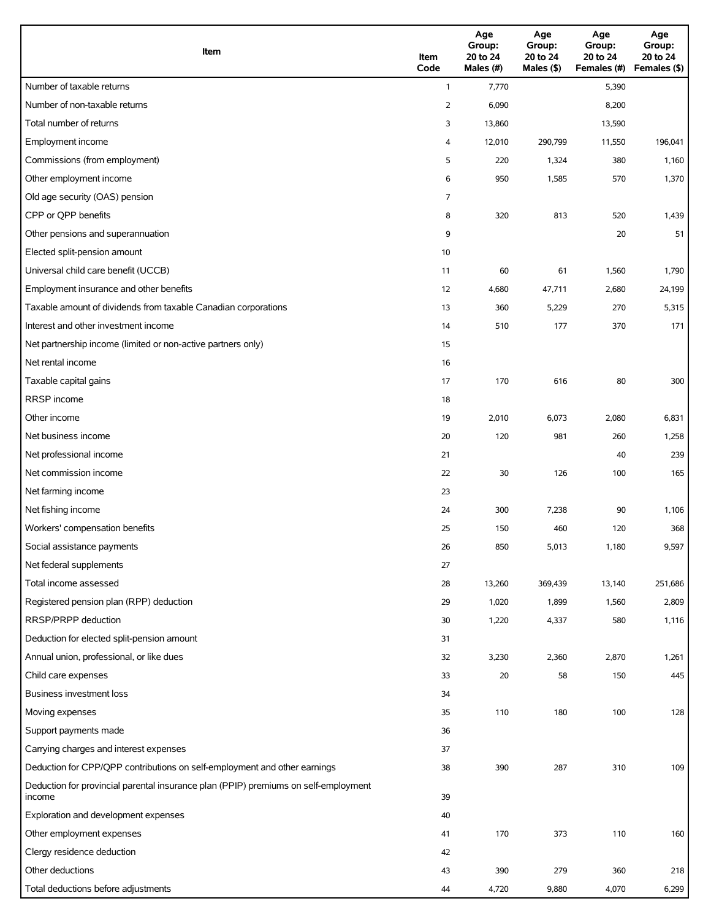| Item | Item Code | Age Group: 20 to 24 Males (#) | Age Group: 20 to 24 Males ($) | Age Group: 20 to 24 Females (#) | Age Group: 20 to 24 Females ($) |
|---|---|---|---|---|---|
| Number of taxable returns | 1 | 7,770 | | 5,390 | |
| Number of non-taxable returns | 2 | 6,090 | | 8,200 | |
| Total number of returns | 3 | 13,860 | | 13,590 | |
| Employment income | 4 | 12,010 | 290,799 | 11,550 | 196,041 |
| Commissions (from employment) | 5 | 220 | 1,324 | 380 | 1,160 |
| Other employment income | 6 | 950 | 1,585 | 570 | 1,370 |
| Old age security (OAS) pension | 7 | | | | |
| CPP or QPP benefits | 8 | 320 | 813 | 520 | 1,439 |
| Other pensions and superannuation | 9 | | | 20 | 51 |
| Elected split-pension amount | 10 | | | | |
| Universal child care benefit (UCCB) | 11 | 60 | 61 | 1,560 | 1,790 |
| Employment insurance and other benefits | 12 | 4,680 | 47,711 | 2,680 | 24,199 |
| Taxable amount of dividends from taxable Canadian corporations | 13 | 360 | 5,229 | 270 | 5,315 |
| Interest and other investment income | 14 | 510 | 177 | 370 | 171 |
| Net partnership income (limited or non-active partners only) | 15 | | | | |
| Net rental income | 16 | | | | |
| Taxable capital gains | 17 | 170 | 616 | 80 | 300 |
| RRSP income | 18 | | | | |
| Other income | 19 | 2,010 | 6,073 | 2,080 | 6,831 |
| Net business income | 20 | 120 | 981 | 260 | 1,258 |
| Net professional income | 21 | | | 40 | 239 |
| Net commission income | 22 | 30 | 126 | 100 | 165 |
| Net farming income | 23 | | | | |
| Net fishing income | 24 | 300 | 7,238 | 90 | 1,106 |
| Workers' compensation benefits | 25 | 150 | 460 | 120 | 368 |
| Social assistance payments | 26 | 850 | 5,013 | 1,180 | 9,597 |
| Net federal supplements | 27 | | | | |
| Total income assessed | 28 | 13,260 | 369,439 | 13,140 | 251,686 |
| Registered pension plan (RPP) deduction | 29 | 1,020 | 1,899 | 1,560 | 2,809 |
| RRSP/PRPP deduction | 30 | 1,220 | 4,337 | 580 | 1,116 |
| Deduction for elected split-pension amount | 31 | | | | |
| Annual union, professional, or like dues | 32 | 3,230 | 2,360 | 2,870 | 1,261 |
| Child care expenses | 33 | 20 | 58 | 150 | 445 |
| Business investment loss | 34 | | | | |
| Moving expenses | 35 | 110 | 180 | 100 | 128 |
| Support payments made | 36 | | | | |
| Carrying charges and interest expenses | 37 | | | | |
| Deduction for CPP/QPP contributions on self-employment and other earnings | 38 | 390 | 287 | 310 | 109 |
| Deduction for provincial parental insurance plan (PPIP) premiums on self-employment income | 39 | | | | |
| Exploration and development expenses | 40 | | | | |
| Other employment expenses | 41 | 170 | 373 | 110 | 160 |
| Clergy residence deduction | 42 | | | | |
| Other deductions | 43 | 390 | 279 | 360 | 218 |
| Total deductions before adjustments | 44 | 4,720 | 9,880 | 4,070 | 6,299 |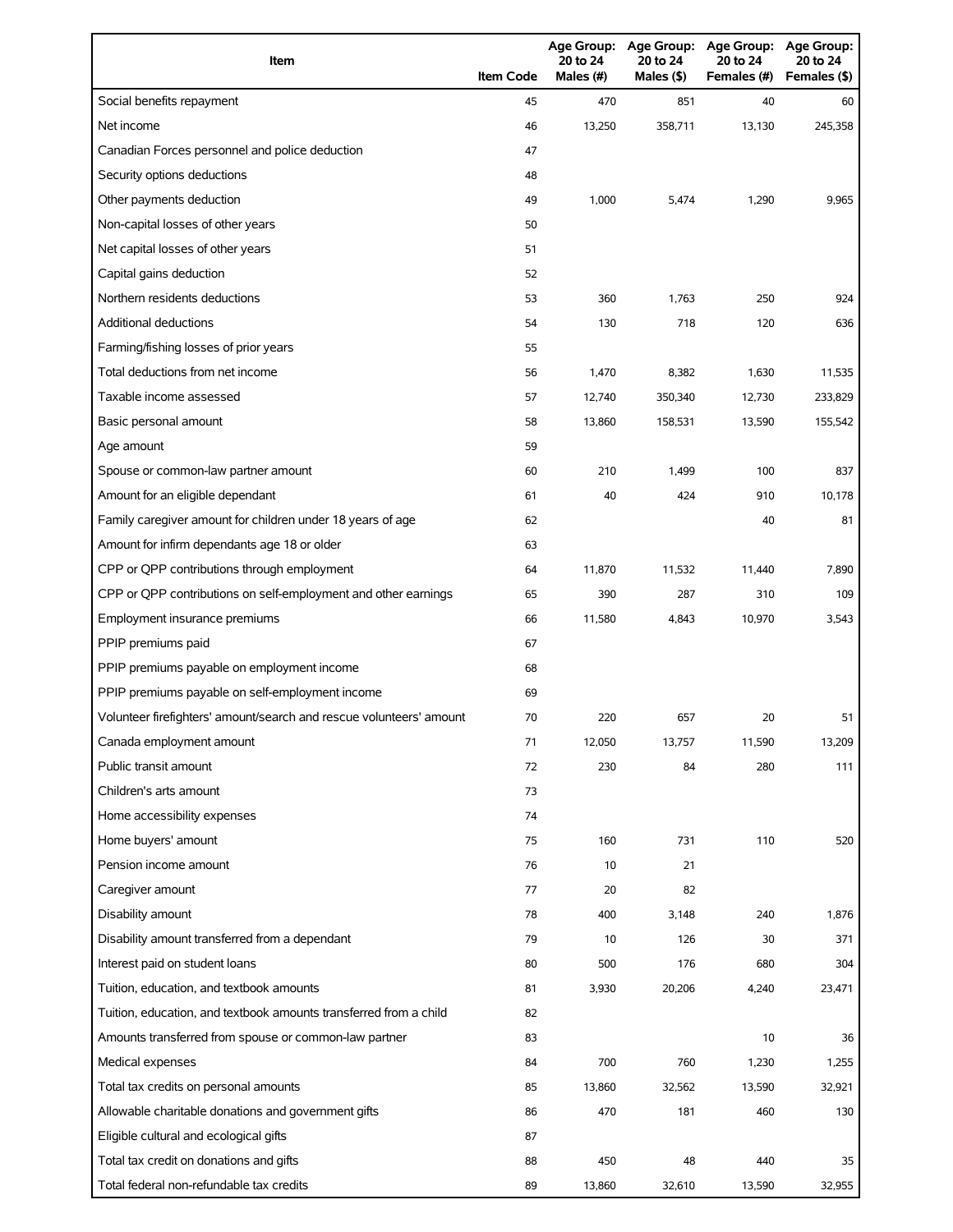| Item | Item Code | Age Group: 20 to 24 Males (#) | Age Group: 20 to 24 Males ($) | Age Group: 20 to 24 Females (#) | Age Group: 20 to 24 Females ($) |
|---|---|---|---|---|---|
| Social benefits repayment | 45 | 470 | 851 | 40 | 60 |
| Net income | 46 | 13,250 | 358,711 | 13,130 | 245,358 |
| Canadian Forces personnel and police deduction | 47 | | | | |
| Security options deductions | 48 | | | | |
| Other payments deduction | 49 | 1,000 | 5,474 | 1,290 | 9,965 |
| Non-capital losses of other years | 50 | | | | |
| Net capital losses of other years | 51 | | | | |
| Capital gains deduction | 52 | | | | |
| Northern residents deductions | 53 | 360 | 1,763 | 250 | 924 |
| Additional deductions | 54 | 130 | 718 | 120 | 636 |
| Farming/fishing losses of prior years | 55 | | | | |
| Total deductions from net income | 56 | 1,470 | 8,382 | 1,630 | 11,535 |
| Taxable income assessed | 57 | 12,740 | 350,340 | 12,730 | 233,829 |
| Basic personal amount | 58 | 13,860 | 158,531 | 13,590 | 155,542 |
| Age amount | 59 | | | | |
| Spouse or common-law partner amount | 60 | 210 | 1,499 | 100 | 837 |
| Amount for an eligible dependant | 61 | 40 | 424 | 910 | 10,178 |
| Family caregiver amount for children under 18 years of age | 62 | | | 40 | 81 |
| Amount for infirm dependants age 18 or older | 63 | | | | |
| CPP or QPP contributions through employment | 64 | 11,870 | 11,532 | 11,440 | 7,890 |
| CPP or QPP contributions on self-employment and other earnings | 65 | 390 | 287 | 310 | 109 |
| Employment insurance premiums | 66 | 11,580 | 4,843 | 10,970 | 3,543 |
| PPIP premiums paid | 67 | | | | |
| PPIP premiums payable on employment income | 68 | | | | |
| PPIP premiums payable on self-employment income | 69 | | | | |
| Volunteer firefighters' amount/search and rescue volunteers' amount | 70 | 220 | 657 | 20 | 51 |
| Canada employment amount | 71 | 12,050 | 13,757 | 11,590 | 13,209 |
| Public transit amount | 72 | 230 | 84 | 280 | 111 |
| Children's arts amount | 73 | | | | |
| Home accessibility expenses | 74 | | | | |
| Home buyers' amount | 75 | 160 | 731 | 110 | 520 |
| Pension income amount | 76 | 10 | 21 | | |
| Caregiver amount | 77 | 20 | 82 | | |
| Disability amount | 78 | 400 | 3,148 | 240 | 1,876 |
| Disability amount transferred from a dependant | 79 | 10 | 126 | 30 | 371 |
| Interest paid on student loans | 80 | 500 | 176 | 680 | 304 |
| Tuition, education, and textbook amounts | 81 | 3,930 | 20,206 | 4,240 | 23,471 |
| Tuition, education, and textbook amounts transferred from a child | 82 | | | | |
| Amounts transferred from spouse or common-law partner | 83 | | | 10 | 36 |
| Medical expenses | 84 | 700 | 760 | 1,230 | 1,255 |
| Total tax credits on personal amounts | 85 | 13,860 | 32,562 | 13,590 | 32,921 |
| Allowable charitable donations and government gifts | 86 | 470 | 181 | 460 | 130 |
| Eligible cultural and ecological gifts | 87 | | | | |
| Total tax credit on donations and gifts | 88 | 450 | 48 | 440 | 35 |
| Total federal non-refundable tax credits | 89 | 13,860 | 32,610 | 13,590 | 32,955 |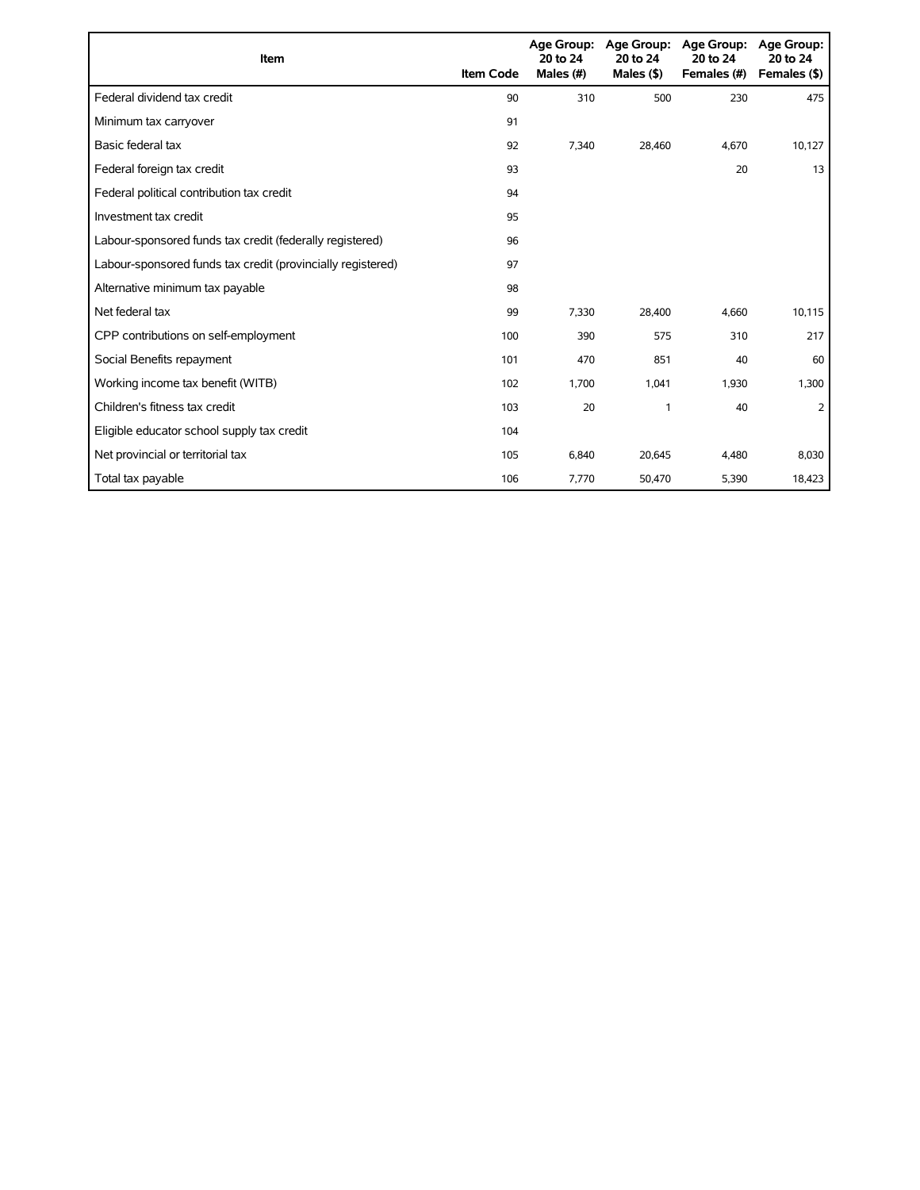| Item | Item Code | Age Group: 20 to 24 Males (#) | Age Group: 20 to 24 Males ($) | Age Group: 20 to 24 Females (#) | Age Group: 20 to 24 Females ($) |
|---|---|---|---|---|---|
| Federal dividend tax credit | 90 | 310 | 500 | 230 | 475 |
| Minimum tax carryover | 91 | | | | |
| Basic federal tax | 92 | 7,340 | 28,460 | 4,670 | 10,127 |
| Federal foreign tax credit | 93 | | | 20 | 13 |
| Federal political contribution tax credit | 94 | | | | |
| Investment tax credit | 95 | | | | |
| Labour-sponsored funds tax credit (federally registered) | 96 | | | | |
| Labour-sponsored funds tax credit (provincially registered) | 97 | | | | |
| Alternative minimum tax payable | 98 | | | | |
| Net federal tax | 99 | 7,330 | 28,400 | 4,660 | 10,115 |
| CPP contributions on self-employment | 100 | 390 | 575 | 310 | 217 |
| Social Benefits repayment | 101 | 470 | 851 | 40 | 60 |
| Working income tax benefit (WITB) | 102 | 1,700 | 1,041 | 1,930 | 1,300 |
| Children's fitness tax credit | 103 | 20 | 1 | 40 | 2 |
| Eligible educator school supply tax credit | 104 | | | | |
| Net provincial or territorial tax | 105 | 6,840 | 20,645 | 4,480 | 8,030 |
| Total tax payable | 106 | 7,770 | 50,470 | 5,390 | 18,423 |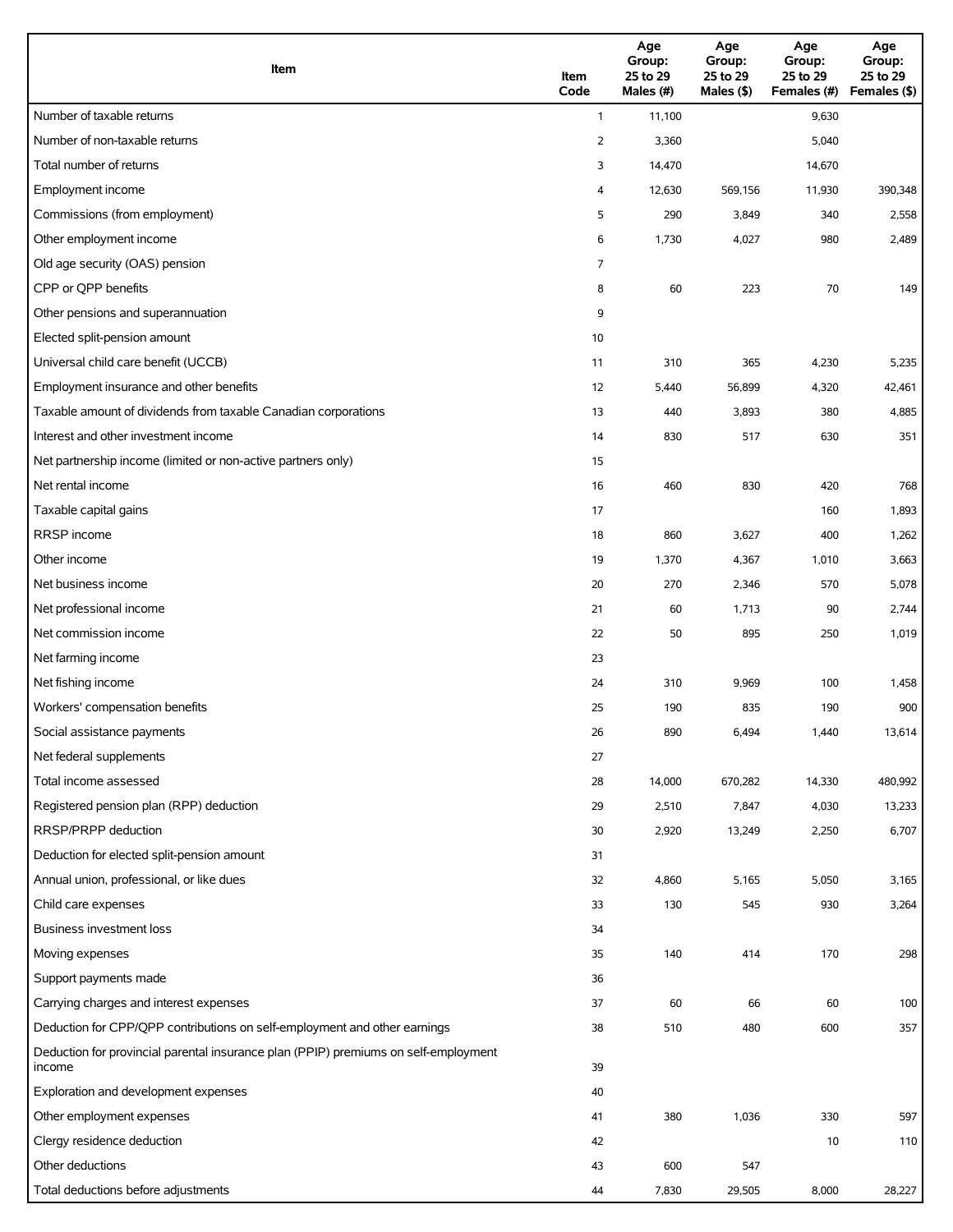| Item | Item Code | Age Group: 25 to 29 Males (#) | Age Group: 25 to 29 Males ($) | Age Group: 25 to 29 Females (#) | Age Group: 25 to 29 Females ($) |
|---|---|---|---|---|---|
| Number of taxable returns | 1 | 11,100 | | 9,630 | |
| Number of non-taxable returns | 2 | 3,360 | | 5,040 | |
| Total number of returns | 3 | 14,470 | | 14,670 | |
| Employment income | 4 | 12,630 | 569,156 | 11,930 | 390,348 |
| Commissions (from employment) | 5 | 290 | 3,849 | 340 | 2,558 |
| Other employment income | 6 | 1,730 | 4,027 | 980 | 2,489 |
| Old age security (OAS) pension | 7 | | | | |
| CPP or QPP benefits | 8 | 60 | 223 | 70 | 149 |
| Other pensions and superannuation | 9 | | | | |
| Elected split-pension amount | 10 | | | | |
| Universal child care benefit (UCCB) | 11 | 310 | 365 | 4,230 | 5,235 |
| Employment insurance and other benefits | 12 | 5,440 | 56,899 | 4,320 | 42,461 |
| Taxable amount of dividends from taxable Canadian corporations | 13 | 440 | 3,893 | 380 | 4,885 |
| Interest and other investment income | 14 | 830 | 517 | 630 | 351 |
| Net partnership income (limited or non-active partners only) | 15 | | | | |
| Net rental income | 16 | 460 | 830 | 420 | 768 |
| Taxable capital gains | 17 | | | 160 | 1,893 |
| RRSP income | 18 | 860 | 3,627 | 400 | 1,262 |
| Other income | 19 | 1,370 | 4,367 | 1,010 | 3,663 |
| Net business income | 20 | 270 | 2,346 | 570 | 5,078 |
| Net professional income | 21 | 60 | 1,713 | 90 | 2,744 |
| Net commission income | 22 | 50 | 895 | 250 | 1,019 |
| Net farming income | 23 | | | | |
| Net fishing income | 24 | 310 | 9,969 | 100 | 1,458 |
| Workers' compensation benefits | 25 | 190 | 835 | 190 | 900 |
| Social assistance payments | 26 | 890 | 6,494 | 1,440 | 13,614 |
| Net federal supplements | 27 | | | | |
| Total income assessed | 28 | 14,000 | 670,282 | 14,330 | 480,992 |
| Registered pension plan (RPP) deduction | 29 | 2,510 | 7,847 | 4,030 | 13,233 |
| RRSP/PRPP deduction | 30 | 2,920 | 13,249 | 2,250 | 6,707 |
| Deduction for elected split-pension amount | 31 | | | | |
| Annual union, professional, or like dues | 32 | 4,860 | 5,165 | 5,050 | 3,165 |
| Child care expenses | 33 | 130 | 545 | 930 | 3,264 |
| Business investment loss | 34 | | | | |
| Moving expenses | 35 | 140 | 414 | 170 | 298 |
| Support payments made | 36 | | | | |
| Carrying charges and interest expenses | 37 | 60 | 66 | 60 | 100 |
| Deduction for CPP/QPP contributions on self-employment and other earnings | 38 | 510 | 480 | 600 | 357 |
| Deduction for provincial parental insurance plan (PPIP) premiums on self-employment income | 39 | | | | |
| Exploration and development expenses | 40 | | | | |
| Other employment expenses | 41 | 380 | 1,036 | 330 | 597 |
| Clergy residence deduction | 42 | | | 10 | 110 |
| Other deductions | 43 | 600 | 547 | | |
| Total deductions before adjustments | 44 | 7,830 | 29,505 | 8,000 | 28,227 |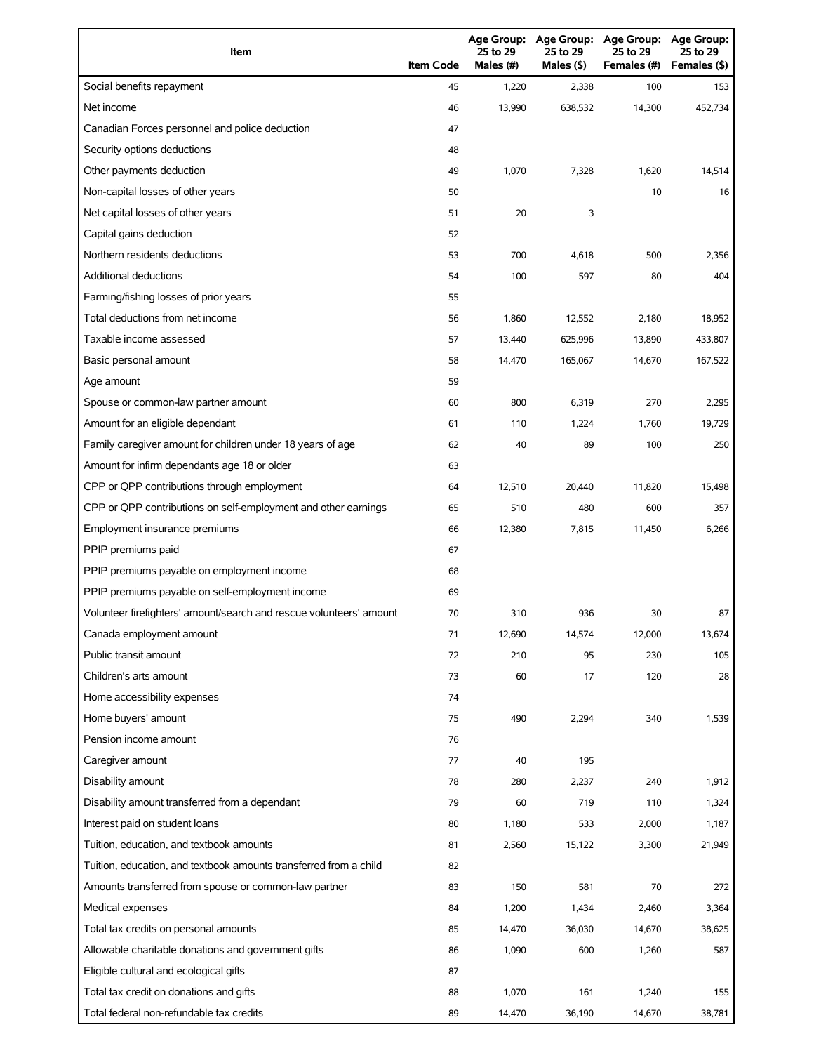| Item | Item Code | Age Group: 25 to 29 Males (#) | Age Group: 25 to 29 Males ($) | Age Group: 25 to 29 Females (#) | Age Group: 25 to 29 Females ($) |
| --- | --- | --- | --- | --- | --- |
| Social benefits repayment | 45 | 1,220 | 2,338 | 100 | 153 |
| Net income | 46 | 13,990 | 638,532 | 14,300 | 452,734 |
| Canadian Forces personnel and police deduction | 47 | | | | |
| Security options deductions | 48 | | | | |
| Other payments deduction | 49 | 1,070 | 7,328 | 1,620 | 14,514 |
| Non-capital losses of other years | 50 | | | 10 | 16 |
| Net capital losses of other years | 51 | 20 | 3 | | |
| Capital gains deduction | 52 | | | | |
| Northern residents deductions | 53 | 700 | 4,618 | 500 | 2,356 |
| Additional deductions | 54 | 100 | 597 | 80 | 404 |
| Farming/fishing losses of prior years | 55 | | | | |
| Total deductions from net income | 56 | 1,860 | 12,552 | 2,180 | 18,952 |
| Taxable income assessed | 57 | 13,440 | 625,996 | 13,890 | 433,807 |
| Basic personal amount | 58 | 14,470 | 165,067 | 14,670 | 167,522 |
| Age amount | 59 | | | | |
| Spouse or common-law partner amount | 60 | 800 | 6,319 | 270 | 2,295 |
| Amount for an eligible dependant | 61 | 110 | 1,224 | 1,760 | 19,729 |
| Family caregiver amount for children under 18 years of age | 62 | 40 | 89 | 100 | 250 |
| Amount for infirm dependants age 18 or older | 63 | | | | |
| CPP or QPP contributions through employment | 64 | 12,510 | 20,440 | 11,820 | 15,498 |
| CPP or QPP contributions on self-employment and other earnings | 65 | 510 | 480 | 600 | 357 |
| Employment insurance premiums | 66 | 12,380 | 7,815 | 11,450 | 6,266 |
| PPIP premiums paid | 67 | | | | |
| PPIP premiums payable on employment income | 68 | | | | |
| PPIP premiums payable on self-employment income | 69 | | | | |
| Volunteer firefighters' amount/search and rescue volunteers' amount | 70 | 310 | 936 | 30 | 87 |
| Canada employment amount | 71 | 12,690 | 14,574 | 12,000 | 13,674 |
| Public transit amount | 72 | 210 | 95 | 230 | 105 |
| Children's arts amount | 73 | 60 | 17 | 120 | 28 |
| Home accessibility expenses | 74 | | | | |
| Home buyers' amount | 75 | 490 | 2,294 | 340 | 1,539 |
| Pension income amount | 76 | | | | |
| Caregiver amount | 77 | 40 | 195 | | |
| Disability amount | 78 | 280 | 2,237 | 240 | 1,912 |
| Disability amount transferred from a dependant | 79 | 60 | 719 | 110 | 1,324 |
| Interest paid on student loans | 80 | 1,180 | 533 | 2,000 | 1,187 |
| Tuition, education, and textbook amounts | 81 | 2,560 | 15,122 | 3,300 | 21,949 |
| Tuition, education, and textbook amounts transferred from a child | 82 | | | | |
| Amounts transferred from spouse or common-law partner | 83 | 150 | 581 | 70 | 272 |
| Medical expenses | 84 | 1,200 | 1,434 | 2,460 | 3,364 |
| Total tax credits on personal amounts | 85 | 14,470 | 36,030 | 14,670 | 38,625 |
| Allowable charitable donations and government gifts | 86 | 1,090 | 600 | 1,260 | 587 |
| Eligible cultural and ecological gifts | 87 | | | | |
| Total tax credit on donations and gifts | 88 | 1,070 | 161 | 1,240 | 155 |
| Total federal non-refundable tax credits | 89 | 14,470 | 36,190 | 14,670 | 38,781 |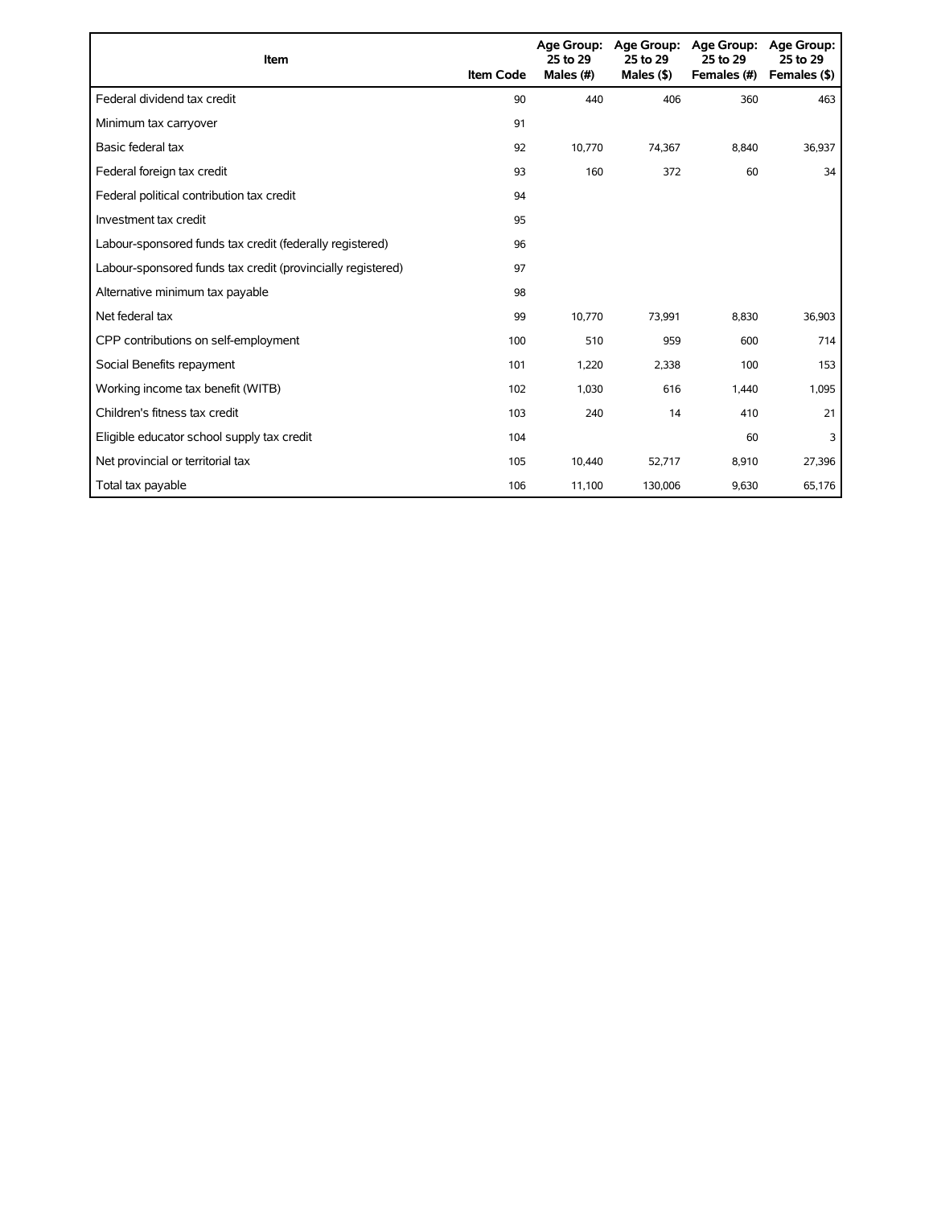| Item | Item Code | Age Group: 25 to 29 Males (#) | Age Group: 25 to 29 Males ($) | Age Group: 25 to 29 Females (#) | Age Group: 25 to 29 Females ($) |
|---|---|---|---|---|---|
| Federal dividend tax credit | 90 | 440 | 406 | 360 | 463 |
| Minimum tax carryover | 91 | | | | |
| Basic federal tax | 92 | 10,770 | 74,367 | 8,840 | 36,937 |
| Federal foreign tax credit | 93 | 160 | 372 | 60 | 34 |
| Federal political contribution tax credit | 94 | | | | |
| Investment tax credit | 95 | | | | |
| Labour-sponsored funds tax credit (federally registered) | 96 | | | | |
| Labour-sponsored funds tax credit (provincially registered) | 97 | | | | |
| Alternative minimum tax payable | 98 | | | | |
| Net federal tax | 99 | 10,770 | 73,991 | 8,830 | 36,903 |
| CPP contributions on self-employment | 100 | 510 | 959 | 600 | 714 |
| Social Benefits repayment | 101 | 1,220 | 2,338 | 100 | 153 |
| Working income tax benefit (WITB) | 102 | 1,030 | 616 | 1,440 | 1,095 |
| Children's fitness tax credit | 103 | 240 | 14 | 410 | 21 |
| Eligible educator school supply tax credit | 104 | | | 60 | 3 |
| Net provincial or territorial tax | 105 | 10,440 | 52,717 | 8,910 | 27,396 |
| Total tax payable | 106 | 11,100 | 130,006 | 9,630 | 65,176 |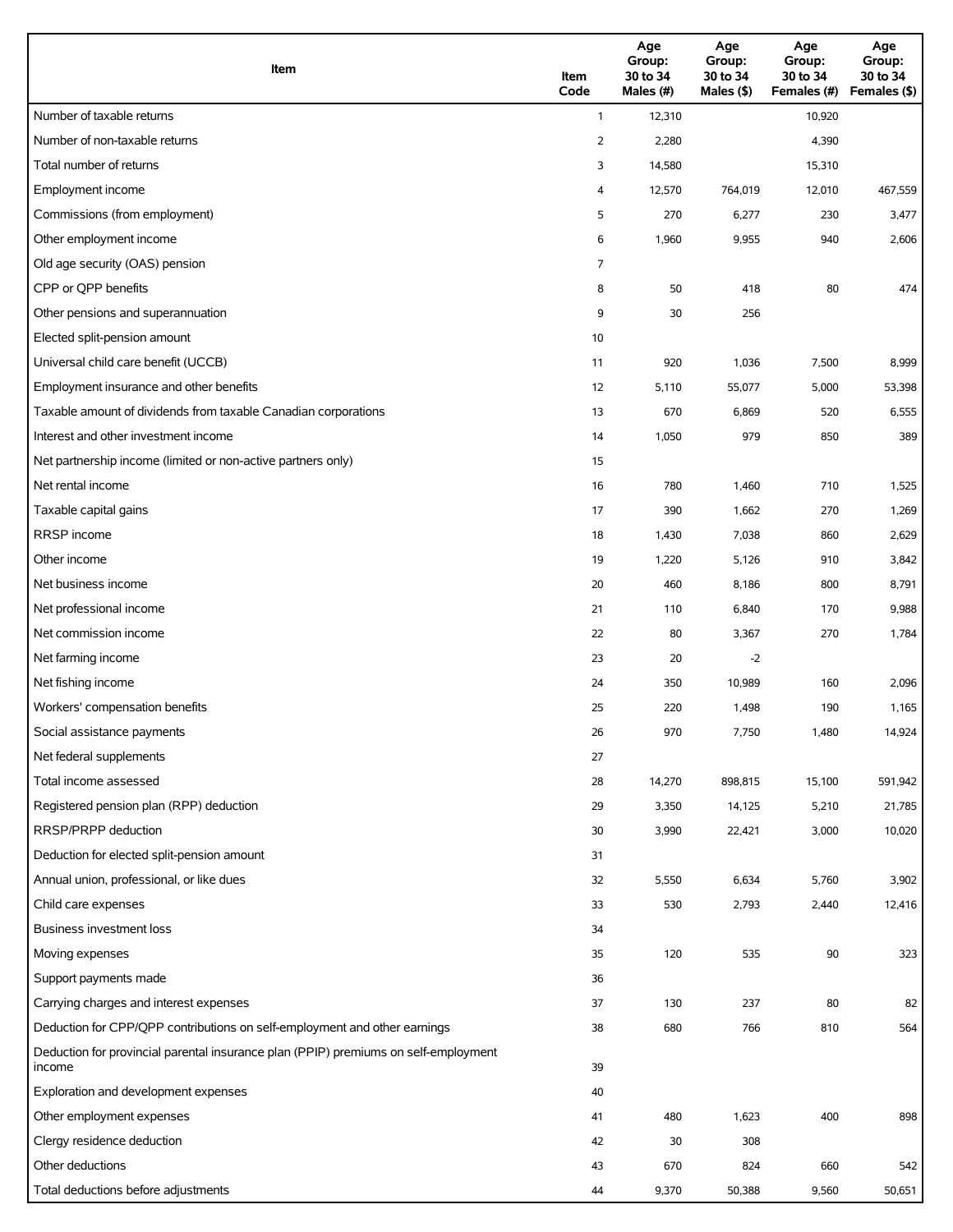| Item | Item Code | Age Group: 30 to 34 Males (#) | Age Group: 30 to 34 Males ($) | Age Group: 30 to 34 Females (#) | Age Group: 30 to 34 Females ($) |
|---|---|---|---|---|---|
| Number of taxable returns | 1 | 12,310 | | 10,920 | |
| Number of non-taxable returns | 2 | 2,280 | | 4,390 | |
| Total number of returns | 3 | 14,580 | | 15,310 | |
| Employment income | 4 | 12,570 | 764,019 | 12,010 | 467,559 |
| Commissions (from employment) | 5 | 270 | 6,277 | 230 | 3,477 |
| Other employment income | 6 | 1,960 | 9,955 | 940 | 2,606 |
| Old age security (OAS) pension | 7 | | | | |
| CPP or QPP benefits | 8 | 50 | 418 | 80 | 474 |
| Other pensions and superannuation | 9 | 30 | 256 | | |
| Elected split-pension amount | 10 | | | | |
| Universal child care benefit (UCCB) | 11 | 920 | 1,036 | 7,500 | 8,999 |
| Employment insurance and other benefits | 12 | 5,110 | 55,077 | 5,000 | 53,398 |
| Taxable amount of dividends from taxable Canadian corporations | 13 | 670 | 6,869 | 520 | 6,555 |
| Interest and other investment income | 14 | 1,050 | 979 | 850 | 389 |
| Net partnership income (limited or non-active partners only) | 15 | | | | |
| Net rental income | 16 | 780 | 1,460 | 710 | 1,525 |
| Taxable capital gains | 17 | 390 | 1,662 | 270 | 1,269 |
| RRSP income | 18 | 1,430 | 7,038 | 860 | 2,629 |
| Other income | 19 | 1,220 | 5,126 | 910 | 3,842 |
| Net business income | 20 | 460 | 8,186 | 800 | 8,791 |
| Net professional income | 21 | 110 | 6,840 | 170 | 9,988 |
| Net commission income | 22 | 80 | 3,367 | 270 | 1,784 |
| Net farming income | 23 | 20 | -2 | | |
| Net fishing income | 24 | 350 | 10,989 | 160 | 2,096 |
| Workers' compensation benefits | 25 | 220 | 1,498 | 190 | 1,165 |
| Social assistance payments | 26 | 970 | 7,750 | 1,480 | 14,924 |
| Net federal supplements | 27 | | | | |
| Total income assessed | 28 | 14,270 | 898,815 | 15,100 | 591,942 |
| Registered pension plan (RPP) deduction | 29 | 3,350 | 14,125 | 5,210 | 21,785 |
| RRSP/PRPP deduction | 30 | 3,990 | 22,421 | 3,000 | 10,020 |
| Deduction for elected split-pension amount | 31 | | | | |
| Annual union, professional, or like dues | 32 | 5,550 | 6,634 | 5,760 | 3,902 |
| Child care expenses | 33 | 530 | 2,793 | 2,440 | 12,416 |
| Business investment loss | 34 | | | | |
| Moving expenses | 35 | 120 | 535 | 90 | 323 |
| Support payments made | 36 | | | | |
| Carrying charges and interest expenses | 37 | 130 | 237 | 80 | 82 |
| Deduction for CPP/QPP contributions on self-employment and other earnings | 38 | 680 | 766 | 810 | 564 |
| Deduction for provincial parental insurance plan (PPIP) premiums on self-employment income | 39 | | | | |
| Exploration and development expenses | 40 | | | | |
| Other employment expenses | 41 | 480 | 1,623 | 400 | 898 |
| Clergy residence deduction | 42 | 30 | 308 | | |
| Other deductions | 43 | 670 | 824 | 660 | 542 |
| Total deductions before adjustments | 44 | 9,370 | 50,388 | 9,560 | 50,651 |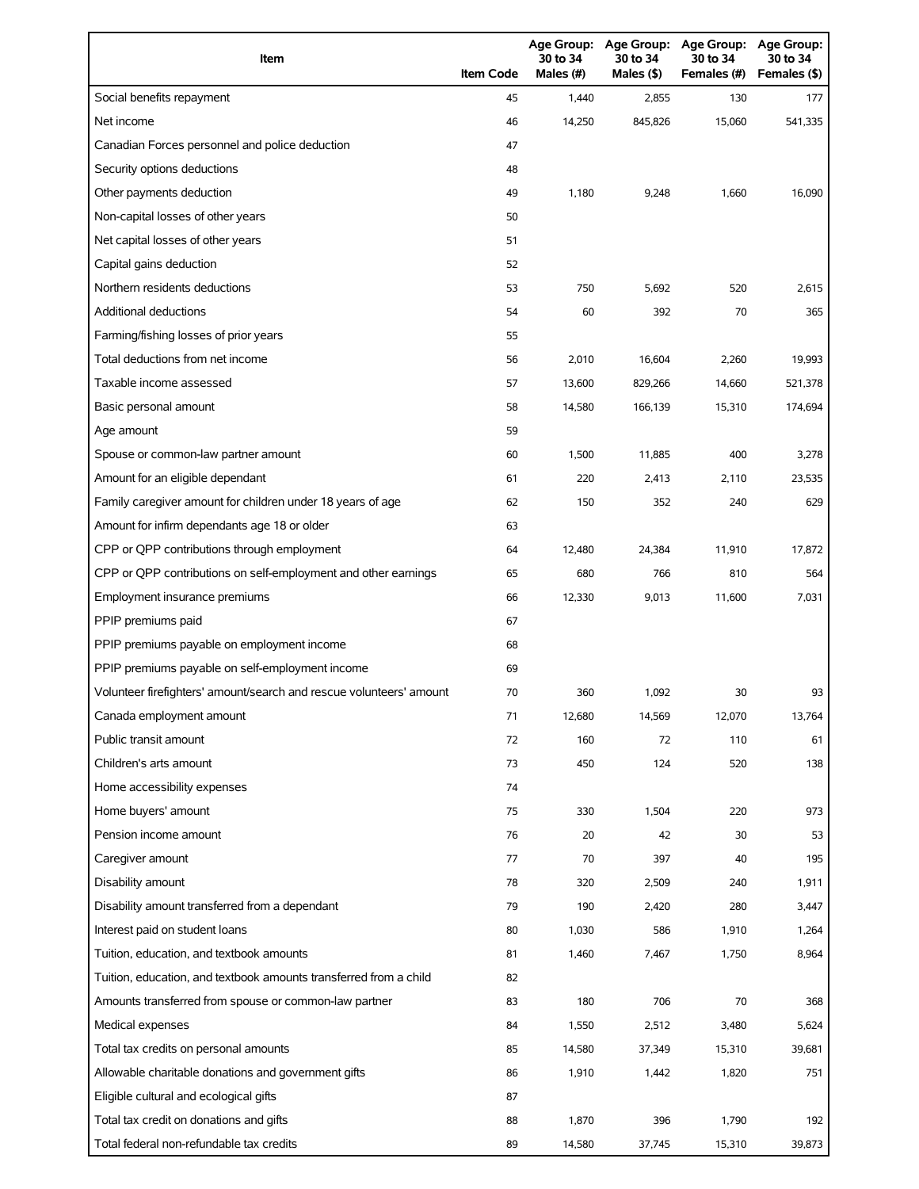| Item | Item Code | Age Group: 30 to 34 Males (#) | Age Group: 30 to 34 Males ($) | Age Group: 30 to 34 Females (#) | Age Group: 30 to 34 Females ($) |
| --- | --- | --- | --- | --- | --- |
| Social benefits repayment | 45 | 1,440 | 2,855 | 130 | 177 |
| Net income | 46 | 14,250 | 845,826 | 15,060 | 541,335 |
| Canadian Forces personnel and police deduction | 47 | | | | |
| Security options deductions | 48 | | | | |
| Other payments deduction | 49 | 1,180 | 9,248 | 1,660 | 16,090 |
| Non-capital losses of other years | 50 | | | | |
| Net capital losses of other years | 51 | | | | |
| Capital gains deduction | 52 | | | | |
| Northern residents deductions | 53 | 750 | 5,692 | 520 | 2,615 |
| Additional deductions | 54 | 60 | 392 | 70 | 365 |
| Farming/fishing losses of prior years | 55 | | | | |
| Total deductions from net income | 56 | 2,010 | 16,604 | 2,260 | 19,993 |
| Taxable income assessed | 57 | 13,600 | 829,266 | 14,660 | 521,378 |
| Basic personal amount | 58 | 14,580 | 166,139 | 15,310 | 174,694 |
| Age amount | 59 | | | | |
| Spouse or common-law partner amount | 60 | 1,500 | 11,885 | 400 | 3,278 |
| Amount for an eligible dependant | 61 | 220 | 2,413 | 2,110 | 23,535 |
| Family caregiver amount for children under 18 years of age | 62 | 150 | 352 | 240 | 629 |
| Amount for infirm dependants age 18 or older | 63 | | | | |
| CPP or QPP contributions through employment | 64 | 12,480 | 24,384 | 11,910 | 17,872 |
| CPP or QPP contributions on self-employment and other earnings | 65 | 680 | 766 | 810 | 564 |
| Employment insurance premiums | 66 | 12,330 | 9,013 | 11,600 | 7,031 |
| PPIP premiums paid | 67 | | | | |
| PPIP premiums payable on employment income | 68 | | | | |
| PPIP premiums payable on self-employment income | 69 | | | | |
| Volunteer firefighters' amount/search and rescue volunteers' amount | 70 | 360 | 1,092 | 30 | 93 |
| Canada employment amount | 71 | 12,680 | 14,569 | 12,070 | 13,764 |
| Public transit amount | 72 | 160 | 72 | 110 | 61 |
| Children's arts amount | 73 | 450 | 124 | 520 | 138 |
| Home accessibility expenses | 74 | | | | |
| Home buyers' amount | 75 | 330 | 1,504 | 220 | 973 |
| Pension income amount | 76 | 20 | 42 | 30 | 53 |
| Caregiver amount | 77 | 70 | 397 | 40 | 195 |
| Disability amount | 78 | 320 | 2,509 | 240 | 1,911 |
| Disability amount transferred from a dependant | 79 | 190 | 2,420 | 280 | 3,447 |
| Interest paid on student loans | 80 | 1,030 | 586 | 1,910 | 1,264 |
| Tuition, education, and textbook amounts | 81 | 1,460 | 7,467 | 1,750 | 8,964 |
| Tuition, education, and textbook amounts transferred from a child | 82 | | | | |
| Amounts transferred from spouse or common-law partner | 83 | 180 | 706 | 70 | 368 |
| Medical expenses | 84 | 1,550 | 2,512 | 3,480 | 5,624 |
| Total tax credits on personal amounts | 85 | 14,580 | 37,349 | 15,310 | 39,681 |
| Allowable charitable donations and government gifts | 86 | 1,910 | 1,442 | 1,820 | 751 |
| Eligible cultural and ecological gifts | 87 | | | | |
| Total tax credit on donations and gifts | 88 | 1,870 | 396 | 1,790 | 192 |
| Total federal non-refundable tax credits | 89 | 14,580 | 37,745 | 15,310 | 39,873 |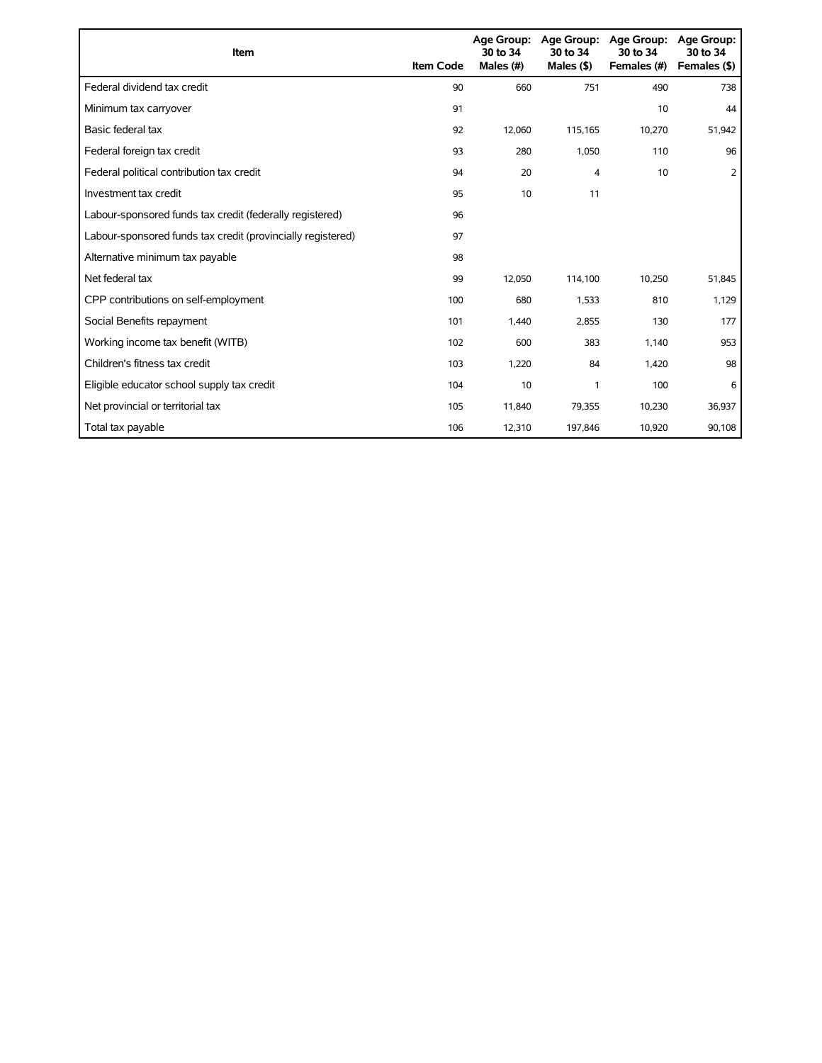| Item | Item Code | Age Group: 30 to 34 Males (#) | Age Group: 30 to 34 Males ($) | Age Group: 30 to 34 Females (#) | Age Group: 30 to 34 Females ($) |
|---|---|---|---|---|---|
| Federal dividend tax credit | 90 | 660 | 751 | 490 | 738 |
| Minimum tax carryover | 91 | | | 10 | 44 |
| Basic federal tax | 92 | 12,060 | 115,165 | 10,270 | 51,942 |
| Federal foreign tax credit | 93 | 280 | 1,050 | 110 | 96 |
| Federal political contribution tax credit | 94 | 20 | 4 | 10 | 2 |
| Investment tax credit | 95 | 10 | 11 | | |
| Labour-sponsored funds tax credit (federally registered) | 96 | | | | |
| Labour-sponsored funds tax credit (provincially registered) | 97 | | | | |
| Alternative minimum tax payable | 98 | | | | |
| Net federal tax | 99 | 12,050 | 114,100 | 10,250 | 51,845 |
| CPP contributions on self-employment | 100 | 680 | 1,533 | 810 | 1,129 |
| Social Benefits repayment | 101 | 1,440 | 2,855 | 130 | 177 |
| Working income tax benefit (WITB) | 102 | 600 | 383 | 1,140 | 953 |
| Children's fitness tax credit | 103 | 1,220 | 84 | 1,420 | 98 |
| Eligible educator school supply tax credit | 104 | 10 | 1 | 100 | 6 |
| Net provincial or territorial tax | 105 | 11,840 | 79,355 | 10,230 | 36,937 |
| Total tax payable | 106 | 12,310 | 197,846 | 10,920 | 90,108 |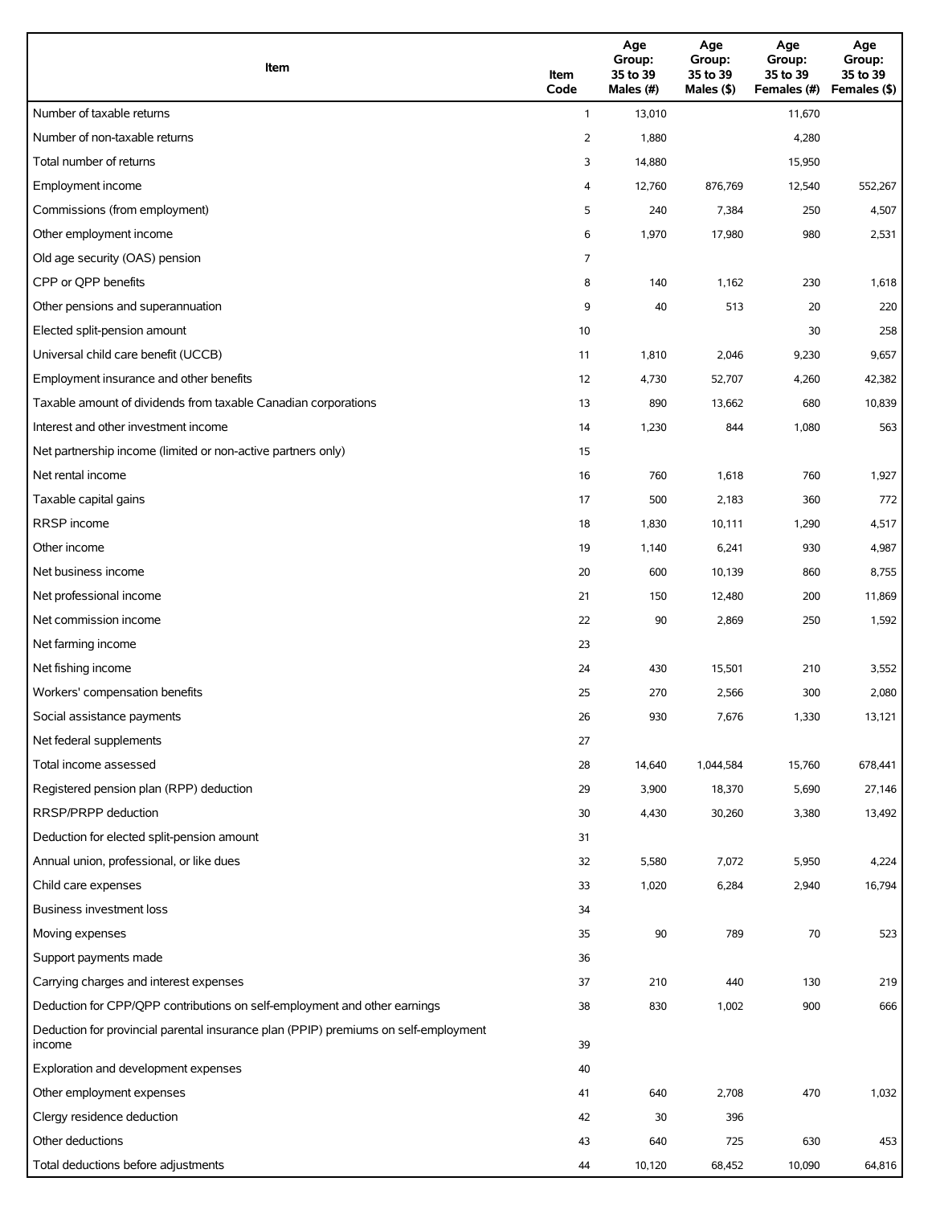| Item | Item Code | Age Group: 35 to 39 Males (#) | Age Group: 35 to 39 Males ($) | Age Group: 35 to 39 Females (#) | Age Group: 35 to 39 Females ($) |
|---|---|---|---|---|---|
| Number of taxable returns | 1 | 13,010 | | 11,670 | |
| Number of non-taxable returns | 2 | 1,880 | | 4,280 | |
| Total number of returns | 3 | 14,880 | | 15,950 | |
| Employment income | 4 | 12,760 | 876,769 | 12,540 | 552,267 |
| Commissions (from employment) | 5 | 240 | 7,384 | 250 | 4,507 |
| Other employment income | 6 | 1,970 | 17,980 | 980 | 2,531 |
| Old age security (OAS) pension | 7 | | | | |
| CPP or QPP benefits | 8 | 140 | 1,162 | 230 | 1,618 |
| Other pensions and superannuation | 9 | 40 | 513 | 20 | 220 |
| Elected split-pension amount | 10 | | | 30 | 258 |
| Universal child care benefit (UCCB) | 11 | 1,810 | 2,046 | 9,230 | 9,657 |
| Employment insurance and other benefits | 12 | 4,730 | 52,707 | 4,260 | 42,382 |
| Taxable amount of dividends from taxable Canadian corporations | 13 | 890 | 13,662 | 680 | 10,839 |
| Interest and other investment income | 14 | 1,230 | 844 | 1,080 | 563 |
| Net partnership income (limited or non-active partners only) | 15 | | | | |
| Net rental income | 16 | 760 | 1,618 | 760 | 1,927 |
| Taxable capital gains | 17 | 500 | 2,183 | 360 | 772 |
| RRSP income | 18 | 1,830 | 10,111 | 1,290 | 4,517 |
| Other income | 19 | 1,140 | 6,241 | 930 | 4,987 |
| Net business income | 20 | 600 | 10,139 | 860 | 8,755 |
| Net professional income | 21 | 150 | 12,480 | 200 | 11,869 |
| Net commission income | 22 | 90 | 2,869 | 250 | 1,592 |
| Net farming income | 23 | | | | |
| Net fishing income | 24 | 430 | 15,501 | 210 | 3,552 |
| Workers' compensation benefits | 25 | 270 | 2,566 | 300 | 2,080 |
| Social assistance payments | 26 | 930 | 7,676 | 1,330 | 13,121 |
| Net federal supplements | 27 | | | | |
| Total income assessed | 28 | 14,640 | 1,044,584 | 15,760 | 678,441 |
| Registered pension plan (RPP) deduction | 29 | 3,900 | 18,370 | 5,690 | 27,146 |
| RRSP/PRPP deduction | 30 | 4,430 | 30,260 | 3,380 | 13,492 |
| Deduction for elected split-pension amount | 31 | | | | |
| Annual union, professional, or like dues | 32 | 5,580 | 7,072 | 5,950 | 4,224 |
| Child care expenses | 33 | 1,020 | 6,284 | 2,940 | 16,794 |
| Business investment loss | 34 | | | | |
| Moving expenses | 35 | 90 | 789 | 70 | 523 |
| Support payments made | 36 | | | | |
| Carrying charges and interest expenses | 37 | 210 | 440 | 130 | 219 |
| Deduction for CPP/QPP contributions on self-employment and other earnings | 38 | 830 | 1,002 | 900 | 666 |
| Deduction for provincial parental insurance plan (PPIP) premiums on self-employment income | 39 | | | | |
| Exploration and development expenses | 40 | | | | |
| Other employment expenses | 41 | 640 | 2,708 | 470 | 1,032 |
| Clergy residence deduction | 42 | 30 | 396 | | |
| Other deductions | 43 | 640 | 725 | 630 | 453 |
| Total deductions before adjustments | 44 | 10,120 | 68,452 | 10,090 | 64,816 |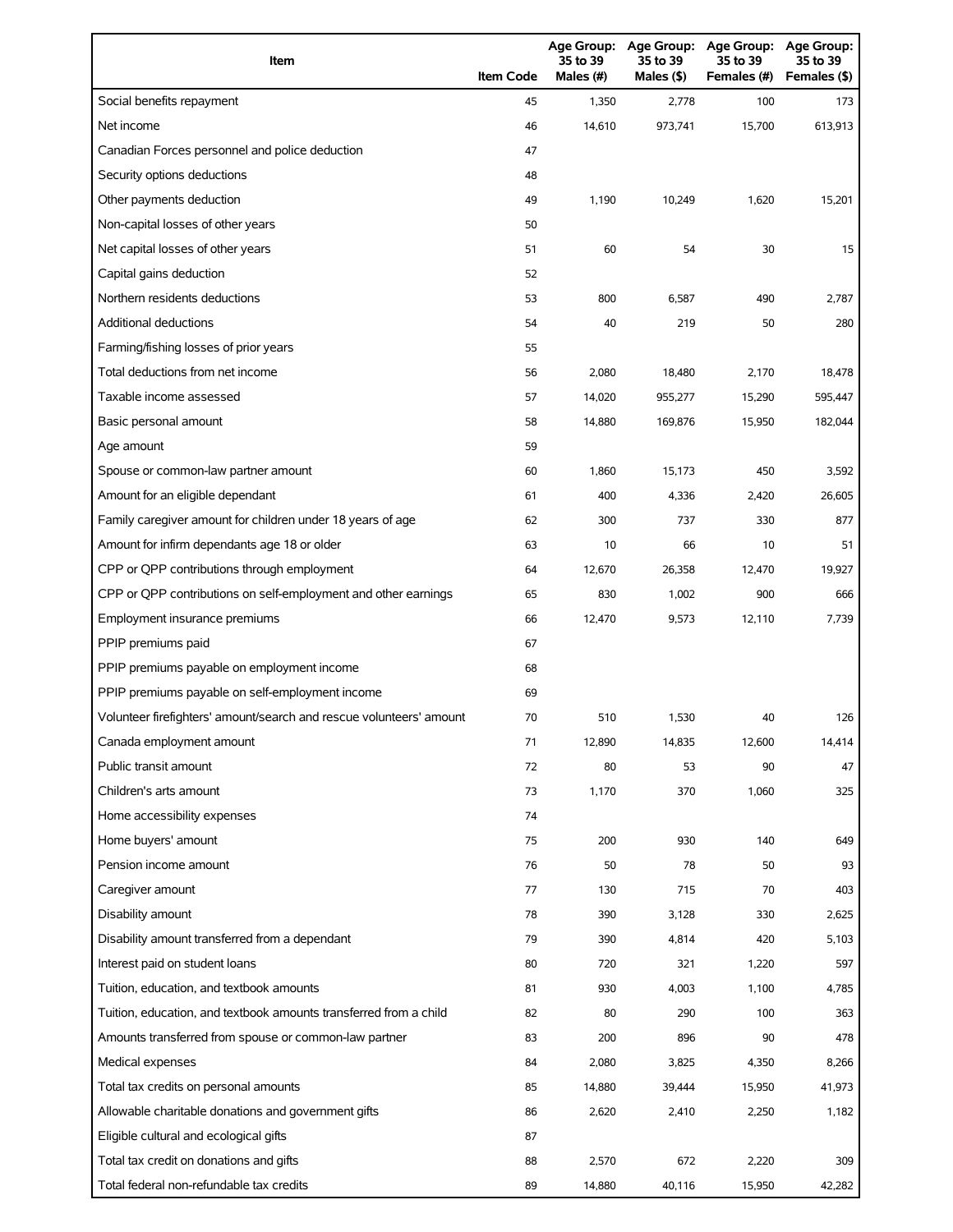| Item | Item Code | Age Group: 35 to 39 Males (#) | Age Group: 35 to 39 Males ($) | Age Group: 35 to 39 Females (#) | Age Group: 35 to 39 Females ($) |
|---|---|---|---|---|---|
| Social benefits repayment | 45 | 1,350 | 2,778 | 100 | 173 |
| Net income | 46 | 14,610 | 973,741 | 15,700 | 613,913 |
| Canadian Forces personnel and police deduction | 47 | | | | |
| Security options deductions | 48 | | | | |
| Other payments deduction | 49 | 1,190 | 10,249 | 1,620 | 15,201 |
| Non-capital losses of other years | 50 | | | | |
| Net capital losses of other years | 51 | 60 | 54 | 30 | 15 |
| Capital gains deduction | 52 | | | | |
| Northern residents deductions | 53 | 800 | 6,587 | 490 | 2,787 |
| Additional deductions | 54 | 40 | 219 | 50 | 280 |
| Farming/fishing losses of prior years | 55 | | | | |
| Total deductions from net income | 56 | 2,080 | 18,480 | 2,170 | 18,478 |
| Taxable income assessed | 57 | 14,020 | 955,277 | 15,290 | 595,447 |
| Basic personal amount | 58 | 14,880 | 169,876 | 15,950 | 182,044 |
| Age amount | 59 | | | | |
| Spouse or common-law partner amount | 60 | 1,860 | 15,173 | 450 | 3,592 |
| Amount for an eligible dependant | 61 | 400 | 4,336 | 2,420 | 26,605 |
| Family caregiver amount for children under 18 years of age | 62 | 300 | 737 | 330 | 877 |
| Amount for infirm dependants age 18 or older | 63 | 10 | 66 | 10 | 51 |
| CPP or QPP contributions through employment | 64 | 12,670 | 26,358 | 12,470 | 19,927 |
| CPP or QPP contributions on self-employment and other earnings | 65 | 830 | 1,002 | 900 | 666 |
| Employment insurance premiums | 66 | 12,470 | 9,573 | 12,110 | 7,739 |
| PPIP premiums paid | 67 | | | | |
| PPIP premiums payable on employment income | 68 | | | | |
| PPIP premiums payable on self-employment income | 69 | | | | |
| Volunteer firefighters' amount/search and rescue volunteers' amount | 70 | 510 | 1,530 | 40 | 126 |
| Canada employment amount | 71 | 12,890 | 14,835 | 12,600 | 14,414 |
| Public transit amount | 72 | 80 | 53 | 90 | 47 |
| Children's arts amount | 73 | 1,170 | 370 | 1,060 | 325 |
| Home accessibility expenses | 74 | | | | |
| Home buyers' amount | 75 | 200 | 930 | 140 | 649 |
| Pension income amount | 76 | 50 | 78 | 50 | 93 |
| Caregiver amount | 77 | 130 | 715 | 70 | 403 |
| Disability amount | 78 | 390 | 3,128 | 330 | 2,625 |
| Disability amount transferred from a dependant | 79 | 390 | 4,814 | 420 | 5,103 |
| Interest paid on student loans | 80 | 720 | 321 | 1,220 | 597 |
| Tuition, education, and textbook amounts | 81 | 930 | 4,003 | 1,100 | 4,785 |
| Tuition, education, and textbook amounts transferred from a child | 82 | 80 | 290 | 100 | 363 |
| Amounts transferred from spouse or common-law partner | 83 | 200 | 896 | 90 | 478 |
| Medical expenses | 84 | 2,080 | 3,825 | 4,350 | 8,266 |
| Total tax credits on personal amounts | 85 | 14,880 | 39,444 | 15,950 | 41,973 |
| Allowable charitable donations and government gifts | 86 | 2,620 | 2,410 | 2,250 | 1,182 |
| Eligible cultural and ecological gifts | 87 | | | | |
| Total tax credit on donations and gifts | 88 | 2,570 | 672 | 2,220 | 309 |
| Total federal non-refundable tax credits | 89 | 14,880 | 40,116 | 15,950 | 42,282 |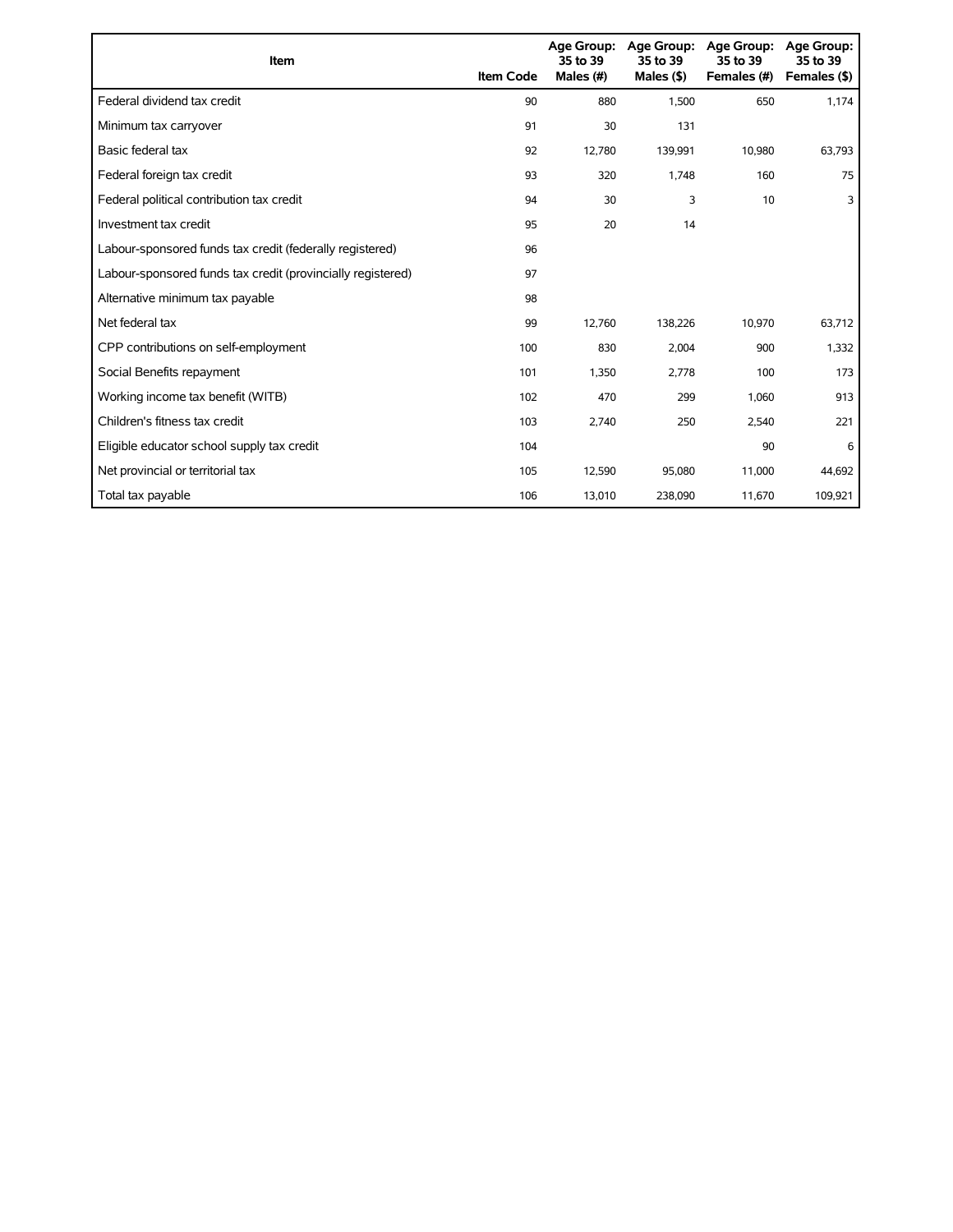| Item | Item Code | Age Group: 35 to 39 Males (#) | Age Group: 35 to 39 Males ($) | Age Group: 35 to 39 Females (#) | Age Group: 35 to 39 Females ($) |
|---|---|---|---|---|---|
| Federal dividend tax credit | 90 | 880 | 1,500 | 650 | 1,174 |
| Minimum tax carryover | 91 | 30 | 131 | | |
| Basic federal tax | 92 | 12,780 | 139,991 | 10,980 | 63,793 |
| Federal foreign tax credit | 93 | 320 | 1,748 | 160 | 75 |
| Federal political contribution tax credit | 94 | 30 | 3 | 10 | 3 |
| Investment tax credit | 95 | 20 | 14 | | |
| Labour-sponsored funds tax credit (federally registered) | 96 | | | | |
| Labour-sponsored funds tax credit (provincially registered) | 97 | | | | |
| Alternative minimum tax payable | 98 | | | | |
| Net federal tax | 99 | 12,760 | 138,226 | 10,970 | 63,712 |
| CPP contributions on self-employment | 100 | 830 | 2,004 | 900 | 1,332 |
| Social Benefits repayment | 101 | 1,350 | 2,778 | 100 | 173 |
| Working income tax benefit (WITB) | 102 | 470 | 299 | 1,060 | 913 |
| Children's fitness tax credit | 103 | 2,740 | 250 | 2,540 | 221 |
| Eligible educator school supply tax credit | 104 | | | 90 | 6 |
| Net provincial or territorial tax | 105 | 12,590 | 95,080 | 11,000 | 44,692 |
| Total tax payable | 106 | 13,010 | 238,090 | 11,670 | 109,921 |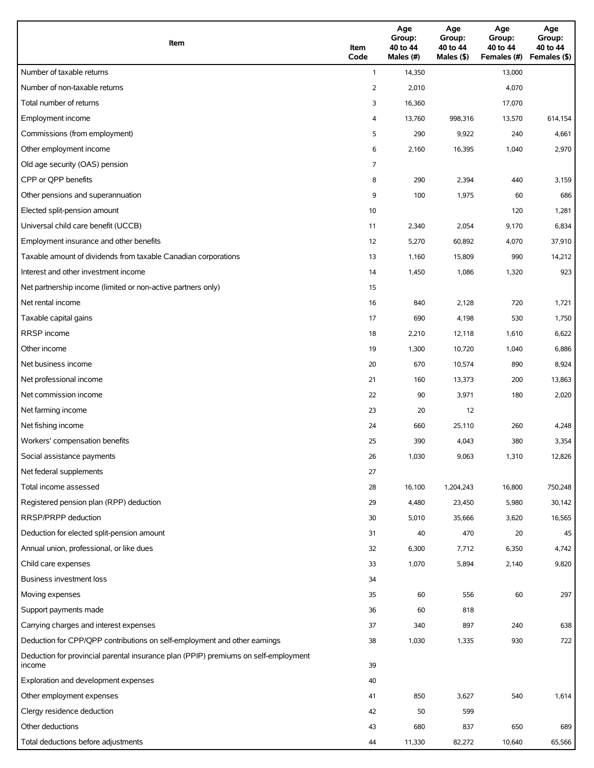| Item | Item Code | Age Group: 40 to 44 Males (#) | Age Group: 40 to 44 Males ($) | Age Group: 40 to 44 Females (#) | Age Group: 40 to 44 Females ($) |
|---|---|---|---|---|---|
| Number of taxable returns | 1 | 14,350 | | 13,000 | |
| Number of non-taxable returns | 2 | 2,010 | | 4,070 | |
| Total number of returns | 3 | 16,360 | | 17,070 | |
| Employment income | 4 | 13,760 | 998,316 | 13,570 | 614,154 |
| Commissions (from employment) | 5 | 290 | 9,922 | 240 | 4,661 |
| Other employment income | 6 | 2,160 | 16,395 | 1,040 | 2,970 |
| Old age security (OAS) pension | 7 | | | | |
| CPP or QPP benefits | 8 | 290 | 2,394 | 440 | 3,159 |
| Other pensions and superannuation | 9 | 100 | 1,975 | 60 | 686 |
| Elected split-pension amount | 10 | | | 120 | 1,281 |
| Universal child care benefit (UCCB) | 11 | 2,340 | 2,054 | 9,170 | 6,834 |
| Employment insurance and other benefits | 12 | 5,270 | 60,892 | 4,070 | 37,910 |
| Taxable amount of dividends from taxable Canadian corporations | 13 | 1,160 | 15,809 | 990 | 14,212 |
| Interest and other investment income | 14 | 1,450 | 1,086 | 1,320 | 923 |
| Net partnership income (limited or non-active partners only) | 15 | | | | |
| Net rental income | 16 | 840 | 2,128 | 720 | 1,721 |
| Taxable capital gains | 17 | 690 | 4,198 | 530 | 1,750 |
| RRSP income | 18 | 2,210 | 12,118 | 1,610 | 6,622 |
| Other income | 19 | 1,300 | 10,720 | 1,040 | 6,886 |
| Net business income | 20 | 670 | 10,574 | 890 | 8,924 |
| Net professional income | 21 | 160 | 13,373 | 200 | 13,863 |
| Net commission income | 22 | 90 | 3,971 | 180 | 2,020 |
| Net farming income | 23 | 20 | 12 | | |
| Net fishing income | 24 | 660 | 25,110 | 260 | 4,248 |
| Workers' compensation benefits | 25 | 390 | 4,043 | 380 | 3,354 |
| Social assistance payments | 26 | 1,030 | 9,063 | 1,310 | 12,826 |
| Net federal supplements | 27 | | | | |
| Total income assessed | 28 | 16,100 | 1,204,243 | 16,800 | 750,248 |
| Registered pension plan (RPP) deduction | 29 | 4,480 | 23,450 | 5,980 | 30,142 |
| RRSP/PRPP deduction | 30 | 5,010 | 35,666 | 3,620 | 16,565 |
| Deduction for elected split-pension amount | 31 | 40 | 470 | 20 | 45 |
| Annual union, professional, or like dues | 32 | 6,300 | 7,712 | 6,350 | 4,742 |
| Child care expenses | 33 | 1,070 | 5,894 | 2,140 | 9,820 |
| Business investment loss | 34 | | | | |
| Moving expenses | 35 | 60 | 556 | 60 | 297 |
| Support payments made | 36 | 60 | 818 | | |
| Carrying charges and interest expenses | 37 | 340 | 897 | 240 | 638 |
| Deduction for CPP/QPP contributions on self-employment and other earnings | 38 | 1,030 | 1,335 | 930 | 722 |
| Deduction for provincial parental insurance plan (PPIP) premiums on self-employment income | 39 | | | | |
| Exploration and development expenses | 40 | | | | |
| Other employment expenses | 41 | 850 | 3,627 | 540 | 1,614 |
| Clergy residence deduction | 42 | 50 | 599 | | |
| Other deductions | 43 | 680 | 837 | 650 | 689 |
| Total deductions before adjustments | 44 | 11,330 | 82,272 | 10,640 | 65,566 |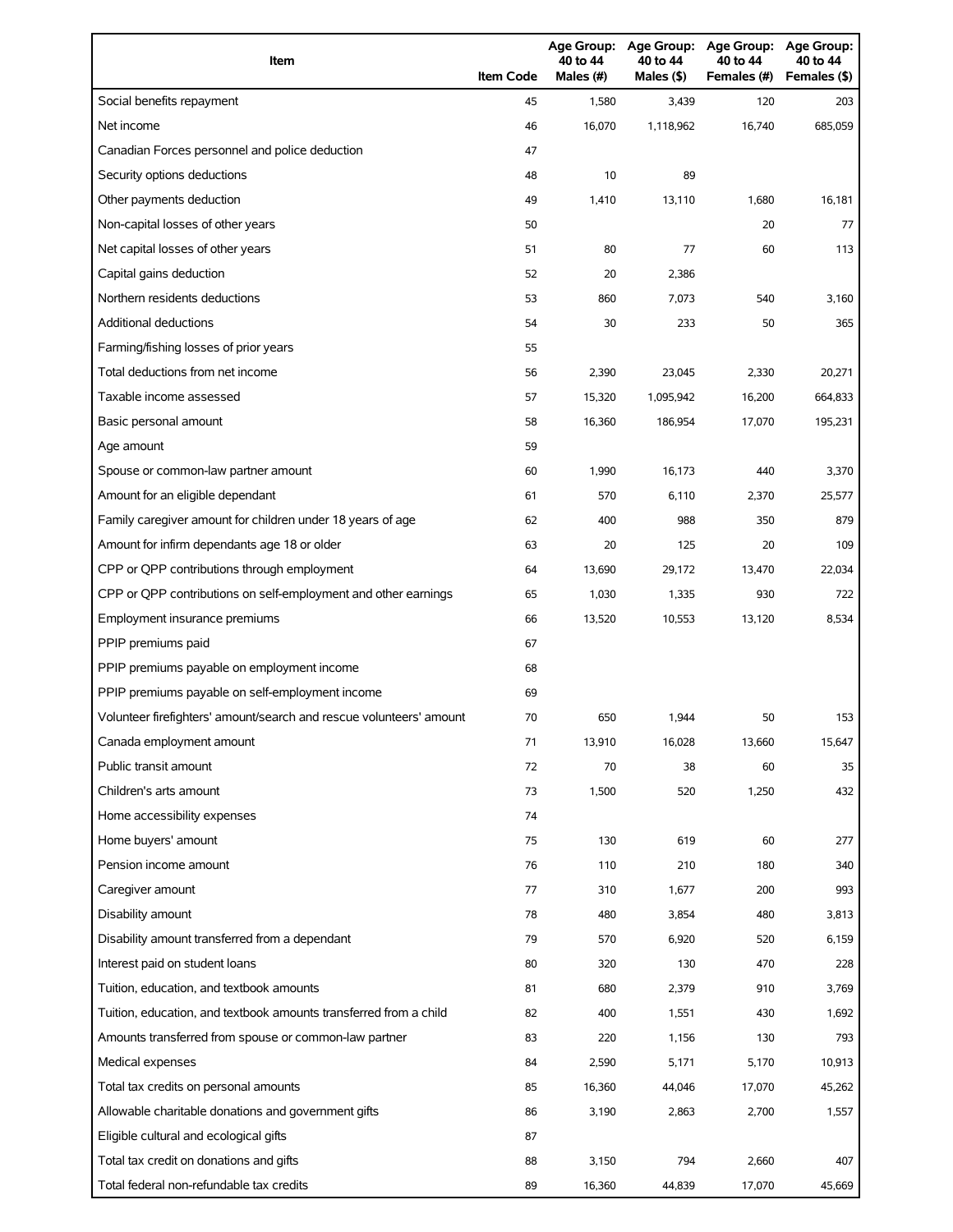| Item | Item Code | Age Group: 40 to 44 Males (#) | Age Group: 40 to 44 Males ($) | Age Group: 40 to 44 Females (#) | Age Group: 40 to 44 Females ($) |
|---|---|---|---|---|---|
| Social benefits repayment | 45 | 1,580 | 3,439 | 120 | 203 |
| Net income | 46 | 16,070 | 1,118,962 | 16,740 | 685,059 |
| Canadian Forces personnel and police deduction | 47 | | | | |
| Security options deductions | 48 | 10 | 89 | | |
| Other payments deduction | 49 | 1,410 | 13,110 | 1,680 | 16,181 |
| Non-capital losses of other years | 50 | | | 20 | 77 |
| Net capital losses of other years | 51 | 80 | 77 | 60 | 113 |
| Capital gains deduction | 52 | 20 | 2,386 | | |
| Northern residents deductions | 53 | 860 | 7,073 | 540 | 3,160 |
| Additional deductions | 54 | 30 | 233 | 50 | 365 |
| Farming/fishing losses of prior years | 55 | | | | |
| Total deductions from net income | 56 | 2,390 | 23,045 | 2,330 | 20,271 |
| Taxable income assessed | 57 | 15,320 | 1,095,942 | 16,200 | 664,833 |
| Basic personal amount | 58 | 16,360 | 186,954 | 17,070 | 195,231 |
| Age amount | 59 | | | | |
| Spouse or common-law partner amount | 60 | 1,990 | 16,173 | 440 | 3,370 |
| Amount for an eligible dependant | 61 | 570 | 6,110 | 2,370 | 25,577 |
| Family caregiver amount for children under 18 years of age | 62 | 400 | 988 | 350 | 879 |
| Amount for infirm dependants age 18 or older | 63 | 20 | 125 | 20 | 109 |
| CPP or QPP contributions through employment | 64 | 13,690 | 29,172 | 13,470 | 22,034 |
| CPP or QPP contributions on self-employment and other earnings | 65 | 1,030 | 1,335 | 930 | 722 |
| Employment insurance premiums | 66 | 13,520 | 10,553 | 13,120 | 8,534 |
| PPIP premiums paid | 67 | | | | |
| PPIP premiums payable on employment income | 68 | | | | |
| PPIP premiums payable on self-employment income | 69 | | | | |
| Volunteer firefighters' amount/search and rescue volunteers' amount | 70 | 650 | 1,944 | 50 | 153 |
| Canada employment amount | 71 | 13,910 | 16,028 | 13,660 | 15,647 |
| Public transit amount | 72 | 70 | 38 | 60 | 35 |
| Children's arts amount | 73 | 1,500 | 520 | 1,250 | 432 |
| Home accessibility expenses | 74 | | | | |
| Home buyers' amount | 75 | 130 | 619 | 60 | 277 |
| Pension income amount | 76 | 110 | 210 | 180 | 340 |
| Caregiver amount | 77 | 310 | 1,677 | 200 | 993 |
| Disability amount | 78 | 480 | 3,854 | 480 | 3,813 |
| Disability amount transferred from a dependant | 79 | 570 | 6,920 | 520 | 6,159 |
| Interest paid on student loans | 80 | 320 | 130 | 470 | 228 |
| Tuition, education, and textbook amounts | 81 | 680 | 2,379 | 910 | 3,769 |
| Tuition, education, and textbook amounts transferred from a child | 82 | 400 | 1,551 | 430 | 1,692 |
| Amounts transferred from spouse or common-law partner | 83 | 220 | 1,156 | 130 | 793 |
| Medical expenses | 84 | 2,590 | 5,171 | 5,170 | 10,913 |
| Total tax credits on personal amounts | 85 | 16,360 | 44,046 | 17,070 | 45,262 |
| Allowable charitable donations and government gifts | 86 | 3,190 | 2,863 | 2,700 | 1,557 |
| Eligible cultural and ecological gifts | 87 | | | | |
| Total tax credit on donations and gifts | 88 | 3,150 | 794 | 2,660 | 407 |
| Total federal non-refundable tax credits | 89 | 16,360 | 44,839 | 17,070 | 45,669 |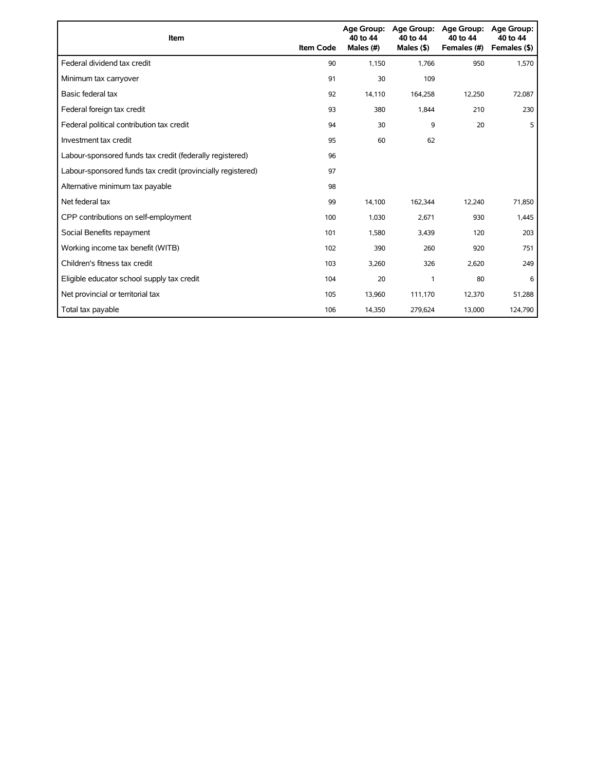| Item | Item Code | Age Group: 40 to 44 Males (#) | Age Group: 40 to 44 Males ($) | Age Group: 40 to 44 Females (#) | Age Group: 40 to 44 Females ($) |
|---|---|---|---|---|---|
| Federal dividend tax credit | 90 | 1,150 | 1,766 | 950 | 1,570 |
| Minimum tax carryover | 91 | 30 | 109 | | |
| Basic federal tax | 92 | 14,110 | 164,258 | 12,250 | 72,087 |
| Federal foreign tax credit | 93 | 380 | 1,844 | 210 | 230 |
| Federal political contribution tax credit | 94 | 30 | 9 | 20 | 5 |
| Investment tax credit | 95 | 60 | 62 | | |
| Labour-sponsored funds tax credit (federally registered) | 96 | | | | |
| Labour-sponsored funds tax credit (provincially registered) | 97 | | | | |
| Alternative minimum tax payable | 98 | | | | |
| Net federal tax | 99 | 14,100 | 162,344 | 12,240 | 71,850 |
| CPP contributions on self-employment | 100 | 1,030 | 2,671 | 930 | 1,445 |
| Social Benefits repayment | 101 | 1,580 | 3,439 | 120 | 203 |
| Working income tax benefit (WITB) | 102 | 390 | 260 | 920 | 751 |
| Children's fitness tax credit | 103 | 3,260 | 326 | 2,620 | 249 |
| Eligible educator school supply tax credit | 104 | 20 | 1 | 80 | 6 |
| Net provincial or territorial tax | 105 | 13,960 | 111,170 | 12,370 | 51,288 |
| Total tax payable | 106 | 14,350 | 279,624 | 13,000 | 124,790 |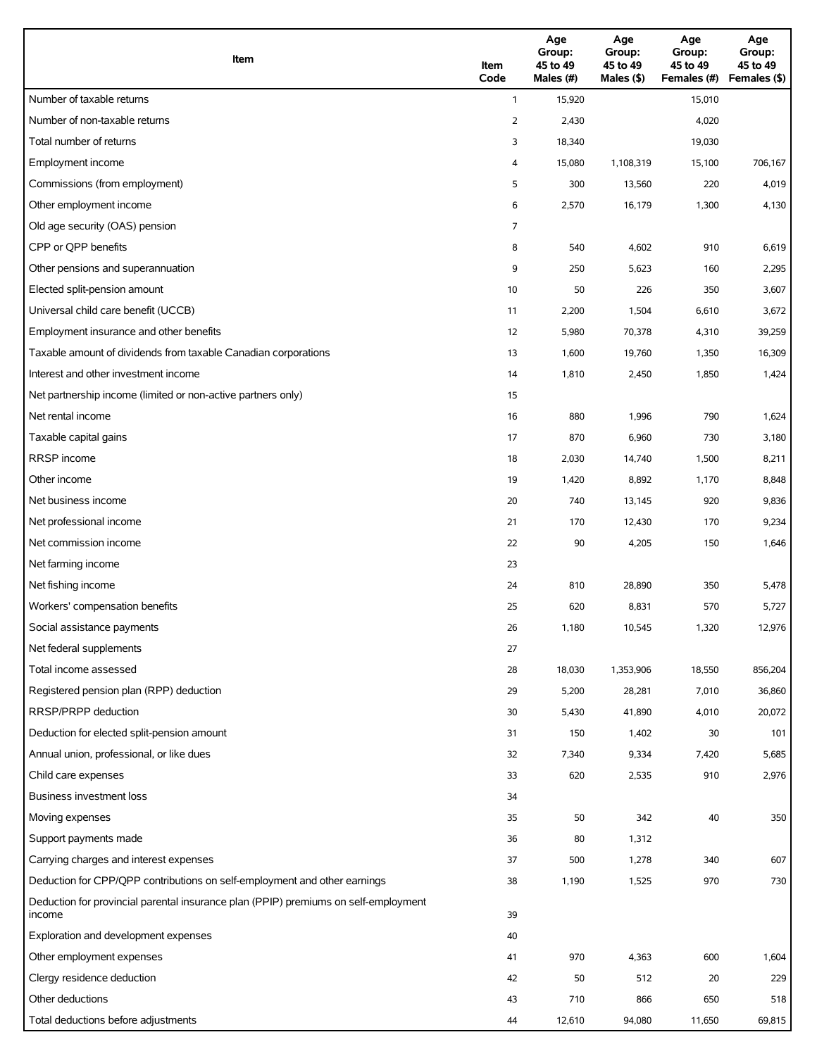| Item | Item Code | Age Group: 45 to 49 Males (#) | Age Group: 45 to 49 Males ($) | Age Group: 45 to 49 Females (#) | Age Group: 45 to 49 Females ($) |
|---|---|---|---|---|---|
| Number of taxable returns | 1 | 15,920 | | 15,010 | |
| Number of non-taxable returns | 2 | 2,430 | | 4,020 | |
| Total number of returns | 3 | 18,340 | | 19,030 | |
| Employment income | 4 | 15,080 | 1,108,319 | 15,100 | 706,167 |
| Commissions (from employment) | 5 | 300 | 13,560 | 220 | 4,019 |
| Other employment income | 6 | 2,570 | 16,179 | 1,300 | 4,130 |
| Old age security (OAS) pension | 7 | | | | |
| CPP or QPP benefits | 8 | 540 | 4,602 | 910 | 6,619 |
| Other pensions and superannuation | 9 | 250 | 5,623 | 160 | 2,295 |
| Elected split-pension amount | 10 | 50 | 226 | 350 | 3,607 |
| Universal child care benefit (UCCB) | 11 | 2,200 | 1,504 | 6,610 | 3,672 |
| Employment insurance and other benefits | 12 | 5,980 | 70,378 | 4,310 | 39,259 |
| Taxable amount of dividends from taxable Canadian corporations | 13 | 1,600 | 19,760 | 1,350 | 16,309 |
| Interest and other investment income | 14 | 1,810 | 2,450 | 1,850 | 1,424 |
| Net partnership income (limited or non-active partners only) | 15 | | | | |
| Net rental income | 16 | 880 | 1,996 | 790 | 1,624 |
| Taxable capital gains | 17 | 870 | 6,960 | 730 | 3,180 |
| RRSP income | 18 | 2,030 | 14,740 | 1,500 | 8,211 |
| Other income | 19 | 1,420 | 8,892 | 1,170 | 8,848 |
| Net business income | 20 | 740 | 13,145 | 920 | 9,836 |
| Net professional income | 21 | 170 | 12,430 | 170 | 9,234 |
| Net commission income | 22 | 90 | 4,205 | 150 | 1,646 |
| Net farming income | 23 | | | | |
| Net fishing income | 24 | 810 | 28,890 | 350 | 5,478 |
| Workers' compensation benefits | 25 | 620 | 8,831 | 570 | 5,727 |
| Social assistance payments | 26 | 1,180 | 10,545 | 1,320 | 12,976 |
| Net federal supplements | 27 | | | | |
| Total income assessed | 28 | 18,030 | 1,353,906 | 18,550 | 856,204 |
| Registered pension plan (RPP) deduction | 29 | 5,200 | 28,281 | 7,010 | 36,860 |
| RRSP/PRPP deduction | 30 | 5,430 | 41,890 | 4,010 | 20,072 |
| Deduction for elected split-pension amount | 31 | 150 | 1,402 | 30 | 101 |
| Annual union, professional, or like dues | 32 | 7,340 | 9,334 | 7,420 | 5,685 |
| Child care expenses | 33 | 620 | 2,535 | 910 | 2,976 |
| Business investment loss | 34 | | | | |
| Moving expenses | 35 | 50 | 342 | 40 | 350 |
| Support payments made | 36 | 80 | 1,312 | | |
| Carrying charges and interest expenses | 37 | 500 | 1,278 | 340 | 607 |
| Deduction for CPP/QPP contributions on self-employment and other earnings | 38 | 1,190 | 1,525 | 970 | 730 |
| Deduction for provincial parental insurance plan (PPIP) premiums on self-employment income | 39 | | | | |
| Exploration and development expenses | 40 | | | | |
| Other employment expenses | 41 | 970 | 4,363 | 600 | 1,604 |
| Clergy residence deduction | 42 | 50 | 512 | 20 | 229 |
| Other deductions | 43 | 710 | 866 | 650 | 518 |
| Total deductions before adjustments | 44 | 12,610 | 94,080 | 11,650 | 69,815 |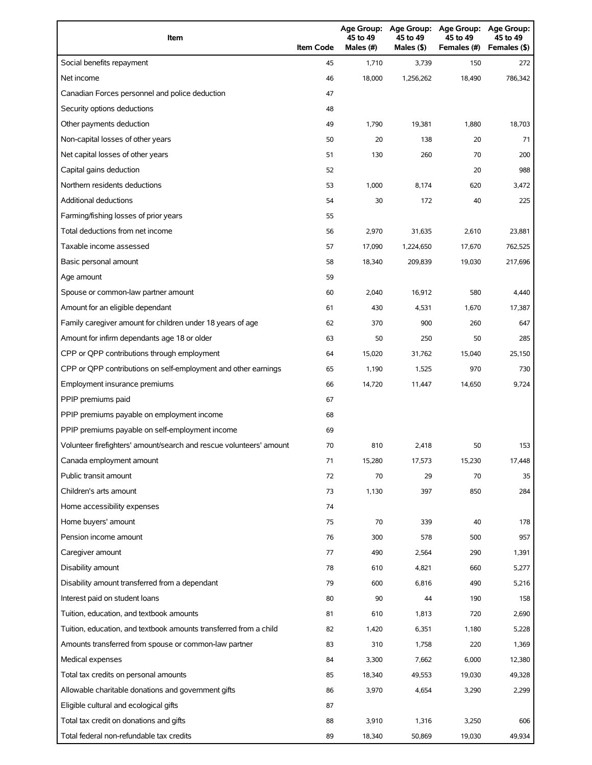| Item | Item Code | Age Group: 45 to 49 Males (#) | Age Group: 45 to 49 Males ($) | Age Group: 45 to 49 Females (#) | Age Group: 45 to 49 Females ($) |
|---|---|---|---|---|---|
| Social benefits repayment | 45 | 1,710 | 3,739 | 150 | 272 |
| Net income | 46 | 18,000 | 1,256,262 | 18,490 | 786,342 |
| Canadian Forces personnel and police deduction | 47 | | | | |
| Security options deductions | 48 | | | | |
| Other payments deduction | 49 | 1,790 | 19,381 | 1,880 | 18,703 |
| Non-capital losses of other years | 50 | 20 | 138 | 20 | 71 |
| Net capital losses of other years | 51 | 130 | 260 | 70 | 200 |
| Capital gains deduction | 52 | | | 20 | 988 |
| Northern residents deductions | 53 | 1,000 | 8,174 | 620 | 3,472 |
| Additional deductions | 54 | 30 | 172 | 40 | 225 |
| Farming/fishing losses of prior years | 55 | | | | |
| Total deductions from net income | 56 | 2,970 | 31,635 | 2,610 | 23,881 |
| Taxable income assessed | 57 | 17,090 | 1,224,650 | 17,670 | 762,525 |
| Basic personal amount | 58 | 18,340 | 209,839 | 19,030 | 217,696 |
| Age amount | 59 | | | | |
| Spouse or common-law partner amount | 60 | 2,040 | 16,912 | 580 | 4,440 |
| Amount for an eligible dependant | 61 | 430 | 4,531 | 1,670 | 17,387 |
| Family caregiver amount for children under 18 years of age | 62 | 370 | 900 | 260 | 647 |
| Amount for infirm dependants age 18 or older | 63 | 50 | 250 | 50 | 285 |
| CPP or QPP contributions through employment | 64 | 15,020 | 31,762 | 15,040 | 25,150 |
| CPP or QPP contributions on self-employment and other earnings | 65 | 1,190 | 1,525 | 970 | 730 |
| Employment insurance premiums | 66 | 14,720 | 11,447 | 14,650 | 9,724 |
| PPIP premiums paid | 67 | | | | |
| PPIP premiums payable on employment income | 68 | | | | |
| PPIP premiums payable on self-employment income | 69 | | | | |
| Volunteer firefighters' amount/search and rescue volunteers' amount | 70 | 810 | 2,418 | 50 | 153 |
| Canada employment amount | 71 | 15,280 | 17,573 | 15,230 | 17,448 |
| Public transit amount | 72 | 70 | 29 | 70 | 35 |
| Children's arts amount | 73 | 1,130 | 397 | 850 | 284 |
| Home accessibility expenses | 74 | | | | |
| Home buyers' amount | 75 | 70 | 339 | 40 | 178 |
| Pension income amount | 76 | 300 | 578 | 500 | 957 |
| Caregiver amount | 77 | 490 | 2,564 | 290 | 1,391 |
| Disability amount | 78 | 610 | 4,821 | 660 | 5,277 |
| Disability amount transferred from a dependant | 79 | 600 | 6,816 | 490 | 5,216 |
| Interest paid on student loans | 80 | 90 | 44 | 190 | 158 |
| Tuition, education, and textbook amounts | 81 | 610 | 1,813 | 720 | 2,690 |
| Tuition, education, and textbook amounts transferred from a child | 82 | 1,420 | 6,351 | 1,180 | 5,228 |
| Amounts transferred from spouse or common-law partner | 83 | 310 | 1,758 | 220 | 1,369 |
| Medical expenses | 84 | 3,300 | 7,662 | 6,000 | 12,380 |
| Total tax credits on personal amounts | 85 | 18,340 | 49,553 | 19,030 | 49,328 |
| Allowable charitable donations and government gifts | 86 | 3,970 | 4,654 | 3,290 | 2,299 |
| Eligible cultural and ecological gifts | 87 | | | | |
| Total tax credit on donations and gifts | 88 | 3,910 | 1,316 | 3,250 | 606 |
| Total federal non-refundable tax credits | 89 | 18,340 | 50,869 | 19,030 | 49,934 |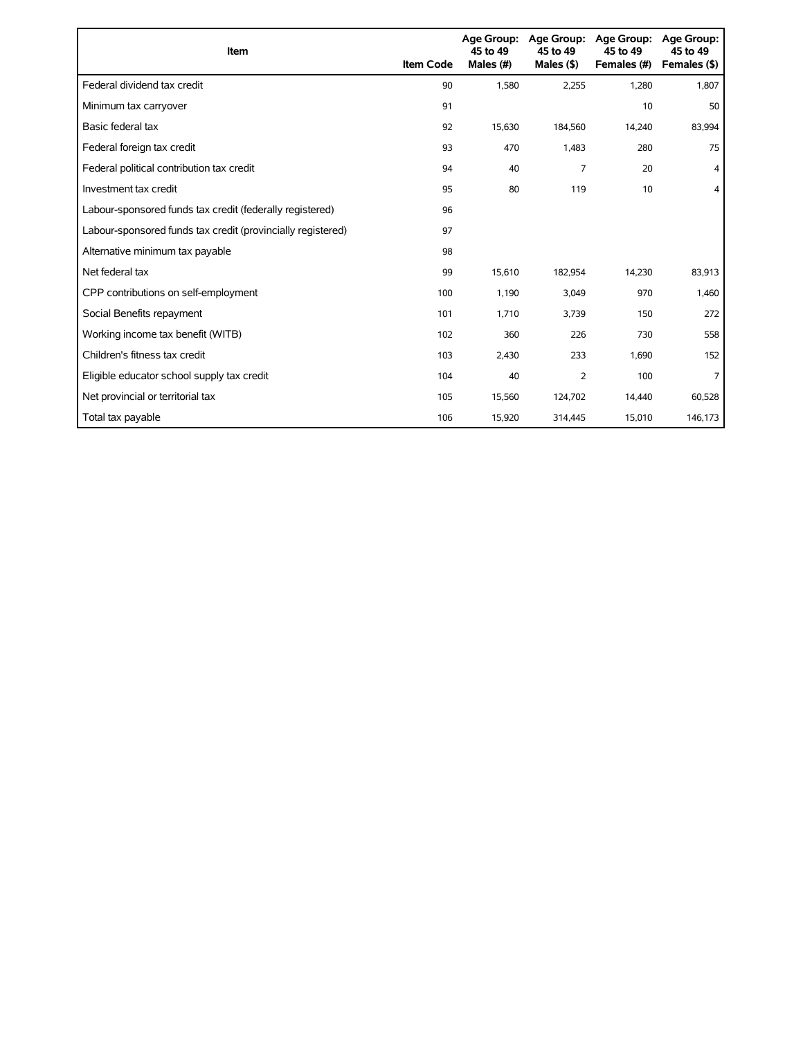| Item | Item Code | Age Group: 45 to 49 Males (#) | Age Group: 45 to 49 Males ($) | Age Group: 45 to 49 Females (#) | Age Group: 45 to 49 Females ($) |
|---|---|---|---|---|---|
| Federal dividend tax credit | 90 | 1,580 | 2,255 | 1,280 | 1,807 |
| Minimum tax carryover | 91 | | | 10 | 50 |
| Basic federal tax | 92 | 15,630 | 184,560 | 14,240 | 83,994 |
| Federal foreign tax credit | 93 | 470 | 1,483 | 280 | 75 |
| Federal political contribution tax credit | 94 | 40 | 7 | 20 | 4 |
| Investment tax credit | 95 | 80 | 119 | 10 | 4 |
| Labour-sponsored funds tax credit (federally registered) | 96 | | | | |
| Labour-sponsored funds tax credit (provincially registered) | 97 | | | | |
| Alternative minimum tax payable | 98 | | | | |
| Net federal tax | 99 | 15,610 | 182,954 | 14,230 | 83,913 |
| CPP contributions on self-employment | 100 | 1,190 | 3,049 | 970 | 1,460 |
| Social Benefits repayment | 101 | 1,710 | 3,739 | 150 | 272 |
| Working income tax benefit (WITB) | 102 | 360 | 226 | 730 | 558 |
| Children's fitness tax credit | 103 | 2,430 | 233 | 1,690 | 152 |
| Eligible educator school supply tax credit | 104 | 40 | 2 | 100 | 7 |
| Net provincial or territorial tax | 105 | 15,560 | 124,702 | 14,440 | 60,528 |
| Total tax payable | 106 | 15,920 | 314,445 | 15,010 | 146,173 |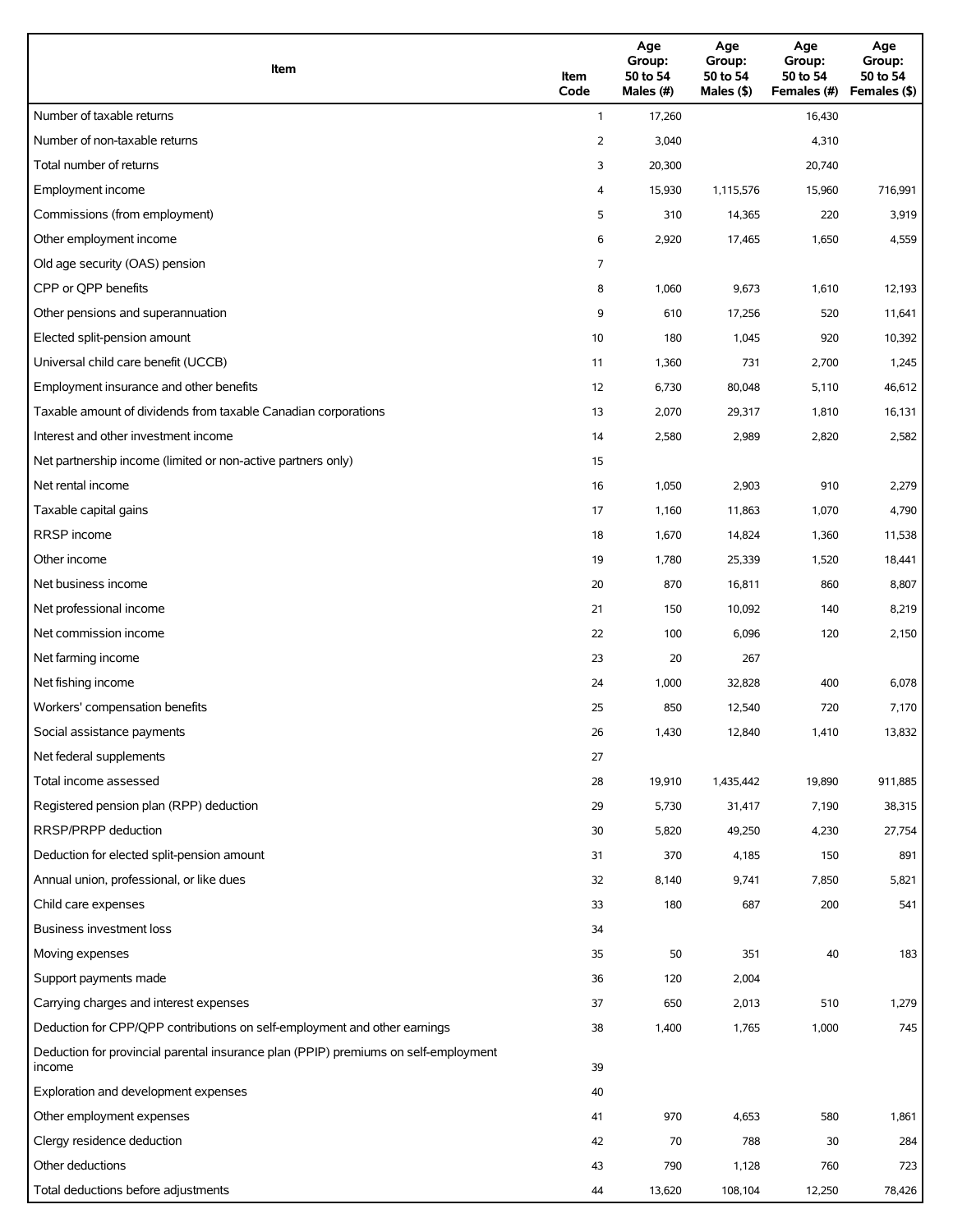| Item | Item Code | Age Group: 50 to 54 Males (#) | Age Group: 50 to 54 Males ($) | Age Group: 50 to 54 Females (#) | Age Group: 50 to 54 Females ($) |
|---|---|---|---|---|---|
| Number of taxable returns | 1 | 17,260 | | 16,430 | |
| Number of non-taxable returns | 2 | 3,040 | | 4,310 | |
| Total number of returns | 3 | 20,300 | | 20,740 | |
| Employment income | 4 | 15,930 | 1,115,576 | 15,960 | 716,991 |
| Commissions (from employment) | 5 | 310 | 14,365 | 220 | 3,919 |
| Other employment income | 6 | 2,920 | 17,465 | 1,650 | 4,559 |
| Old age security (OAS) pension | 7 | | | | |
| CPP or QPP benefits | 8 | 1,060 | 9,673 | 1,610 | 12,193 |
| Other pensions and superannuation | 9 | 610 | 17,256 | 520 | 11,641 |
| Elected split-pension amount | 10 | 180 | 1,045 | 920 | 10,392 |
| Universal child care benefit (UCCB) | 11 | 1,360 | 731 | 2,700 | 1,245 |
| Employment insurance and other benefits | 12 | 6,730 | 80,048 | 5,110 | 46,612 |
| Taxable amount of dividends from taxable Canadian corporations | 13 | 2,070 | 29,317 | 1,810 | 16,131 |
| Interest and other investment income | 14 | 2,580 | 2,989 | 2,820 | 2,582 |
| Net partnership income (limited or non-active partners only) | 15 | | | | |
| Net rental income | 16 | 1,050 | 2,903 | 910 | 2,279 |
| Taxable capital gains | 17 | 1,160 | 11,863 | 1,070 | 4,790 |
| RRSP income | 18 | 1,670 | 14,824 | 1,360 | 11,538 |
| Other income | 19 | 1,780 | 25,339 | 1,520 | 18,441 |
| Net business income | 20 | 870 | 16,811 | 860 | 8,807 |
| Net professional income | 21 | 150 | 10,092 | 140 | 8,219 |
| Net commission income | 22 | 100 | 6,096 | 120 | 2,150 |
| Net farming income | 23 | 20 | 267 | | |
| Net fishing income | 24 | 1,000 | 32,828 | 400 | 6,078 |
| Workers' compensation benefits | 25 | 850 | 12,540 | 720 | 7,170 |
| Social assistance payments | 26 | 1,430 | 12,840 | 1,410 | 13,832 |
| Net federal supplements | 27 | | | | |
| Total income assessed | 28 | 19,910 | 1,435,442 | 19,890 | 911,885 |
| Registered pension plan (RPP) deduction | 29 | 5,730 | 31,417 | 7,190 | 38,315 |
| RRSP/PRPP deduction | 30 | 5,820 | 49,250 | 4,230 | 27,754 |
| Deduction for elected split-pension amount | 31 | 370 | 4,185 | 150 | 891 |
| Annual union, professional, or like dues | 32 | 8,140 | 9,741 | 7,850 | 5,821 |
| Child care expenses | 33 | 180 | 687 | 200 | 541 |
| Business investment loss | 34 | | | | |
| Moving expenses | 35 | 50 | 351 | 40 | 183 |
| Support payments made | 36 | 120 | 2,004 | | |
| Carrying charges and interest expenses | 37 | 650 | 2,013 | 510 | 1,279 |
| Deduction for CPP/QPP contributions on self-employment and other earnings | 38 | 1,400 | 1,765 | 1,000 | 745 |
| Deduction for provincial parental insurance plan (PPIP) premiums on self-employment income | 39 | | | | |
| Exploration and development expenses | 40 | | | | |
| Other employment expenses | 41 | 970 | 4,653 | 580 | 1,861 |
| Clergy residence deduction | 42 | 70 | 788 | 30 | 284 |
| Other deductions | 43 | 790 | 1,128 | 760 | 723 |
| Total deductions before adjustments | 44 | 13,620 | 108,104 | 12,250 | 78,426 |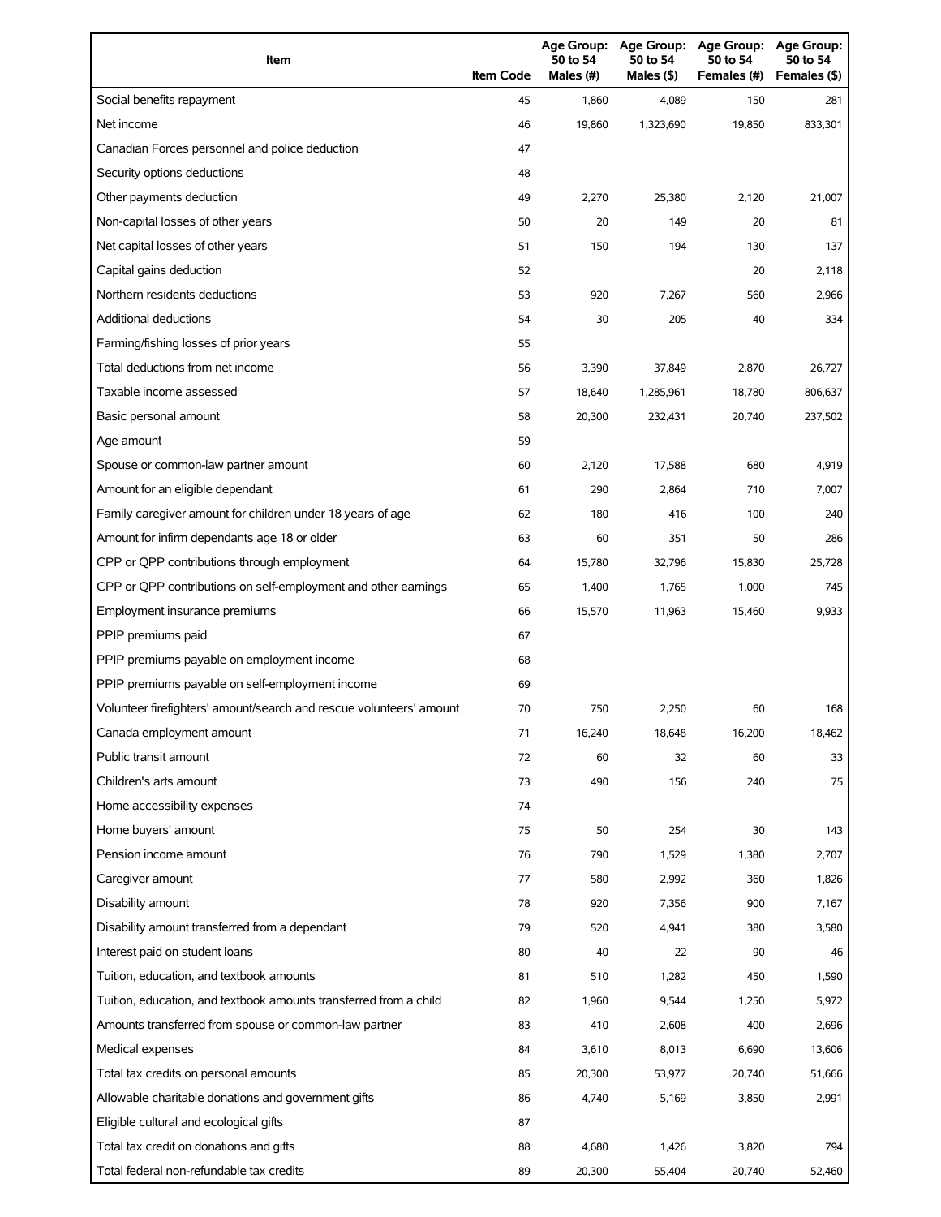| Item | Item Code | Age Group: 50 to 54 Males (#) | Age Group: 50 to 54 Males ($) | Age Group: 50 to 54 Females (#) | Age Group: 50 to 54 Females ($) |
|---|---|---|---|---|---|
| Social benefits repayment | 45 | 1,860 | 4,089 | 150 | 281 |
| Net income | 46 | 19,860 | 1,323,690 | 19,850 | 833,301 |
| Canadian Forces personnel and police deduction | 47 | | | | |
| Security options deductions | 48 | | | | |
| Other payments deduction | 49 | 2,270 | 25,380 | 2,120 | 21,007 |
| Non-capital losses of other years | 50 | 20 | 149 | 20 | 81 |
| Net capital losses of other years | 51 | 150 | 194 | 130 | 137 |
| Capital gains deduction | 52 | | | 20 | 2,118 |
| Northern residents deductions | 53 | 920 | 7,267 | 560 | 2,966 |
| Additional deductions | 54 | 30 | 205 | 40 | 334 |
| Farming/fishing losses of prior years | 55 | | | | |
| Total deductions from net income | 56 | 3,390 | 37,849 | 2,870 | 26,727 |
| Taxable income assessed | 57 | 18,640 | 1,285,961 | 18,780 | 806,637 |
| Basic personal amount | 58 | 20,300 | 232,431 | 20,740 | 237,502 |
| Age amount | 59 | | | | |
| Spouse or common-law partner amount | 60 | 2,120 | 17,588 | 680 | 4,919 |
| Amount for an eligible dependant | 61 | 290 | 2,864 | 710 | 7,007 |
| Family caregiver amount for children under 18 years of age | 62 | 180 | 416 | 100 | 240 |
| Amount for infirm dependants age 18 or older | 63 | 60 | 351 | 50 | 286 |
| CPP or QPP contributions through employment | 64 | 15,780 | 32,796 | 15,830 | 25,728 |
| CPP or QPP contributions on self-employment and other earnings | 65 | 1,400 | 1,765 | 1,000 | 745 |
| Employment insurance premiums | 66 | 15,570 | 11,963 | 15,460 | 9,933 |
| PPIP premiums paid | 67 | | | | |
| PPIP premiums payable on employment income | 68 | | | | |
| PPIP premiums payable on self-employment income | 69 | | | | |
| Volunteer firefighters' amount/search and rescue volunteers' amount | 70 | 750 | 2,250 | 60 | 168 |
| Canada employment amount | 71 | 16,240 | 18,648 | 16,200 | 18,462 |
| Public transit amount | 72 | 60 | 32 | 60 | 33 |
| Children's arts amount | 73 | 490 | 156 | 240 | 75 |
| Home accessibility expenses | 74 | | | | |
| Home buyers' amount | 75 | 50 | 254 | 30 | 143 |
| Pension income amount | 76 | 790 | 1,529 | 1,380 | 2,707 |
| Caregiver amount | 77 | 580 | 2,992 | 360 | 1,826 |
| Disability amount | 78 | 920 | 7,356 | 900 | 7,167 |
| Disability amount transferred from a dependant | 79 | 520 | 4,941 | 380 | 3,580 |
| Interest paid on student loans | 80 | 40 | 22 | 90 | 46 |
| Tuition, education, and textbook amounts | 81 | 510 | 1,282 | 450 | 1,590 |
| Tuition, education, and textbook amounts transferred from a child | 82 | 1,960 | 9,544 | 1,250 | 5,972 |
| Amounts transferred from spouse or common-law partner | 83 | 410 | 2,608 | 400 | 2,696 |
| Medical expenses | 84 | 3,610 | 8,013 | 6,690 | 13,606 |
| Total tax credits on personal amounts | 85 | 20,300 | 53,977 | 20,740 | 51,666 |
| Allowable charitable donations and government gifts | 86 | 4,740 | 5,169 | 3,850 | 2,991 |
| Eligible cultural and ecological gifts | 87 | | | | |
| Total tax credit on donations and gifts | 88 | 4,680 | 1,426 | 3,820 | 794 |
| Total federal non-refundable tax credits | 89 | 20,300 | 55,404 | 20,740 | 52,460 |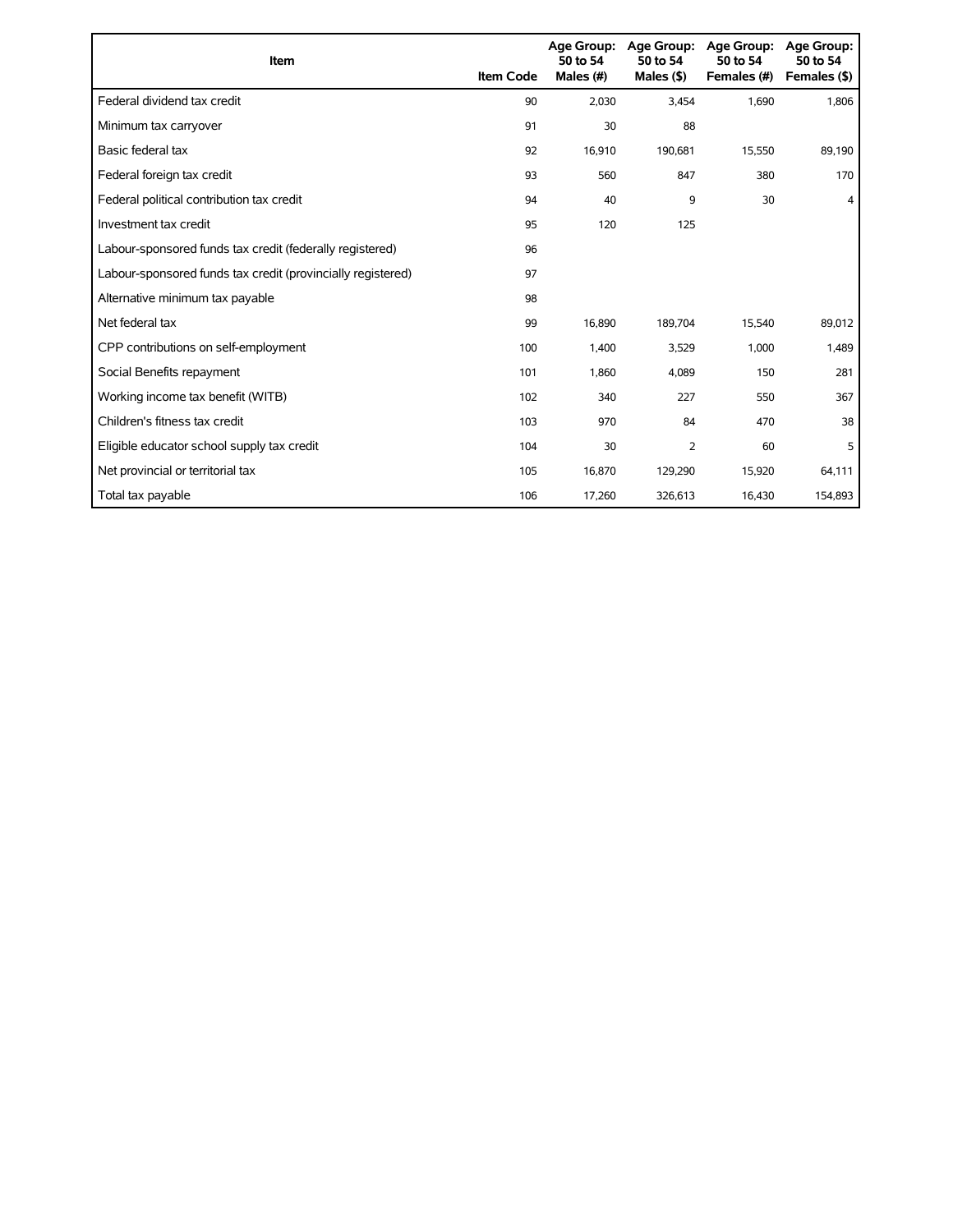| Item | Item Code | Age Group: 50 to 54 Males (#) | Age Group: 50 to 54 Males ($) | Age Group: 50 to 54 Females (#) | Age Group: 50 to 54 Females ($) |
|---|---|---|---|---|---|
| Federal dividend tax credit | 90 | 2,030 | 3,454 | 1,690 | 1,806 |
| Minimum tax carryover | 91 | 30 | 88 | | |
| Basic federal tax | 92 | 16,910 | 190,681 | 15,550 | 89,190 |
| Federal foreign tax credit | 93 | 560 | 847 | 380 | 170 |
| Federal political contribution tax credit | 94 | 40 | 9 | 30 | 4 |
| Investment tax credit | 95 | 120 | 125 | | |
| Labour-sponsored funds tax credit (federally registered) | 96 | | | | |
| Labour-sponsored funds tax credit (provincially registered) | 97 | | | | |
| Alternative minimum tax payable | 98 | | | | |
| Net federal tax | 99 | 16,890 | 189,704 | 15,540 | 89,012 |
| CPP contributions on self-employment | 100 | 1,400 | 3,529 | 1,000 | 1,489 |
| Social Benefits repayment | 101 | 1,860 | 4,089 | 150 | 281 |
| Working income tax benefit (WITB) | 102 | 340 | 227 | 550 | 367 |
| Children's fitness tax credit | 103 | 970 | 84 | 470 | 38 |
| Eligible educator school supply tax credit | 104 | 30 | 2 | 60 | 5 |
| Net provincial or territorial tax | 105 | 16,870 | 129,290 | 15,920 | 64,111 |
| Total tax payable | 106 | 17,260 | 326,613 | 16,430 | 154,893 |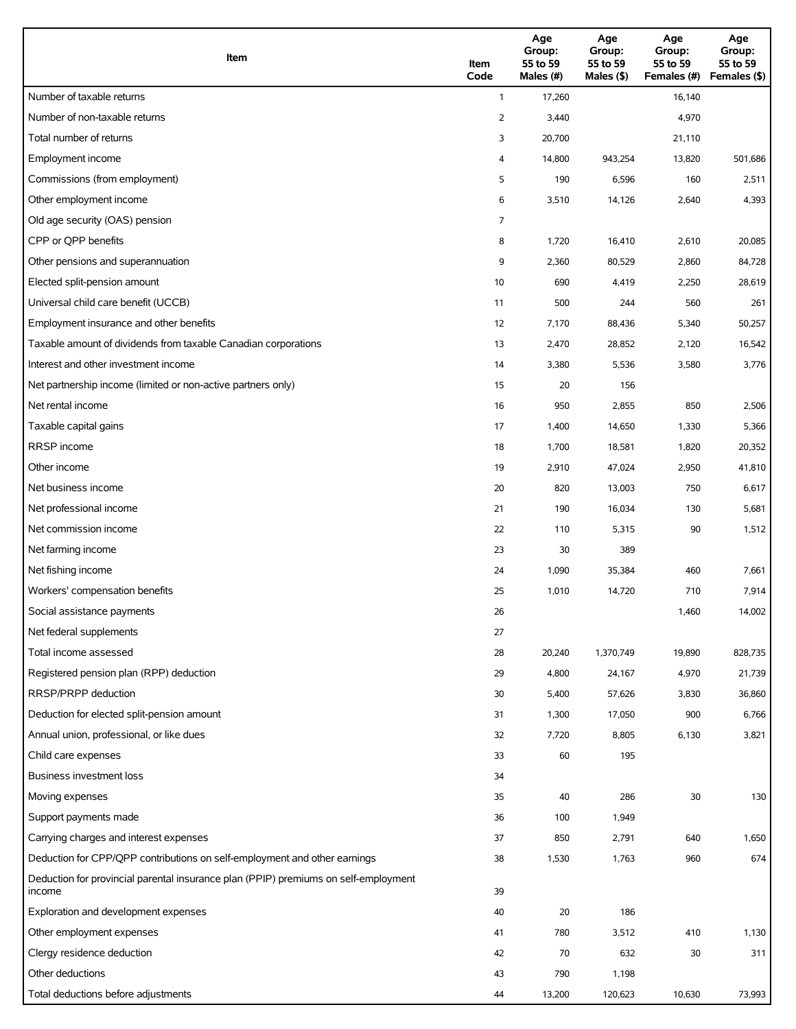| Item | Item Code | Age Group: 55 to 59 Males (#) | Age Group: 55 to 59 Males ($) | Age Group: 55 to 59 Females (#) | Age Group: 55 to 59 Females ($) |
|---|---|---|---|---|---|
| Number of taxable returns | 1 | 17,260 | | 16,140 | |
| Number of non-taxable returns | 2 | 3,440 | | 4,970 | |
| Total number of returns | 3 | 20,700 | | 21,110 | |
| Employment income | 4 | 14,800 | 943,254 | 13,820 | 501,686 |
| Commissions (from employment) | 5 | 190 | 6,596 | 160 | 2,511 |
| Other employment income | 6 | 3,510 | 14,126 | 2,640 | 4,393 |
| Old age security (OAS) pension | 7 | | | | |
| CPP or QPP benefits | 8 | 1,720 | 16,410 | 2,610 | 20,085 |
| Other pensions and superannuation | 9 | 2,360 | 80,529 | 2,860 | 84,728 |
| Elected split-pension amount | 10 | 690 | 4,419 | 2,250 | 28,619 |
| Universal child care benefit (UCCB) | 11 | 500 | 244 | 560 | 261 |
| Employment insurance and other benefits | 12 | 7,170 | 88,436 | 5,340 | 50,257 |
| Taxable amount of dividends from taxable Canadian corporations | 13 | 2,470 | 28,852 | 2,120 | 16,542 |
| Interest and other investment income | 14 | 3,380 | 5,536 | 3,580 | 3,776 |
| Net partnership income (limited or non-active partners only) | 15 | 20 | 156 | | |
| Net rental income | 16 | 950 | 2,855 | 850 | 2,506 |
| Taxable capital gains | 17 | 1,400 | 14,650 | 1,330 | 5,366 |
| RRSP income | 18 | 1,700 | 18,581 | 1,820 | 20,352 |
| Other income | 19 | 2,910 | 47,024 | 2,950 | 41,810 |
| Net business income | 20 | 820 | 13,003 | 750 | 6,617 |
| Net professional income | 21 | 190 | 16,034 | 130 | 5,681 |
| Net commission income | 22 | 110 | 5,315 | 90 | 1,512 |
| Net farming income | 23 | 30 | 389 | | |
| Net fishing income | 24 | 1,090 | 35,384 | 460 | 7,661 |
| Workers' compensation benefits | 25 | 1,010 | 14,720 | 710 | 7,914 |
| Social assistance payments | 26 | | | 1,460 | 14,002 |
| Net federal supplements | 27 | | | | |
| Total income assessed | 28 | 20,240 | 1,370,749 | 19,890 | 828,735 |
| Registered pension plan (RPP) deduction | 29 | 4,800 | 24,167 | 4,970 | 21,739 |
| RRSP/PRPP deduction | 30 | 5,400 | 57,626 | 3,830 | 36,860 |
| Deduction for elected split-pension amount | 31 | 1,300 | 17,050 | 900 | 6,766 |
| Annual union, professional, or like dues | 32 | 7,720 | 8,805 | 6,130 | 3,821 |
| Child care expenses | 33 | 60 | 195 | | |
| Business investment loss | 34 | | | | |
| Moving expenses | 35 | 40 | 286 | 30 | 130 |
| Support payments made | 36 | 100 | 1,949 | | |
| Carrying charges and interest expenses | 37 | 850 | 2,791 | 640 | 1,650 |
| Deduction for CPP/QPP contributions on self-employment and other earnings | 38 | 1,530 | 1,763 | 960 | 674 |
| Deduction for provincial parental insurance plan (PPIP) premiums on self-employment income | 39 | | | | |
| Exploration and development expenses | 40 | 20 | 186 | | |
| Other employment expenses | 41 | 780 | 3,512 | 410 | 1,130 |
| Clergy residence deduction | 42 | 70 | 632 | 30 | 311 |
| Other deductions | 43 | 790 | 1,198 | | |
| Total deductions before adjustments | 44 | 13,200 | 120,623 | 10,630 | 73,993 |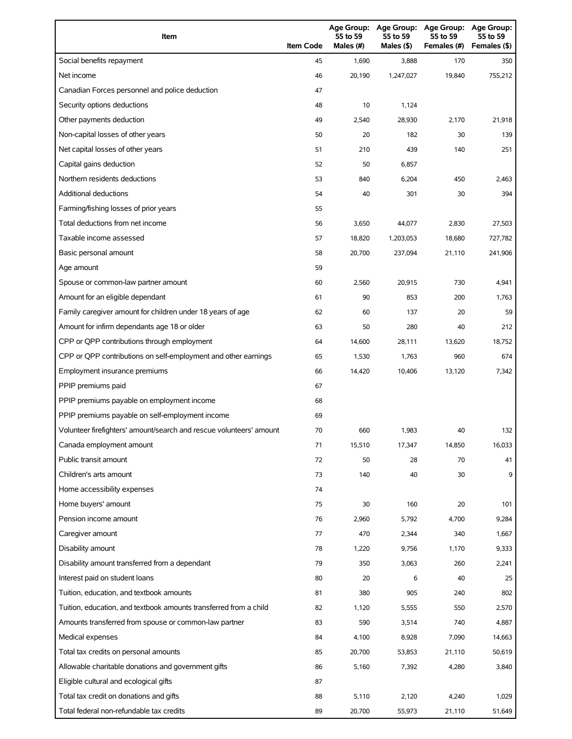| Item | Item Code | Age Group: 55 to 59 Males (#) | Age Group: 55 to 59 Males ($) | Age Group: 55 to 59 Females (#) | Age Group: 55 to 59 Females ($) |
|---|---|---|---|---|---|
| Social benefits repayment | 45 | 1,690 | 3,888 | 170 | 350 |
| Net income | 46 | 20,190 | 1,247,027 | 19,840 | 755,212 |
| Canadian Forces personnel and police deduction | 47 | | | | |
| Security options deductions | 48 | 10 | 1,124 | | |
| Other payments deduction | 49 | 2,540 | 28,930 | 2,170 | 21,918 |
| Non-capital losses of other years | 50 | 20 | 182 | 30 | 139 |
| Net capital losses of other years | 51 | 210 | 439 | 140 | 251 |
| Capital gains deduction | 52 | 50 | 6,857 | | |
| Northern residents deductions | 53 | 840 | 6,204 | 450 | 2,463 |
| Additional deductions | 54 | 40 | 301 | 30 | 394 |
| Farming/fishing losses of prior years | 55 | | | | |
| Total deductions from net income | 56 | 3,650 | 44,077 | 2,830 | 27,503 |
| Taxable income assessed | 57 | 18,820 | 1,203,053 | 18,680 | 727,782 |
| Basic personal amount | 58 | 20,700 | 237,094 | 21,110 | 241,906 |
| Age amount | 59 | | | | |
| Spouse or common-law partner amount | 60 | 2,560 | 20,915 | 730 | 4,941 |
| Amount for an eligible dependant | 61 | 90 | 853 | 200 | 1,763 |
| Family caregiver amount for children under 18 years of age | 62 | 60 | 137 | 20 | 59 |
| Amount for infirm dependants age 18 or older | 63 | 50 | 280 | 40 | 212 |
| CPP or QPP contributions through employment | 64 | 14,600 | 28,111 | 13,620 | 18,752 |
| CPP or QPP contributions on self-employment and other earnings | 65 | 1,530 | 1,763 | 960 | 674 |
| Employment insurance premiums | 66 | 14,420 | 10,406 | 13,120 | 7,342 |
| PPIP premiums paid | 67 | | | | |
| PPIP premiums payable on employment income | 68 | | | | |
| PPIP premiums payable on self-employment income | 69 | | | | |
| Volunteer firefighters' amount/search and rescue volunteers' amount | 70 | 660 | 1,983 | 40 | 132 |
| Canada employment amount | 71 | 15,510 | 17,347 | 14,850 | 16,033 |
| Public transit amount | 72 | 50 | 28 | 70 | 41 |
| Children's arts amount | 73 | 140 | 40 | 30 | 9 |
| Home accessibility expenses | 74 | | | | |
| Home buyers' amount | 75 | 30 | 160 | 20 | 101 |
| Pension income amount | 76 | 2,960 | 5,792 | 4,700 | 9,284 |
| Caregiver amount | 77 | 470 | 2,344 | 340 | 1,667 |
| Disability amount | 78 | 1,220 | 9,756 | 1,170 | 9,333 |
| Disability amount transferred from a dependant | 79 | 350 | 3,063 | 260 | 2,241 |
| Interest paid on student loans | 80 | 20 | 6 | 40 | 25 |
| Tuition, education, and textbook amounts | 81 | 380 | 905 | 240 | 802 |
| Tuition, education, and textbook amounts transferred from a child | 82 | 1,120 | 5,555 | 550 | 2,570 |
| Amounts transferred from spouse or common-law partner | 83 | 590 | 3,514 | 740 | 4,887 |
| Medical expenses | 84 | 4,100 | 8,928 | 7,090 | 14,663 |
| Total tax credits on personal amounts | 85 | 20,700 | 53,853 | 21,110 | 50,619 |
| Allowable charitable donations and government gifts | 86 | 5,160 | 7,392 | 4,280 | 3,840 |
| Eligible cultural and ecological gifts | 87 | | | | |
| Total tax credit on donations and gifts | 88 | 5,110 | 2,120 | 4,240 | 1,029 |
| Total federal non-refundable tax credits | 89 | 20,700 | 55,973 | 21,110 | 51,649 |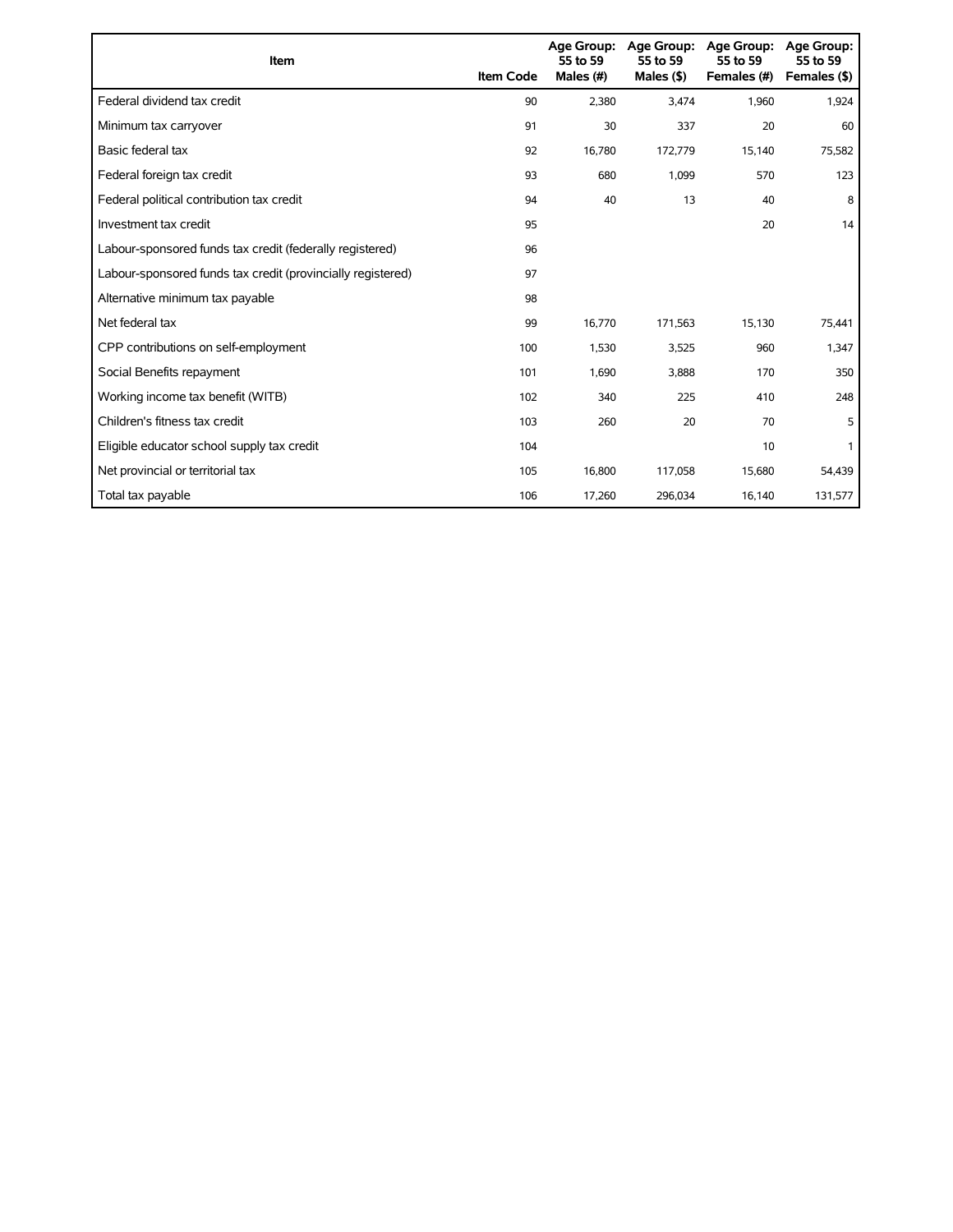| Item | Item Code | Age Group: 55 to 59 Males (#) | Age Group: 55 to 59 Males ($) | Age Group: 55 to 59 Females (#) | Age Group: 55 to 59 Females ($) |
|---|---|---|---|---|---|
| Federal dividend tax credit | 90 | 2,380 | 3,474 | 1,960 | 1,924 |
| Minimum tax carryover | 91 | 30 | 337 | 20 | 60 |
| Basic federal tax | 92 | 16,780 | 172,779 | 15,140 | 75,582 |
| Federal foreign tax credit | 93 | 680 | 1,099 | 570 | 123 |
| Federal political contribution tax credit | 94 | 40 | 13 | 40 | 8 |
| Investment tax credit | 95 | | | 20 | 14 |
| Labour-sponsored funds tax credit (federally registered) | 96 | | | | |
| Labour-sponsored funds tax credit (provincially registered) | 97 | | | | |
| Alternative minimum tax payable | 98 | | | | |
| Net federal tax | 99 | 16,770 | 171,563 | 15,130 | 75,441 |
| CPP contributions on self-employment | 100 | 1,530 | 3,525 | 960 | 1,347 |
| Social Benefits repayment | 101 | 1,690 | 3,888 | 170 | 350 |
| Working income tax benefit (WITB) | 102 | 340 | 225 | 410 | 248 |
| Children's fitness tax credit | 103 | 260 | 20 | 70 | 5 |
| Eligible educator school supply tax credit | 104 | | | 10 | 1 |
| Net provincial or territorial tax | 105 | 16,800 | 117,058 | 15,680 | 54,439 |
| Total tax payable | 106 | 17,260 | 296,034 | 16,140 | 131,577 |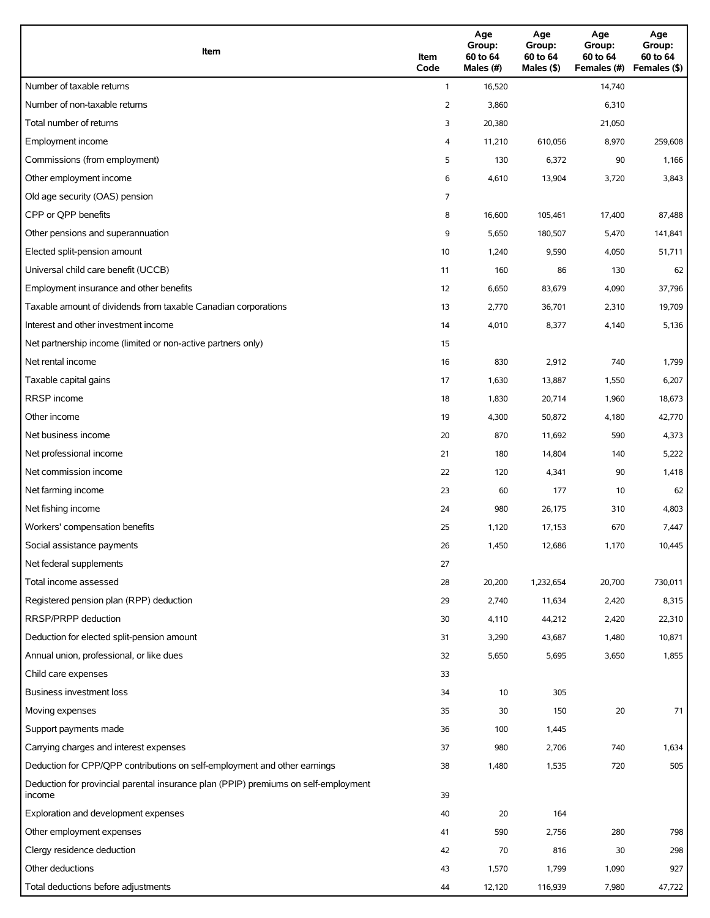| Item | Item Code | Age Group: 60 to 64 Males (#) | Age Group: 60 to 64 Males ($) | Age Group: 60 to 64 Females (#) | Age Group: 60 to 64 Females ($) |
|---|---|---|---|---|---|
| Number of taxable returns | 1 | 16,520 | | 14,740 | |
| Number of non-taxable returns | 2 | 3,860 | | 6,310 | |
| Total number of returns | 3 | 20,380 | | 21,050 | |
| Employment income | 4 | 11,210 | 610,056 | 8,970 | 259,608 |
| Commissions (from employment) | 5 | 130 | 6,372 | 90 | 1,166 |
| Other employment income | 6 | 4,610 | 13,904 | 3,720 | 3,843 |
| Old age security (OAS) pension | 7 | | | | |
| CPP or QPP benefits | 8 | 16,600 | 105,461 | 17,400 | 87,488 |
| Other pensions and superannuation | 9 | 5,650 | 180,507 | 5,470 | 141,841 |
| Elected split-pension amount | 10 | 1,240 | 9,590 | 4,050 | 51,711 |
| Universal child care benefit (UCCB) | 11 | 160 | 86 | 130 | 62 |
| Employment insurance and other benefits | 12 | 6,650 | 83,679 | 4,090 | 37,796 |
| Taxable amount of dividends from taxable Canadian corporations | 13 | 2,770 | 36,701 | 2,310 | 19,709 |
| Interest and other investment income | 14 | 4,010 | 8,377 | 4,140 | 5,136 |
| Net partnership income (limited or non-active partners only) | 15 | | | | |
| Net rental income | 16 | 830 | 2,912 | 740 | 1,799 |
| Taxable capital gains | 17 | 1,630 | 13,887 | 1,550 | 6,207 |
| RRSP income | 18 | 1,830 | 20,714 | 1,960 | 18,673 |
| Other income | 19 | 4,300 | 50,872 | 4,180 | 42,770 |
| Net business income | 20 | 870 | 11,692 | 590 | 4,373 |
| Net professional income | 21 | 180 | 14,804 | 140 | 5,222 |
| Net commission income | 22 | 120 | 4,341 | 90 | 1,418 |
| Net farming income | 23 | 60 | 177 | 10 | 62 |
| Net fishing income | 24 | 980 | 26,175 | 310 | 4,803 |
| Workers' compensation benefits | 25 | 1,120 | 17,153 | 670 | 7,447 |
| Social assistance payments | 26 | 1,450 | 12,686 | 1,170 | 10,445 |
| Net federal supplements | 27 | | | | |
| Total income assessed | 28 | 20,200 | 1,232,654 | 20,700 | 730,011 |
| Registered pension plan (RPP) deduction | 29 | 2,740 | 11,634 | 2,420 | 8,315 |
| RRSP/PRPP deduction | 30 | 4,110 | 44,212 | 2,420 | 22,310 |
| Deduction for elected split-pension amount | 31 | 3,290 | 43,687 | 1,480 | 10,871 |
| Annual union, professional, or like dues | 32 | 5,650 | 5,695 | 3,650 | 1,855 |
| Child care expenses | 33 | | | | |
| Business investment loss | 34 | 10 | 305 | | |
| Moving expenses | 35 | 30 | 150 | 20 | 71 |
| Support payments made | 36 | 100 | 1,445 | | |
| Carrying charges and interest expenses | 37 | 980 | 2,706 | 740 | 1,634 |
| Deduction for CPP/QPP contributions on self-employment and other earnings | 38 | 1,480 | 1,535 | 720 | 505 |
| Deduction for provincial parental insurance plan (PPIP) premiums on self-employment income | 39 | | | | |
| Exploration and development expenses | 40 | 20 | 164 | | |
| Other employment expenses | 41 | 590 | 2,756 | 280 | 798 |
| Clergy residence deduction | 42 | 70 | 816 | 30 | 298 |
| Other deductions | 43 | 1,570 | 1,799 | 1,090 | 927 |
| Total deductions before adjustments | 44 | 12,120 | 116,939 | 7,980 | 47,722 |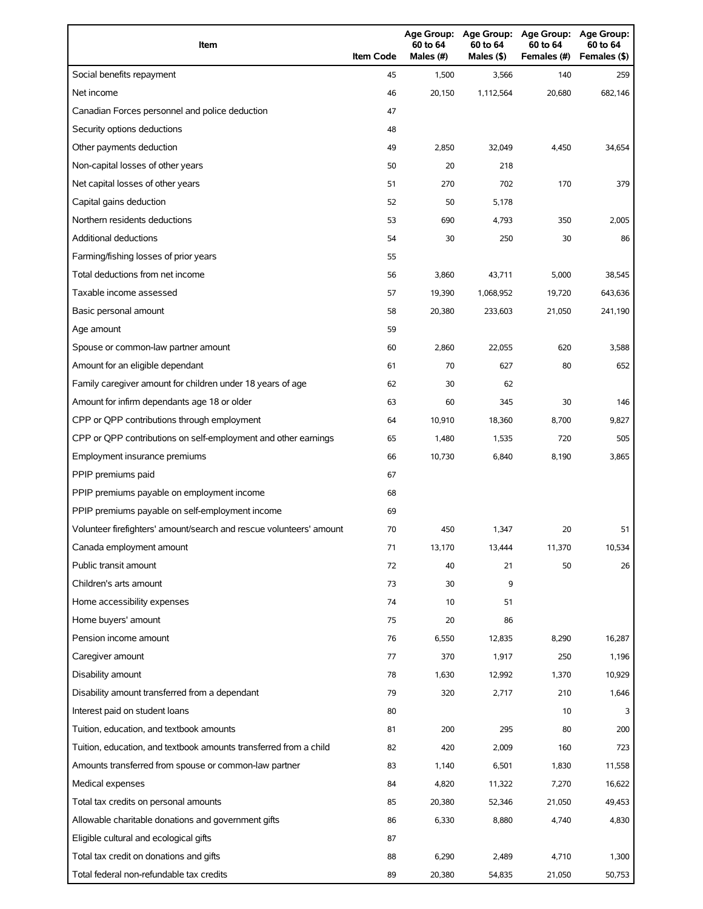| Item | Item Code | Age Group: 60 to 64 Males (#) | Age Group: 60 to 64 Males ($) | Age Group: 60 to 64 Females (#) | Age Group: 60 to 64 Females ($) |
|---|---|---|---|---|---|
| Social benefits repayment | 45 | 1,500 | 3,566 | 140 | 259 |
| Net income | 46 | 20,150 | 1,112,564 | 20,680 | 682,146 |
| Canadian Forces personnel and police deduction | 47 | | | | |
| Security options deductions | 48 | | | | |
| Other payments deduction | 49 | 2,850 | 32,049 | 4,450 | 34,654 |
| Non-capital losses of other years | 50 | 20 | 218 | | |
| Net capital losses of other years | 51 | 270 | 702 | 170 | 379 |
| Capital gains deduction | 52 | 50 | 5,178 | | |
| Northern residents deductions | 53 | 690 | 4,793 | 350 | 2,005 |
| Additional deductions | 54 | 30 | 250 | 30 | 86 |
| Farming/fishing losses of prior years | 55 | | | | |
| Total deductions from net income | 56 | 3,860 | 43,711 | 5,000 | 38,545 |
| Taxable income assessed | 57 | 19,390 | 1,068,952 | 19,720 | 643,636 |
| Basic personal amount | 58 | 20,380 | 233,603 | 21,050 | 241,190 |
| Age amount | 59 | | | | |
| Spouse or common-law partner amount | 60 | 2,860 | 22,055 | 620 | 3,588 |
| Amount for an eligible dependant | 61 | 70 | 627 | 80 | 652 |
| Family caregiver amount for children under 18 years of age | 62 | 30 | 62 | | |
| Amount for infirm dependants age 18 or older | 63 | 60 | 345 | 30 | 146 |
| CPP or QPP contributions through employment | 64 | 10,910 | 18,360 | 8,700 | 9,827 |
| CPP or QPP contributions on self-employment and other earnings | 65 | 1,480 | 1,535 | 720 | 505 |
| Employment insurance premiums | 66 | 10,730 | 6,840 | 8,190 | 3,865 |
| PPIP premiums paid | 67 | | | | |
| PPIP premiums payable on employment income | 68 | | | | |
| PPIP premiums payable on self-employment income | 69 | | | | |
| Volunteer firefighters' amount/search and rescue volunteers' amount | 70 | 450 | 1,347 | 20 | 51 |
| Canada employment amount | 71 | 13,170 | 13,444 | 11,370 | 10,534 |
| Public transit amount | 72 | 40 | 21 | 50 | 26 |
| Children's arts amount | 73 | 30 | 9 | | |
| Home accessibility expenses | 74 | 10 | 51 | | |
| Home buyers' amount | 75 | 20 | 86 | | |
| Pension income amount | 76 | 6,550 | 12,835 | 8,290 | 16,287 |
| Caregiver amount | 77 | 370 | 1,917 | 250 | 1,196 |
| Disability amount | 78 | 1,630 | 12,992 | 1,370 | 10,929 |
| Disability amount transferred from a dependant | 79 | 320 | 2,717 | 210 | 1,646 |
| Interest paid on student loans | 80 | | | 10 | 3 |
| Tuition, education, and textbook amounts | 81 | 200 | 295 | 80 | 200 |
| Tuition, education, and textbook amounts transferred from a child | 82 | 420 | 2,009 | 160 | 723 |
| Amounts transferred from spouse or common-law partner | 83 | 1,140 | 6,501 | 1,830 | 11,558 |
| Medical expenses | 84 | 4,820 | 11,322 | 7,270 | 16,622 |
| Total tax credits on personal amounts | 85 | 20,380 | 52,346 | 21,050 | 49,453 |
| Allowable charitable donations and government gifts | 86 | 6,330 | 8,880 | 4,740 | 4,830 |
| Eligible cultural and ecological gifts | 87 | | | | |
| Total tax credit on donations and gifts | 88 | 6,290 | 2,489 | 4,710 | 1,300 |
| Total federal non-refundable tax credits | 89 | 20,380 | 54,835 | 21,050 | 50,753 |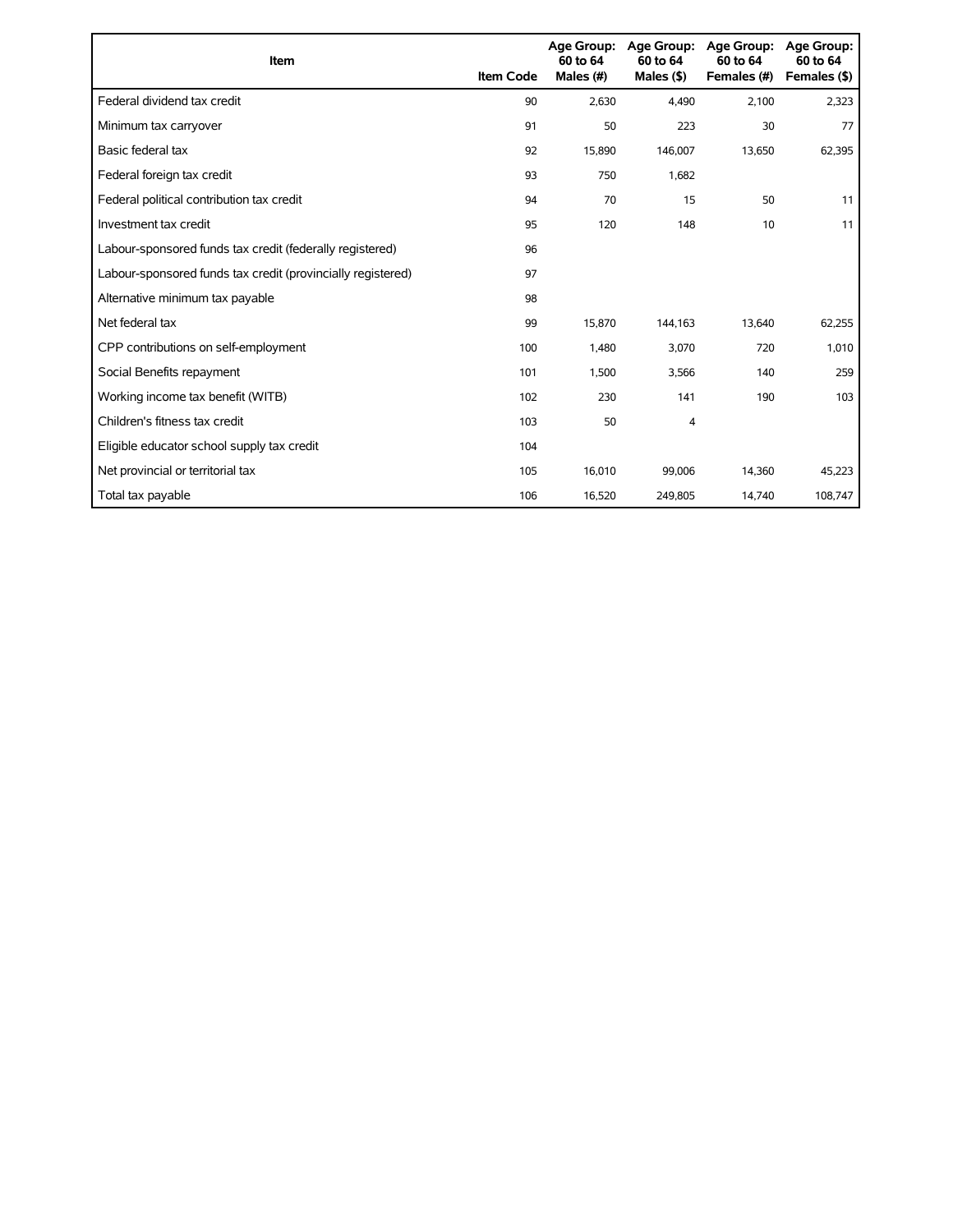| Item | Item Code | Age Group: 60 to 64 Males (#) | Age Group: 60 to 64 Males ($) | Age Group: 60 to 64 Females (#) | Age Group: 60 to 64 Females ($) |
|---|---|---|---|---|---|
| Federal dividend tax credit | 90 | 2,630 | 4,490 | 2,100 | 2,323 |
| Minimum tax carryover | 91 | 50 | 223 | 30 | 77 |
| Basic federal tax | 92 | 15,890 | 146,007 | 13,650 | 62,395 |
| Federal foreign tax credit | 93 | 750 | 1,682 | | |
| Federal political contribution tax credit | 94 | 70 | 15 | 50 | 11 |
| Investment tax credit | 95 | 120 | 148 | 10 | 11 |
| Labour-sponsored funds tax credit (federally registered) | 96 | | | | |
| Labour-sponsored funds tax credit (provincially registered) | 97 | | | | |
| Alternative minimum tax payable | 98 | | | | |
| Net federal tax | 99 | 15,870 | 144,163 | 13,640 | 62,255 |
| CPP contributions on self-employment | 100 | 1,480 | 3,070 | 720 | 1,010 |
| Social Benefits repayment | 101 | 1,500 | 3,566 | 140 | 259 |
| Working income tax benefit (WITB) | 102 | 230 | 141 | 190 | 103 |
| Children's fitness tax credit | 103 | 50 | 4 | | |
| Eligible educator school supply tax credit | 104 | | | | |
| Net provincial or territorial tax | 105 | 16,010 | 99,006 | 14,360 | 45,223 |
| Total tax payable | 106 | 16,520 | 249,805 | 14,740 | 108,747 |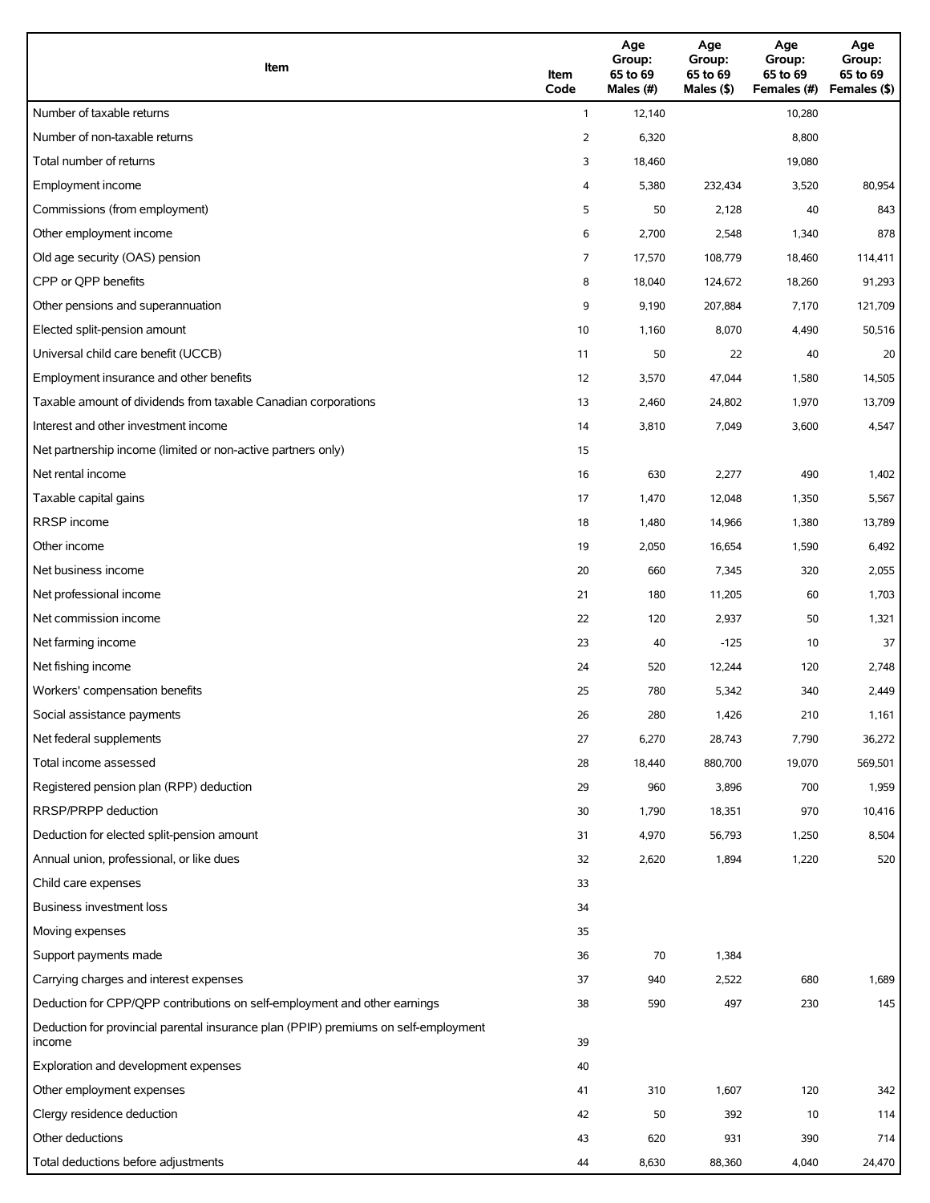| Item | Item Code | Age Group: 65 to 69 Males (#) | Age Group: 65 to 69 Males ($) | Age Group: 65 to 69 Females (#) | Age Group: 65 to 69 Females ($) |
|---|---|---|---|---|---|
| Number of taxable returns | 1 | 12,140 | | 10,280 | |
| Number of non-taxable returns | 2 | 6,320 | | 8,800 | |
| Total number of returns | 3 | 18,460 | | 19,080 | |
| Employment income | 4 | 5,380 | 232,434 | 3,520 | 80,954 |
| Commissions (from employment) | 5 | 50 | 2,128 | 40 | 843 |
| Other employment income | 6 | 2,700 | 2,548 | 1,340 | 878 |
| Old age security (OAS) pension | 7 | 17,570 | 108,779 | 18,460 | 114,411 |
| CPP or QPP benefits | 8 | 18,040 | 124,672 | 18,260 | 91,293 |
| Other pensions and superannuation | 9 | 9,190 | 207,884 | 7,170 | 121,709 |
| Elected split-pension amount | 10 | 1,160 | 8,070 | 4,490 | 50,516 |
| Universal child care benefit (UCCB) | 11 | 50 | 22 | 40 | 20 |
| Employment insurance and other benefits | 12 | 3,570 | 47,044 | 1,580 | 14,505 |
| Taxable amount of dividends from taxable Canadian corporations | 13 | 2,460 | 24,802 | 1,970 | 13,709 |
| Interest and other investment income | 14 | 3,810 | 7,049 | 3,600 | 4,547 |
| Net partnership income (limited or non-active partners only) | 15 | | | | |
| Net rental income | 16 | 630 | 2,277 | 490 | 1,402 |
| Taxable capital gains | 17 | 1,470 | 12,048 | 1,350 | 5,567 |
| RRSP income | 18 | 1,480 | 14,966 | 1,380 | 13,789 |
| Other income | 19 | 2,050 | 16,654 | 1,590 | 6,492 |
| Net business income | 20 | 660 | 7,345 | 320 | 2,055 |
| Net professional income | 21 | 180 | 11,205 | 60 | 1,703 |
| Net commission income | 22 | 120 | 2,937 | 50 | 1,321 |
| Net farming income | 23 | 40 | -125 | 10 | 37 |
| Net fishing income | 24 | 520 | 12,244 | 120 | 2,748 |
| Workers' compensation benefits | 25 | 780 | 5,342 | 340 | 2,449 |
| Social assistance payments | 26 | 280 | 1,426 | 210 | 1,161 |
| Net federal supplements | 27 | 6,270 | 28,743 | 7,790 | 36,272 |
| Total income assessed | 28 | 18,440 | 880,700 | 19,070 | 569,501 |
| Registered pension plan (RPP) deduction | 29 | 960 | 3,896 | 700 | 1,959 |
| RRSP/PRPP deduction | 30 | 1,790 | 18,351 | 970 | 10,416 |
| Deduction for elected split-pension amount | 31 | 4,970 | 56,793 | 1,250 | 8,504 |
| Annual union, professional, or like dues | 32 | 2,620 | 1,894 | 1,220 | 520 |
| Child care expenses | 33 | | | | |
| Business investment loss | 34 | | | | |
| Moving expenses | 35 | | | | |
| Support payments made | 36 | 70 | 1,384 | | |
| Carrying charges and interest expenses | 37 | 940 | 2,522 | 680 | 1,689 |
| Deduction for CPP/QPP contributions on self-employment and other earnings | 38 | 590 | 497 | 230 | 145 |
| Deduction for provincial parental insurance plan (PPIP) premiums on self-employment income | 39 | | | | |
| Exploration and development expenses | 40 | | | | |
| Other employment expenses | 41 | 310 | 1,607 | 120 | 342 |
| Clergy residence deduction | 42 | 50 | 392 | 10 | 114 |
| Other deductions | 43 | 620 | 931 | 390 | 714 |
| Total deductions before adjustments | 44 | 8,630 | 88,360 | 4,040 | 24,470 |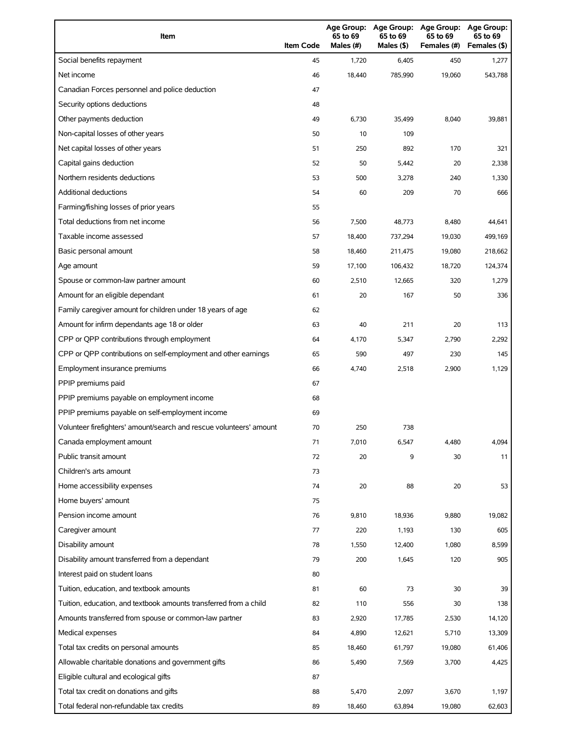| Item | Item Code | Age Group: 65 to 69 Males (#) | Age Group: 65 to 69 Males ($) | Age Group: 65 to 69 Females (#) | Age Group: 65 to 69 Females ($) |
|---|---|---|---|---|---|
| Social benefits repayment | 45 | 1,720 | 6,405 | 450 | 1,277 |
| Net income | 46 | 18,440 | 785,990 | 19,060 | 543,788 |
| Canadian Forces personnel and police deduction | 47 | | | | |
| Security options deductions | 48 | | | | |
| Other payments deduction | 49 | 6,730 | 35,499 | 8,040 | 39,881 |
| Non-capital losses of other years | 50 | 10 | 109 | | |
| Net capital losses of other years | 51 | 250 | 892 | 170 | 321 |
| Capital gains deduction | 52 | 50 | 5,442 | 20 | 2,338 |
| Northern residents deductions | 53 | 500 | 3,278 | 240 | 1,330 |
| Additional deductions | 54 | 60 | 209 | 70 | 666 |
| Farming/fishing losses of prior years | 55 | | | | |
| Total deductions from net income | 56 | 7,500 | 48,773 | 8,480 | 44,641 |
| Taxable income assessed | 57 | 18,400 | 737,294 | 19,030 | 499,169 |
| Basic personal amount | 58 | 18,460 | 211,475 | 19,080 | 218,662 |
| Age amount | 59 | 17,100 | 106,432 | 18,720 | 124,374 |
| Spouse or common-law partner amount | 60 | 2,510 | 12,665 | 320 | 1,279 |
| Amount for an eligible dependant | 61 | 20 | 167 | 50 | 336 |
| Family caregiver amount for children under 18 years of age | 62 | | | | |
| Amount for infirm dependants age 18 or older | 63 | 40 | 211 | 20 | 113 |
| CPP or QPP contributions through employment | 64 | 4,170 | 5,347 | 2,790 | 2,292 |
| CPP or QPP contributions on self-employment and other earnings | 65 | 590 | 497 | 230 | 145 |
| Employment insurance premiums | 66 | 4,740 | 2,518 | 2,900 | 1,129 |
| PPIP premiums paid | 67 | | | | |
| PPIP premiums payable on employment income | 68 | | | | |
| PPIP premiums payable on self-employment income | 69 | | | | |
| Volunteer firefighters' amount/search and rescue volunteers' amount | 70 | 250 | 738 | | |
| Canada employment amount | 71 | 7,010 | 6,547 | 4,480 | 4,094 |
| Public transit amount | 72 | 20 | 9 | 30 | 11 |
| Children's arts amount | 73 | | | | |
| Home accessibility expenses | 74 | 20 | 88 | 20 | 53 |
| Home buyers' amount | 75 | | | | |
| Pension income amount | 76 | 9,810 | 18,936 | 9,880 | 19,082 |
| Caregiver amount | 77 | 220 | 1,193 | 130 | 605 |
| Disability amount | 78 | 1,550 | 12,400 | 1,080 | 8,599 |
| Disability amount transferred from a dependant | 79 | 200 | 1,645 | 120 | 905 |
| Interest paid on student loans | 80 | | | | |
| Tuition, education, and textbook amounts | 81 | 60 | 73 | 30 | 39 |
| Tuition, education, and textbook amounts transferred from a child | 82 | 110 | 556 | 30 | 138 |
| Amounts transferred from spouse or common-law partner | 83 | 2,920 | 17,785 | 2,530 | 14,120 |
| Medical expenses | 84 | 4,890 | 12,621 | 5,710 | 13,309 |
| Total tax credits on personal amounts | 85 | 18,460 | 61,797 | 19,080 | 61,406 |
| Allowable charitable donations and government gifts | 86 | 5,490 | 7,569 | 3,700 | 4,425 |
| Eligible cultural and ecological gifts | 87 | | | | |
| Total tax credit on donations and gifts | 88 | 5,470 | 2,097 | 3,670 | 1,197 |
| Total federal non-refundable tax credits | 89 | 18,460 | 63,894 | 19,080 | 62,603 |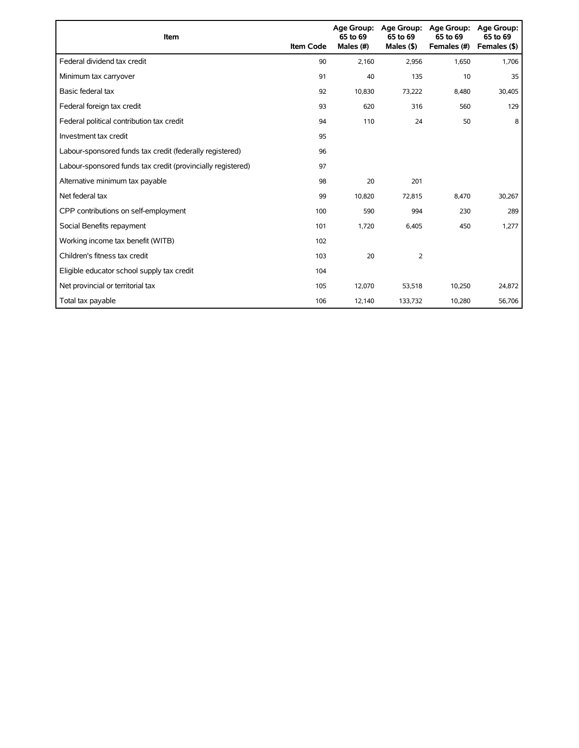| Item | Item Code | Age Group: 65 to 69 Males (#) | Age Group: 65 to 69 Males ($) | Age Group: 65 to 69 Females (#) | Age Group: 65 to 69 Females ($) |
|---|---|---|---|---|---|
| Federal dividend tax credit | 90 | 2,160 | 2,956 | 1,650 | 1,706 |
| Minimum tax carryover | 91 | 40 | 135 | 10 | 35 |
| Basic federal tax | 92 | 10,830 | 73,222 | 8,480 | 30,405 |
| Federal foreign tax credit | 93 | 620 | 316 | 560 | 129 |
| Federal political contribution tax credit | 94 | 110 | 24 | 50 | 8 |
| Investment tax credit | 95 | | | | |
| Labour-sponsored funds tax credit (federally registered) | 96 | | | | |
| Labour-sponsored funds tax credit (provincially registered) | 97 | | | | |
| Alternative minimum tax payable | 98 | 20 | 201 | | |
| Net federal tax | 99 | 10,820 | 72,815 | 8,470 | 30,267 |
| CPP contributions on self-employment | 100 | 590 | 994 | 230 | 289 |
| Social Benefits repayment | 101 | 1,720 | 6,405 | 450 | 1,277 |
| Working income tax benefit (WITB) | 102 | | | | |
| Children's fitness tax credit | 103 | 20 | 2 | | |
| Eligible educator school supply tax credit | 104 | | | | |
| Net provincial or territorial tax | 105 | 12,070 | 53,518 | 10,250 | 24,872 |
| Total tax payable | 106 | 12,140 | 133,732 | 10,280 | 56,706 |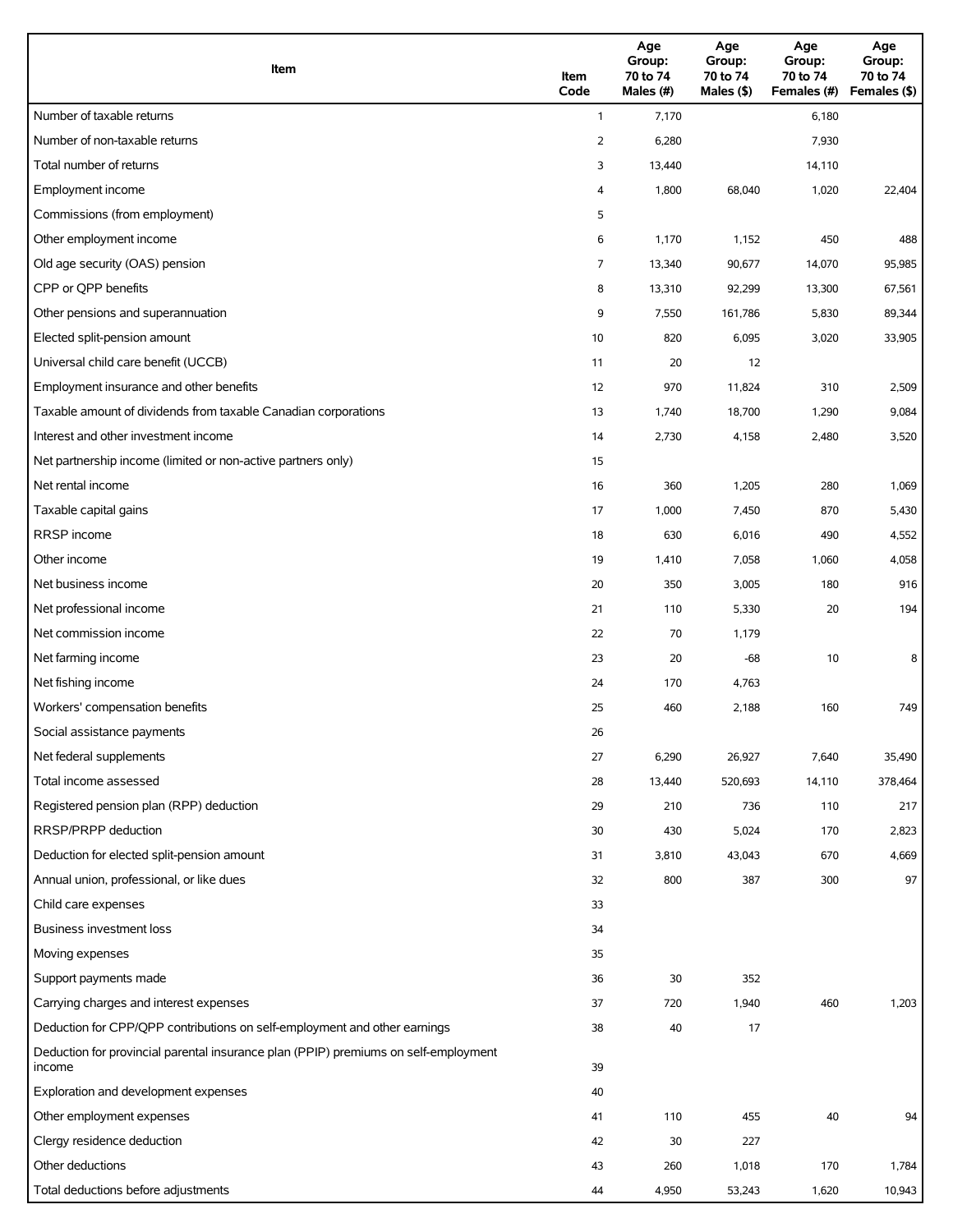| Item | Item Code | Age Group: 70 to 74 Males (#) | Age Group: 70 to 74 Males ($) | Age Group: 70 to 74 Females (#) | Age Group: 70 to 74 Females ($) |
|---|---|---|---|---|---|
| Number of taxable returns | 1 | 7,170 | | 6,180 | |
| Number of non-taxable returns | 2 | 6,280 | | 7,930 | |
| Total number of returns | 3 | 13,440 | | 14,110 | |
| Employment income | 4 | 1,800 | 68,040 | 1,020 | 22,404 |
| Commissions (from employment) | 5 | | | | |
| Other employment income | 6 | 1,170 | 1,152 | 450 | 488 |
| Old age security (OAS) pension | 7 | 13,340 | 90,677 | 14,070 | 95,985 |
| CPP or QPP benefits | 8 | 13,310 | 92,299 | 13,300 | 67,561 |
| Other pensions and superannuation | 9 | 7,550 | 161,786 | 5,830 | 89,344 |
| Elected split-pension amount | 10 | 820 | 6,095 | 3,020 | 33,905 |
| Universal child care benefit (UCCB) | 11 | 20 | 12 | | |
| Employment insurance and other benefits | 12 | 970 | 11,824 | 310 | 2,509 |
| Taxable amount of dividends from taxable Canadian corporations | 13 | 1,740 | 18,700 | 1,290 | 9,084 |
| Interest and other investment income | 14 | 2,730 | 4,158 | 2,480 | 3,520 |
| Net partnership income (limited or non-active partners only) | 15 | | | | |
| Net rental income | 16 | 360 | 1,205 | 280 | 1,069 |
| Taxable capital gains | 17 | 1,000 | 7,450 | 870 | 5,430 |
| RRSP income | 18 | 630 | 6,016 | 490 | 4,552 |
| Other income | 19 | 1,410 | 7,058 | 1,060 | 4,058 |
| Net business income | 20 | 350 | 3,005 | 180 | 916 |
| Net professional income | 21 | 110 | 5,330 | 20 | 194 |
| Net commission income | 22 | 70 | 1,179 | | |
| Net farming income | 23 | 20 | -68 | 10 | 8 |
| Net fishing income | 24 | 170 | 4,763 | | |
| Workers' compensation benefits | 25 | 460 | 2,188 | 160 | 749 |
| Social assistance payments | 26 | | | | |
| Net federal supplements | 27 | 6,290 | 26,927 | 7,640 | 35,490 |
| Total income assessed | 28 | 13,440 | 520,693 | 14,110 | 378,464 |
| Registered pension plan (RPP) deduction | 29 | 210 | 736 | 110 | 217 |
| RRSP/PRPP deduction | 30 | 430 | 5,024 | 170 | 2,823 |
| Deduction for elected split-pension amount | 31 | 3,810 | 43,043 | 670 | 4,669 |
| Annual union, professional, or like dues | 32 | 800 | 387 | 300 | 97 |
| Child care expenses | 33 | | | | |
| Business investment loss | 34 | | | | |
| Moving expenses | 35 | | | | |
| Support payments made | 36 | 30 | 352 | | |
| Carrying charges and interest expenses | 37 | 720 | 1,940 | 460 | 1,203 |
| Deduction for CPP/QPP contributions on self-employment and other earnings | 38 | 40 | 17 | | |
| Deduction for provincial parental insurance plan (PPIP) premiums on self-employment income | 39 | | | | |
| Exploration and development expenses | 40 | | | | |
| Other employment expenses | 41 | 110 | 455 | 40 | 94 |
| Clergy residence deduction | 42 | 30 | 227 | | |
| Other deductions | 43 | 260 | 1,018 | 170 | 1,784 |
| Total deductions before adjustments | 44 | 4,950 | 53,243 | 1,620 | 10,943 |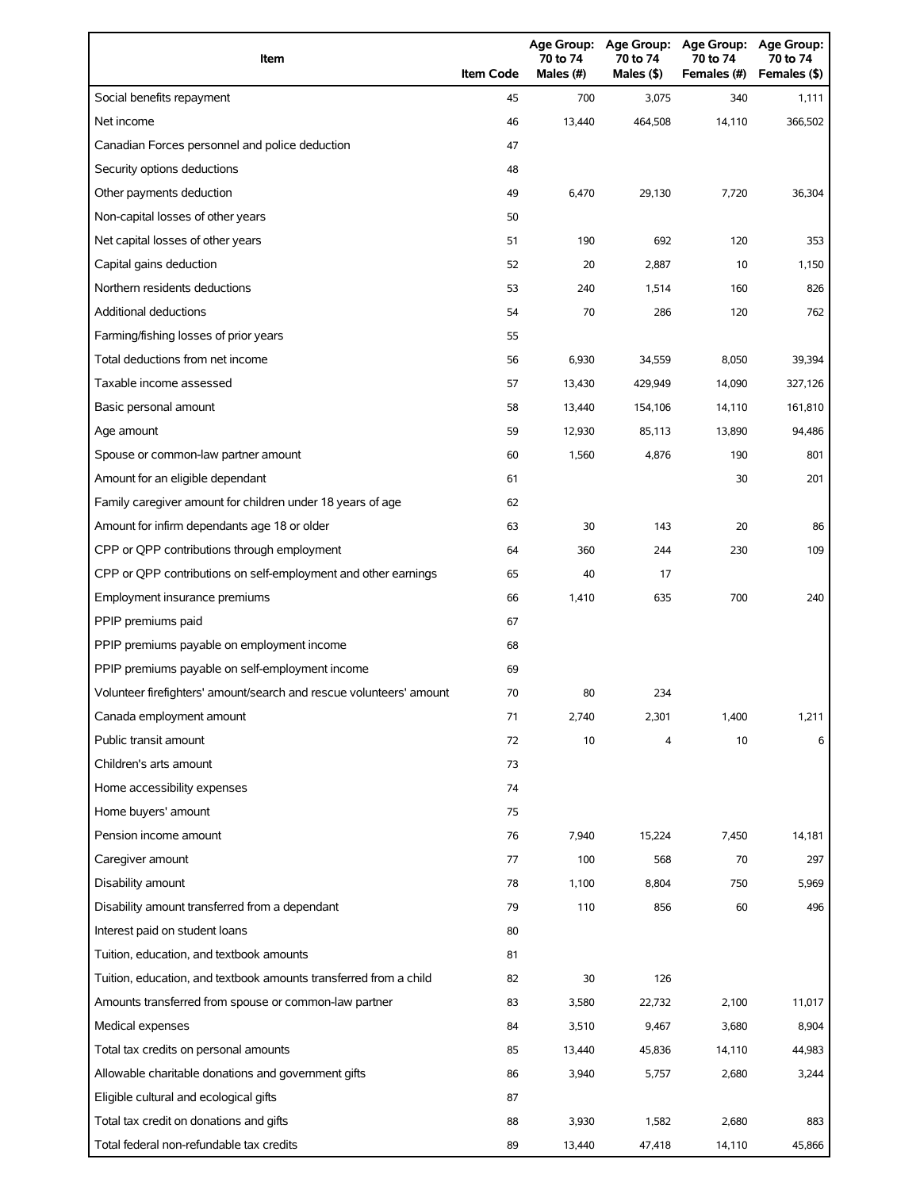| Item | Item Code | Age Group: 70 to 74 Males (#) | Age Group: 70 to 74 Males ($) | Age Group: 70 to 74 Females (#) | Age Group: 70 to 74 Females ($) |
|---|---|---|---|---|---|
| Social benefits repayment | 45 | 700 | 3,075 | 340 | 1,111 |
| Net income | 46 | 13,440 | 464,508 | 14,110 | 366,502 |
| Canadian Forces personnel and police deduction | 47 | | | | |
| Security options deductions | 48 | | | | |
| Other payments deduction | 49 | 6,470 | 29,130 | 7,720 | 36,304 |
| Non-capital losses of other years | 50 | | | | |
| Net capital losses of other years | 51 | 190 | 692 | 120 | 353 |
| Capital gains deduction | 52 | 20 | 2,887 | 10 | 1,150 |
| Northern residents deductions | 53 | 240 | 1,514 | 160 | 826 |
| Additional deductions | 54 | 70 | 286 | 120 | 762 |
| Farming/fishing losses of prior years | 55 | | | | |
| Total deductions from net income | 56 | 6,930 | 34,559 | 8,050 | 39,394 |
| Taxable income assessed | 57 | 13,430 | 429,949 | 14,090 | 327,126 |
| Basic personal amount | 58 | 13,440 | 154,106 | 14,110 | 161,810 |
| Age amount | 59 | 12,930 | 85,113 | 13,890 | 94,486 |
| Spouse or common-law partner amount | 60 | 1,560 | 4,876 | 190 | 801 |
| Amount for an eligible dependant | 61 | | | 30 | 201 |
| Family caregiver amount for children under 18 years of age | 62 | | | | |
| Amount for infirm dependants age 18 or older | 63 | 30 | 143 | 20 | 86 |
| CPP or QPP contributions through employment | 64 | 360 | 244 | 230 | 109 |
| CPP or QPP contributions on self-employment and other earnings | 65 | 40 | 17 | | |
| Employment insurance premiums | 66 | 1,410 | 635 | 700 | 240 |
| PPIP premiums paid | 67 | | | | |
| PPIP premiums payable on employment income | 68 | | | | |
| PPIP premiums payable on self-employment income | 69 | | | | |
| Volunteer firefighters' amount/search and rescue volunteers' amount | 70 | 80 | 234 | | |
| Canada employment amount | 71 | 2,740 | 2,301 | 1,400 | 1,211 |
| Public transit amount | 72 | 10 | 4 | 10 | 6 |
| Children's arts amount | 73 | | | | |
| Home accessibility expenses | 74 | | | | |
| Home buyers' amount | 75 | | | | |
| Pension income amount | 76 | 7,940 | 15,224 | 7,450 | 14,181 |
| Caregiver amount | 77 | 100 | 568 | 70 | 297 |
| Disability amount | 78 | 1,100 | 8,804 | 750 | 5,969 |
| Disability amount transferred from a dependant | 79 | 110 | 856 | 60 | 496 |
| Interest paid on student loans | 80 | | | | |
| Tuition, education, and textbook amounts | 81 | | | | |
| Tuition, education, and textbook amounts transferred from a child | 82 | 30 | 126 | | |
| Amounts transferred from spouse or common-law partner | 83 | 3,580 | 22,732 | 2,100 | 11,017 |
| Medical expenses | 84 | 3,510 | 9,467 | 3,680 | 8,904 |
| Total tax credits on personal amounts | 85 | 13,440 | 45,836 | 14,110 | 44,983 |
| Allowable charitable donations and government gifts | 86 | 3,940 | 5,757 | 2,680 | 3,244 |
| Eligible cultural and ecological gifts | 87 | | | | |
| Total tax credit on donations and gifts | 88 | 3,930 | 1,582 | 2,680 | 883 |
| Total federal non-refundable tax credits | 89 | 13,440 | 47,418 | 14,110 | 45,866 |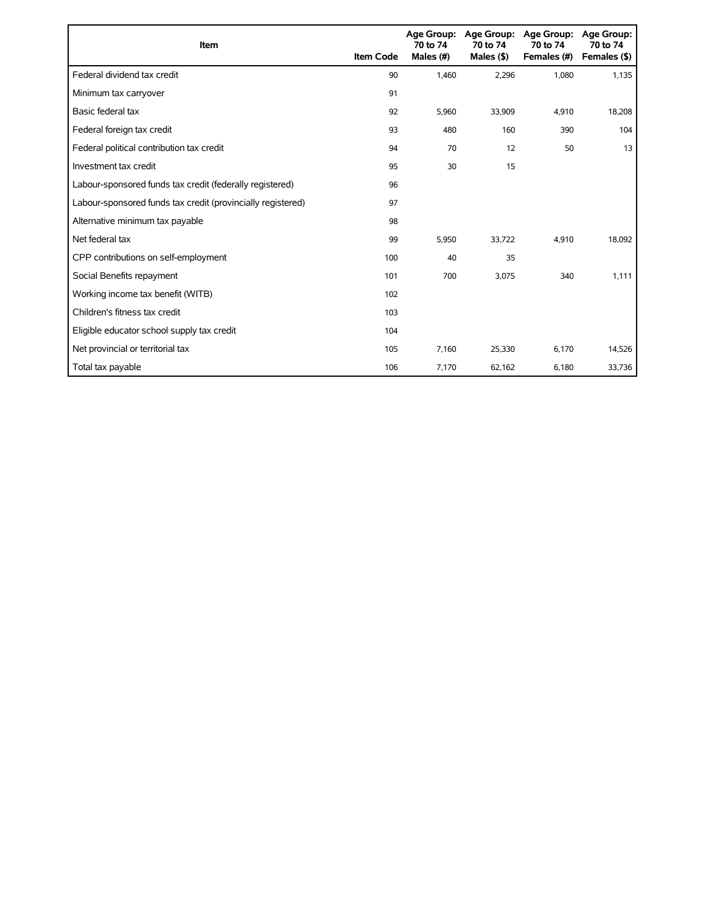| Item | Item Code | Age Group: 70 to 74 Males (#) | Age Group: 70 to 74 Males ($) | Age Group: 70 to 74 Females (#) | Age Group: 70 to 74 Females ($) |
|---|---|---|---|---|---|
| Federal dividend tax credit | 90 | 1,460 | 2,296 | 1,080 | 1,135 |
| Minimum tax carryover | 91 | | | | |
| Basic federal tax | 92 | 5,960 | 33,909 | 4,910 | 18,208 |
| Federal foreign tax credit | 93 | 480 | 160 | 390 | 104 |
| Federal political contribution tax credit | 94 | 70 | 12 | 50 | 13 |
| Investment tax credit | 95 | 30 | 15 | | |
| Labour-sponsored funds tax credit (federally registered) | 96 | | | | |
| Labour-sponsored funds tax credit (provincially registered) | 97 | | | | |
| Alternative minimum tax payable | 98 | | | | |
| Net federal tax | 99 | 5,950 | 33,722 | 4,910 | 18,092 |
| CPP contributions on self-employment | 100 | 40 | 35 | | |
| Social Benefits repayment | 101 | 700 | 3,075 | 340 | 1,111 |
| Working income tax benefit (WITB) | 102 | | | | |
| Children's fitness tax credit | 103 | | | | |
| Eligible educator school supply tax credit | 104 | | | | |
| Net provincial or territorial tax | 105 | 7,160 | 25,330 | 6,170 | 14,526 |
| Total tax payable | 106 | 7,170 | 62,162 | 6,180 | 33,736 |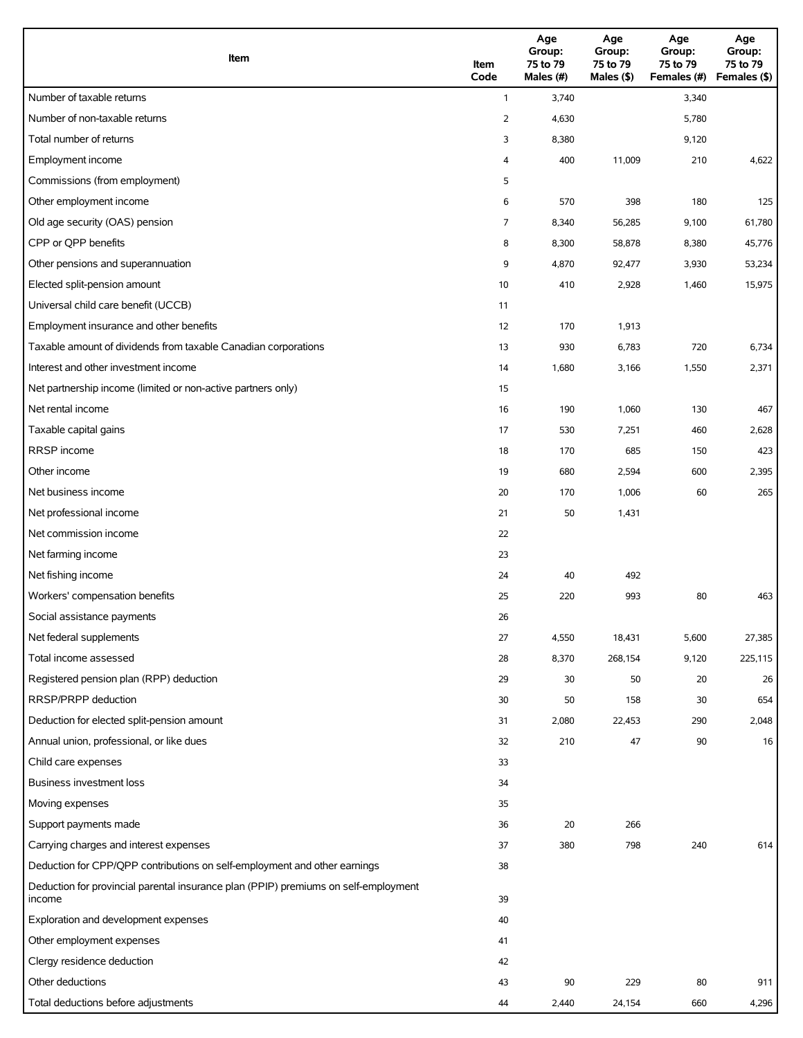| Item | Item Code | Age Group: 75 to 79 Males (#) | Age Group: 75 to 79 Males ($) | Age Group: 75 to 79 Females (#) | Age Group: 75 to 79 Females ($) |
|---|---|---|---|---|---|
| Number of taxable returns | 1 | 3,740 | | 3,340 | |
| Number of non-taxable returns | 2 | 4,630 | | 5,780 | |
| Total number of returns | 3 | 8,380 | | 9,120 | |
| Employment income | 4 | 400 | 11,009 | 210 | 4,622 |
| Commissions (from employment) | 5 | | | | |
| Other employment income | 6 | 570 | 398 | 180 | 125 |
| Old age security (OAS) pension | 7 | 8,340 | 56,285 | 9,100 | 61,780 |
| CPP or QPP benefits | 8 | 8,300 | 58,878 | 8,380 | 45,776 |
| Other pensions and superannuation | 9 | 4,870 | 92,477 | 3,930 | 53,234 |
| Elected split-pension amount | 10 | 410 | 2,928 | 1,460 | 15,975 |
| Universal child care benefit (UCCB) | 11 | | | | |
| Employment insurance and other benefits | 12 | 170 | 1,913 | | |
| Taxable amount of dividends from taxable Canadian corporations | 13 | 930 | 6,783 | 720 | 6,734 |
| Interest and other investment income | 14 | 1,680 | 3,166 | 1,550 | 2,371 |
| Net partnership income (limited or non-active partners only) | 15 | | | | |
| Net rental income | 16 | 190 | 1,060 | 130 | 467 |
| Taxable capital gains | 17 | 530 | 7,251 | 460 | 2,628 |
| RRSP income | 18 | 170 | 685 | 150 | 423 |
| Other income | 19 | 680 | 2,594 | 600 | 2,395 |
| Net business income | 20 | 170 | 1,006 | 60 | 265 |
| Net professional income | 21 | 50 | 1,431 | | |
| Net commission income | 22 | | | | |
| Net farming income | 23 | | | | |
| Net fishing income | 24 | 40 | 492 | | |
| Workers' compensation benefits | 25 | 220 | 993 | 80 | 463 |
| Social assistance payments | 26 | | | | |
| Net federal supplements | 27 | 4,550 | 18,431 | 5,600 | 27,385 |
| Total income assessed | 28 | 8,370 | 268,154 | 9,120 | 225,115 |
| Registered pension plan (RPP) deduction | 29 | 30 | 50 | 20 | 26 |
| RRSP/PRPP deduction | 30 | 50 | 158 | 30 | 654 |
| Deduction for elected split-pension amount | 31 | 2,080 | 22,453 | 290 | 2,048 |
| Annual union, professional, or like dues | 32 | 210 | 47 | 90 | 16 |
| Child care expenses | 33 | | | | |
| Business investment loss | 34 | | | | |
| Moving expenses | 35 | | | | |
| Support payments made | 36 | 20 | 266 | | |
| Carrying charges and interest expenses | 37 | 380 | 798 | 240 | 614 |
| Deduction for CPP/QPP contributions on self-employment and other earnings | 38 | | | | |
| Deduction for provincial parental insurance plan (PPIP) premiums on self-employment income | 39 | | | | |
| Exploration and development expenses | 40 | | | | |
| Other employment expenses | 41 | | | | |
| Clergy residence deduction | 42 | | | | |
| Other deductions | 43 | 90 | 229 | 80 | 911 |
| Total deductions before adjustments | 44 | 2,440 | 24,154 | 660 | 4,296 |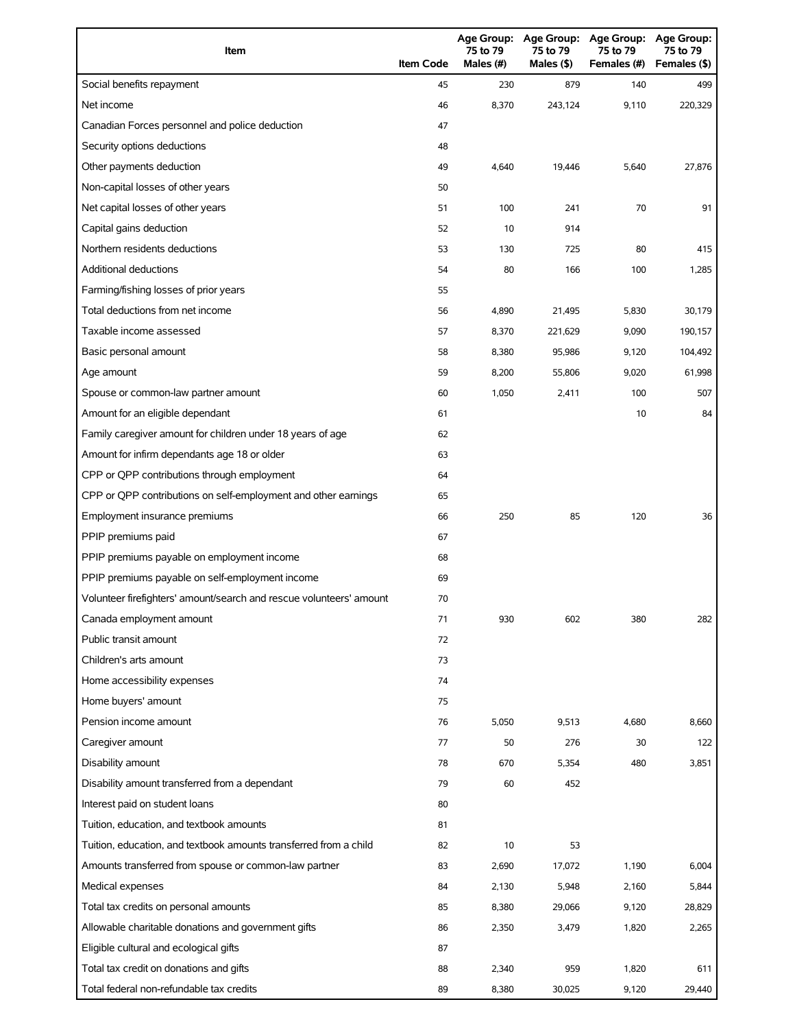| Item | Item Code | Age Group: 75 to 79 Males (#) | Age Group: 75 to 79 Males ($) | Age Group: 75 to 79 Females (#) | Age Group: 75 to 79 Females ($) |
|---|---|---|---|---|---|
| Social benefits repayment | 45 | 230 | 879 | 140 | 499 |
| Net income | 46 | 8,370 | 243,124 | 9,110 | 220,329 |
| Canadian Forces personnel and police deduction | 47 | | | | |
| Security options deductions | 48 | | | | |
| Other payments deduction | 49 | 4,640 | 19,446 | 5,640 | 27,876 |
| Non-capital losses of other years | 50 | | | | |
| Net capital losses of other years | 51 | 100 | 241 | 70 | 91 |
| Capital gains deduction | 52 | 10 | 914 | | |
| Northern residents deductions | 53 | 130 | 725 | 80 | 415 |
| Additional deductions | 54 | 80 | 166 | 100 | 1,285 |
| Farming/fishing losses of prior years | 55 | | | | |
| Total deductions from net income | 56 | 4,890 | 21,495 | 5,830 | 30,179 |
| Taxable income assessed | 57 | 8,370 | 221,629 | 9,090 | 190,157 |
| Basic personal amount | 58 | 8,380 | 95,986 | 9,120 | 104,492 |
| Age amount | 59 | 8,200 | 55,806 | 9,020 | 61,998 |
| Spouse or common-law partner amount | 60 | 1,050 | 2,411 | 100 | 507 |
| Amount for an eligible dependant | 61 | | | 10 | 84 |
| Family caregiver amount for children under 18 years of age | 62 | | | | |
| Amount for infirm dependants age 18 or older | 63 | | | | |
| CPP or QPP contributions through employment | 64 | | | | |
| CPP or QPP contributions on self-employment and other earnings | 65 | | | | |
| Employment insurance premiums | 66 | 250 | 85 | 120 | 36 |
| PPIP premiums paid | 67 | | | | |
| PPIP premiums payable on employment income | 68 | | | | |
| PPIP premiums payable on self-employment income | 69 | | | | |
| Volunteer firefighters' amount/search and rescue volunteers' amount | 70 | | | | |
| Canada employment amount | 71 | 930 | 602 | 380 | 282 |
| Public transit amount | 72 | | | | |
| Children's arts amount | 73 | | | | |
| Home accessibility expenses | 74 | | | | |
| Home buyers' amount | 75 | | | | |
| Pension income amount | 76 | 5,050 | 9,513 | 4,680 | 8,660 |
| Caregiver amount | 77 | 50 | 276 | 30 | 122 |
| Disability amount | 78 | 670 | 5,354 | 480 | 3,851 |
| Disability amount transferred from a dependant | 79 | 60 | 452 | | |
| Interest paid on student loans | 80 | | | | |
| Tuition, education, and textbook amounts | 81 | | | | |
| Tuition, education, and textbook amounts transferred from a child | 82 | 10 | 53 | | |
| Amounts transferred from spouse or common-law partner | 83 | 2,690 | 17,072 | 1,190 | 6,004 |
| Medical expenses | 84 | 2,130 | 5,948 | 2,160 | 5,844 |
| Total tax credits on personal amounts | 85 | 8,380 | 29,066 | 9,120 | 28,829 |
| Allowable charitable donations and government gifts | 86 | 2,350 | 3,479 | 1,820 | 2,265 |
| Eligible cultural and ecological gifts | 87 | | | | |
| Total tax credit on donations and gifts | 88 | 2,340 | 959 | 1,820 | 611 |
| Total federal non-refundable tax credits | 89 | 8,380 | 30,025 | 9,120 | 29,440 |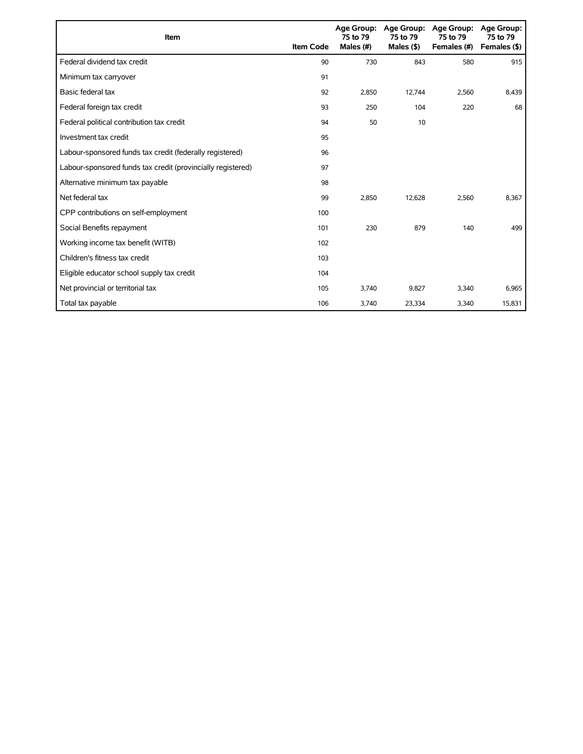| Item | Item Code | Age Group: 75 to 79 Males (#) | Age Group: 75 to 79 Males ($) | Age Group: 75 to 79 Females (#) | Age Group: 75 to 79 Females ($) |
|---|---|---|---|---|---|
| Federal dividend tax credit | 90 | 730 | 843 | 580 | 915 |
| Minimum tax carryover | 91 | | | | |
| Basic federal tax | 92 | 2,850 | 12,744 | 2,560 | 8,439 |
| Federal foreign tax credit | 93 | 250 | 104 | 220 | 68 |
| Federal political contribution tax credit | 94 | 50 | 10 | | |
| Investment tax credit | 95 | | | | |
| Labour-sponsored funds tax credit (federally registered) | 96 | | | | |
| Labour-sponsored funds tax credit (provincially registered) | 97 | | | | |
| Alternative minimum tax payable | 98 | | | | |
| Net federal tax | 99 | 2,850 | 12,628 | 2,560 | 8,367 |
| CPP contributions on self-employment | 100 | | | | |
| Social Benefits repayment | 101 | 230 | 879 | 140 | 499 |
| Working income tax benefit (WITB) | 102 | | | | |
| Children's fitness tax credit | 103 | | | | |
| Eligible educator school supply tax credit | 104 | | | | |
| Net provincial or territorial tax | 105 | 3,740 | 9,827 | 3,340 | 6,965 |
| Total tax payable | 106 | 3,740 | 23,334 | 3,340 | 15,831 |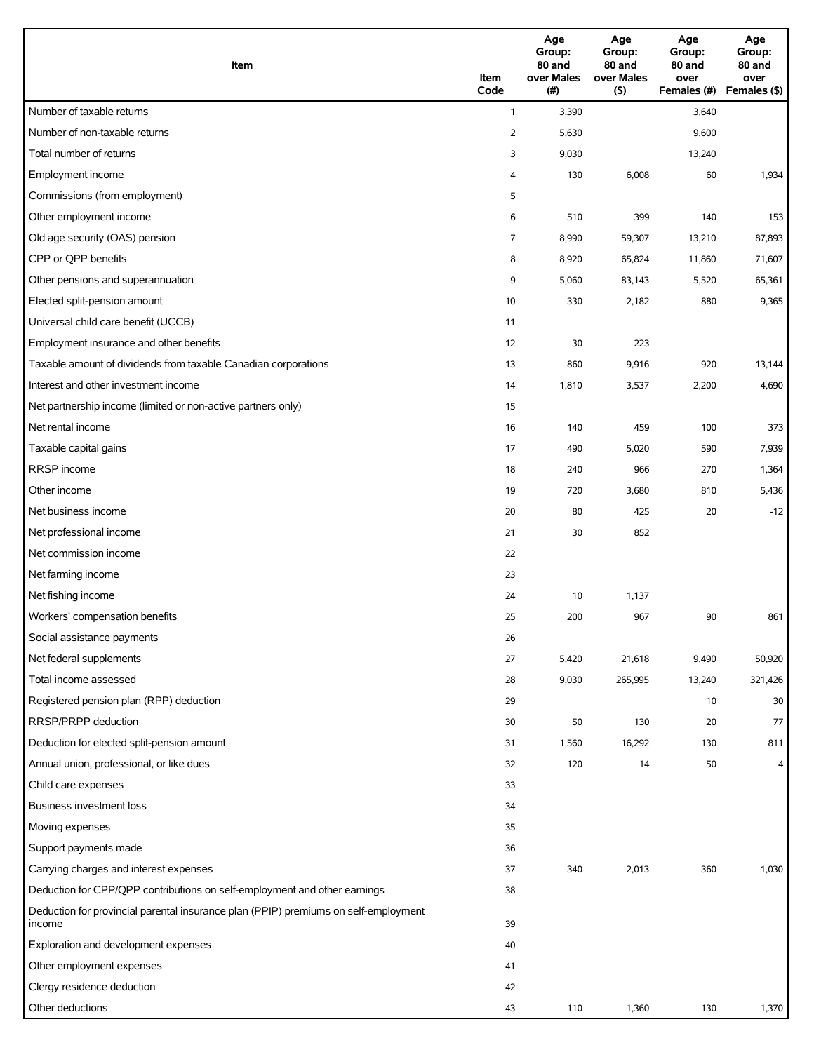| Item | Item Code | Age Group: 80 and over Males (#) | Age Group: 80 and over Males ($) | Age Group: 80 and over Females (#) | Age Group: 80 and over Females ($) |
|---|---|---|---|---|---|
| Number of taxable returns | 1 | 3,390 | | 3,640 | |
| Number of non-taxable returns | 2 | 5,630 | | 9,600 | |
| Total number of returns | 3 | 9,030 | | 13,240 | |
| Employment income | 4 | 130 | 6,008 | 60 | 1,934 |
| Commissions (from employment) | 5 | | | | |
| Other employment income | 6 | 510 | 399 | 140 | 153 |
| Old age security (OAS) pension | 7 | 8,990 | 59,307 | 13,210 | 87,893 |
| CPP or QPP benefits | 8 | 8,920 | 65,824 | 11,860 | 71,607 |
| Other pensions and superannuation | 9 | 5,060 | 83,143 | 5,520 | 65,361 |
| Elected split-pension amount | 10 | 330 | 2,182 | 880 | 9,365 |
| Universal child care benefit (UCCB) | 11 | | | | |
| Employment insurance and other benefits | 12 | 30 | 223 | | |
| Taxable amount of dividends from taxable Canadian corporations | 13 | 860 | 9,916 | 920 | 13,144 |
| Interest and other investment income | 14 | 1,810 | 3,537 | 2,200 | 4,690 |
| Net partnership income (limited or non-active partners only) | 15 | | | | |
| Net rental income | 16 | 140 | 459 | 100 | 373 |
| Taxable capital gains | 17 | 490 | 5,020 | 590 | 7,939 |
| RRSP income | 18 | 240 | 966 | 270 | 1,364 |
| Other income | 19 | 720 | 3,680 | 810 | 5,436 |
| Net business income | 20 | 80 | 425 | 20 | -12 |
| Net professional income | 21 | 30 | 852 | | |
| Net commission income | 22 | | | | |
| Net farming income | 23 | | | | |
| Net fishing income | 24 | 10 | 1,137 | | |
| Workers' compensation benefits | 25 | 200 | 967 | 90 | 861 |
| Social assistance payments | 26 | | | | |
| Net federal supplements | 27 | 5,420 | 21,618 | 9,490 | 50,920 |
| Total income assessed | 28 | 9,030 | 265,995 | 13,240 | 321,426 |
| Registered pension plan (RPP) deduction | 29 | | | 10 | 30 |
| RRSP/PRPP deduction | 30 | 50 | 130 | 20 | 77 |
| Deduction for elected split-pension amount | 31 | 1,560 | 16,292 | 130 | 811 |
| Annual union, professional, or like dues | 32 | 120 | 14 | 50 | 4 |
| Child care expenses | 33 | | | | |
| Business investment loss | 34 | | | | |
| Moving expenses | 35 | | | | |
| Support payments made | 36 | | | | |
| Carrying charges and interest expenses | 37 | 340 | 2,013 | 360 | 1,030 |
| Deduction for CPP/QPP contributions on self-employment and other earnings | 38 | | | | |
| Deduction for provincial parental insurance plan (PPIP) premiums on self-employment income | 39 | | | | |
| Exploration and development expenses | 40 | | | | |
| Other employment expenses | 41 | | | | |
| Clergy residence deduction | 42 | | | | |
| Other deductions | 43 | 110 | 1,360 | 130 | 1,370 |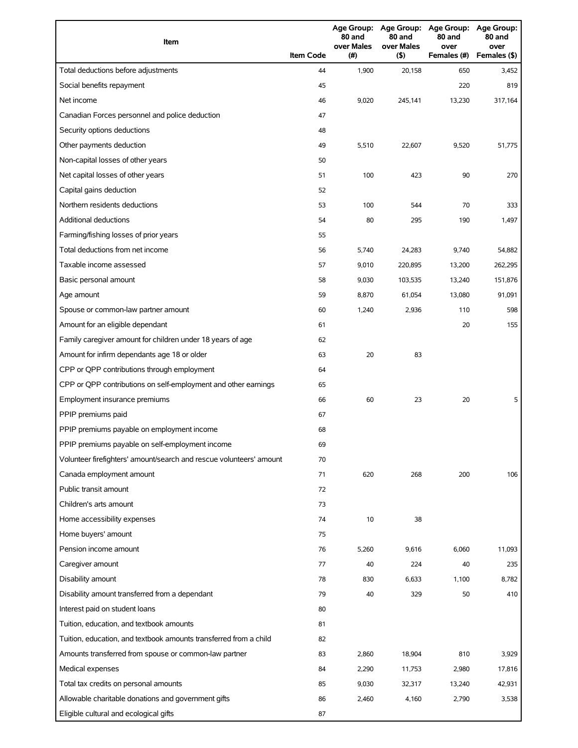| Item | Item Code | Age Group: 80 and over Males (#) | Age Group: 80 and over Males ($) | Age Group: 80 and over Females (#) | Age Group: 80 and over Females ($) |
|---|---|---|---|---|---|
| Total deductions before adjustments | 44 | 1,900 | 20,158 | 650 | 3,452 |
| Social benefits repayment | 45 | | | 220 | 819 |
| Net income | 46 | 9,020 | 245,141 | 13,230 | 317,164 |
| Canadian Forces personnel and police deduction | 47 | | | | |
| Security options deductions | 48 | | | | |
| Other payments deduction | 49 | 5,510 | 22,607 | 9,520 | 51,775 |
| Non-capital losses of other years | 50 | | | | |
| Net capital losses of other years | 51 | 100 | 423 | 90 | 270 |
| Capital gains deduction | 52 | | | | |
| Northern residents deductions | 53 | 100 | 544 | 70 | 333 |
| Additional deductions | 54 | 80 | 295 | 190 | 1,497 |
| Farming/fishing losses of prior years | 55 | | | | |
| Total deductions from net income | 56 | 5,740 | 24,283 | 9,740 | 54,882 |
| Taxable income assessed | 57 | 9,010 | 220,895 | 13,200 | 262,295 |
| Basic personal amount | 58 | 9,030 | 103,535 | 13,240 | 151,876 |
| Age amount | 59 | 8,870 | 61,054 | 13,080 | 91,091 |
| Spouse or common-law partner amount | 60 | 1,240 | 2,936 | 110 | 598 |
| Amount for an eligible dependant | 61 | | | 20 | 155 |
| Family caregiver amount for children under 18 years of age | 62 | | | | |
| Amount for infirm dependants age 18 or older | 63 | 20 | 83 | | |
| CPP or QPP contributions through employment | 64 | | | | |
| CPP or QPP contributions on self-employment and other earnings | 65 | | | | |
| Employment insurance premiums | 66 | 60 | 23 | 20 | 5 |
| PPIP premiums paid | 67 | | | | |
| PPIP premiums payable on employment income | 68 | | | | |
| PPIP premiums payable on self-employment income | 69 | | | | |
| Volunteer firefighters' amount/search and rescue volunteers' amount | 70 | | | | |
| Canada employment amount | 71 | 620 | 268 | 200 | 106 |
| Public transit amount | 72 | | | | |
| Children's arts amount | 73 | | | | |
| Home accessibility expenses | 74 | 10 | 38 | | |
| Home buyers' amount | 75 | | | | |
| Pension income amount | 76 | 5,260 | 9,616 | 6,060 | 11,093 |
| Caregiver amount | 77 | 40 | 224 | 40 | 235 |
| Disability amount | 78 | 830 | 6,633 | 1,100 | 8,782 |
| Disability amount transferred from a dependant | 79 | 40 | 329 | 50 | 410 |
| Interest paid on student loans | 80 | | | | |
| Tuition, education, and textbook amounts | 81 | | | | |
| Tuition, education, and textbook amounts transferred from a child | 82 | | | | |
| Amounts transferred from spouse or common-law partner | 83 | 2,860 | 18,904 | 810 | 3,929 |
| Medical expenses | 84 | 2,290 | 11,753 | 2,980 | 17,816 |
| Total tax credits on personal amounts | 85 | 9,030 | 32,317 | 13,240 | 42,931 |
| Allowable charitable donations and government gifts | 86 | 2,460 | 4,160 | 2,790 | 3,538 |
| Eligible cultural and ecological gifts | 87 | | | | |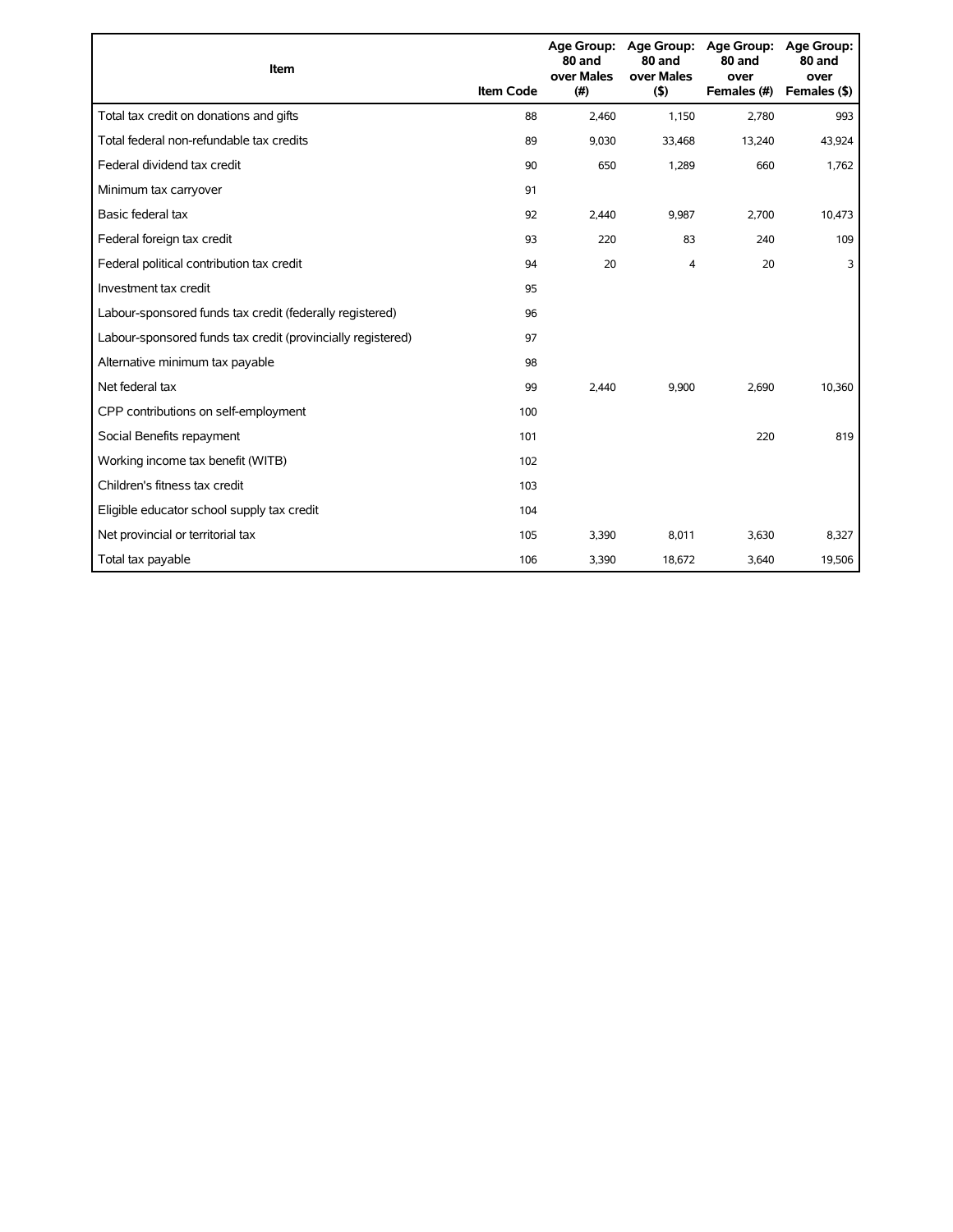| Item | Item Code | Age Group: 80 and over Males (#) | Age Group: 80 and over Males ($) | Age Group: 80 and over Females (#) | Age Group: 80 and over Females ($) |
|---|---|---|---|---|---|
| Total tax credit on donations and gifts | 88 | 2,460 | 1,150 | 2,780 | 993 |
| Total federal non-refundable tax credits | 89 | 9,030 | 33,468 | 13,240 | 43,924 |
| Federal dividend tax credit | 90 | 650 | 1,289 | 660 | 1,762 |
| Minimum tax carryover | 91 | | | | |
| Basic federal tax | 92 | 2,440 | 9,987 | 2,700 | 10,473 |
| Federal foreign tax credit | 93 | 220 | 83 | 240 | 109 |
| Federal political contribution tax credit | 94 | 20 | 4 | 20 | 3 |
| Investment tax credit | 95 | | | | |
| Labour-sponsored funds tax credit (federally registered) | 96 | | | | |
| Labour-sponsored funds tax credit (provincially registered) | 97 | | | | |
| Alternative minimum tax payable | 98 | | | | |
| Net federal tax | 99 | 2,440 | 9,900 | 2,690 | 10,360 |
| CPP contributions on self-employment | 100 | | | | |
| Social Benefits repayment | 101 | | | 220 | 819 |
| Working income tax benefit (WITB) | 102 | | | | |
| Children's fitness tax credit | 103 | | | | |
| Eligible educator school supply tax credit | 104 | | | | |
| Net provincial or territorial tax | 105 | 3,390 | 8,011 | 3,630 | 8,327 |
| Total tax payable | 106 | 3,390 | 18,672 | 3,640 | 19,506 |